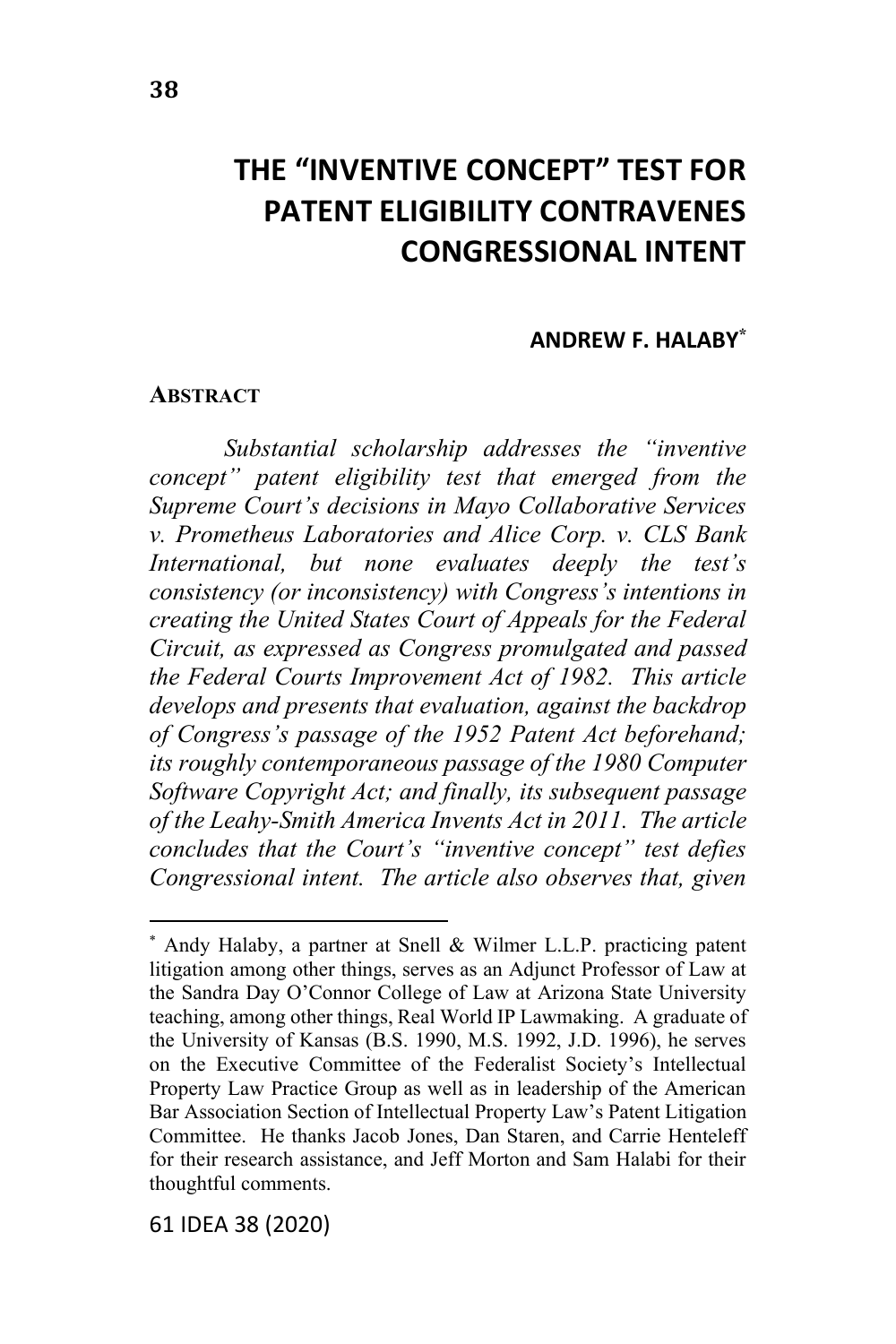# THE "INVENTIVE CONCEPT" TEST FOR PATENT ELIGIBILITY CONTRAVENES CONGRESSIONAL INTENT

**ANDREW F. HALABY***

**ABSTRACT**

*Substantial scholarship addresses the "inventive concept" patent eligibility test that emerged from the Supreme Court's decisions in Mayo Collaborative Services v. Prometheus Laboratories and Alice Corp. v. CLS Bank International, but none evaluates deeply the test's consistency (or inconsistency) with Congress's intentions in creating the United States Court of Appeals for the Federal Circuit, as expressed as Congress promulgated and passed the Federal Courts Improvement Act of 1982. This article develops and presents that evaluation, against the backdrop of Congress's passage of the 1952 Patent Act beforehand; its roughly contemporaneous passage of the 1980 Computer Software Copyright Act; and finally, its subsequent passage of the Leahy-Smith America Invents Act in 2011. The article concludes that the Court's "inventive concept" test defies Congressional intent. The article also observes that, given*

---

\* Andy Halaby, a partner at Snell & Wilmer L.L.P. practicing patent litigation among other things, serves as an Adjunct Professor of Law at the Sandra Day O'Connor College of Law at Arizona State University teaching, among other things, Real World IP Lawmaking. A graduate of the University of Kansas (B.S. 1990, M.S. 1992, J.D. 1996), he serves on the Executive Committee of the Federalist Society's Intellectual Property Law Practice Group as well as in leadership of the American Bar Association Section of Intellectual Property Law's Patent Litigation Committee. He thanks Jacob Jones, Dan Staren, and Carrie Henteleff for their research assistance, and Jeff Morton and Sam Halabi for their thoughtful comments.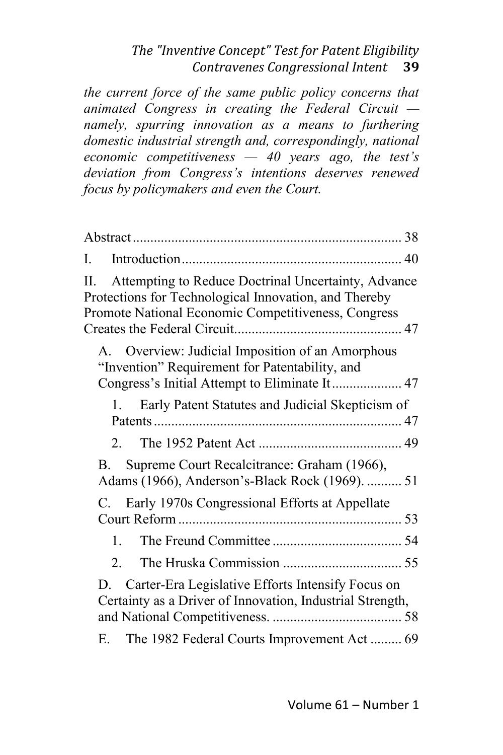*the current force of the same public policy concerns that animated Congress in creating the Federal Circuit — namely, spurring innovation as a means to furthering domestic industrial strength and, correspondingly, national economic competitiveness — 40 years ago, the test's deviation from Congress's intentions deserves renewed focus by policymakers and even the Court.*

Abstract ........................................................................... 38

I. Introduction ............................................................. 40

II. Attempting to Reduce Doctrinal Uncertainty, Advance Protections for Technological Innovation, and Thereby Promote National Economic Competitiveness, Congress Creates the Federal Circuit ............................................... 47

- A. Overview: Judicial Imposition of an Amorphous "Invention" Requirement for Patentability, and Congress's Initial Attempt to Eliminate It .................... 47
  - 1. Early Patent Statutes and Judicial Skepticism of Patents ...................................................................... 47
  - 2. The 1952 Patent Act ........................................ 49
- B. Supreme Court Recalcitrance: Graham (1966), Adams (1966), Anderson's-Black Rock (1969). .......... 51
- C. Early 1970s Congressional Efforts at Appellate Court Reform ............................................................... 53
  - 1. The Freund Committee .................................... 54
  - 2. The Hruska Commission ................................. 55
- D. Carter-Era Legislative Efforts Intensify Focus on Certainty as a Driver of Innovation, Industrial Strength, and National Competitiveness. .................................... 58
- E. The 1982 Federal Courts Improvement Act ......... 69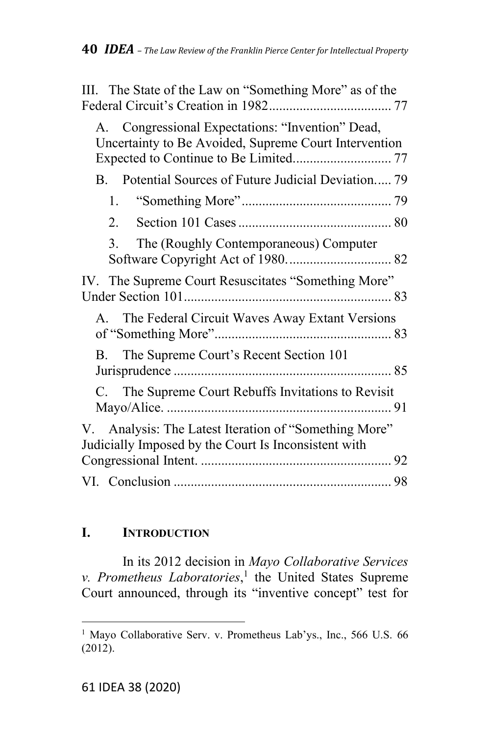III. The State of the Law on "Something More" as of the Federal Circuit's Creation in 1982 .................................... 77

A. Congressional Expectations: "Invention" Dead, Uncertainty to Be Avoided, Supreme Court Intervention Expected to Continue to Be Limited ............................ 77

B. Potential Sources of Future Judicial Deviation ..... 79

1. "Something More" ............................................ 79

2. Section 101 Cases ............................................ 80

3. The (Roughly Contemporaneous) Computer Software Copyright Act of 1980 ............................... 82

IV. The Supreme Court Resuscitates "Something More" Under Section 101 ............................................................ 83

A. The Federal Circuit Waves Away Extant Versions of "Something More" .................................................... 83

B. The Supreme Court's Recent Section 101 Jurisprudence ............................................................... 85

C. The Supreme Court Rebuffs Invitations to Revisit Mayo/Alice. ................................................................. 91

V. Analysis: The Latest Iteration of "Something More" Judicially Imposed by the Court Is Inconsistent with Congressional Intent. ........................................................ 92

VI. Conclusion ................................................................ 98

## I. INTRODUCTION

In its 2012 decision in *Mayo Collaborative Services v. Prometheus Laboratories*,[1] the United States Supreme Court announced, through its "inventive concept" test for

---

[1] Mayo Collaborative Serv. v. Prometheus Lab'ys., Inc., 566 U.S. 66 (2012).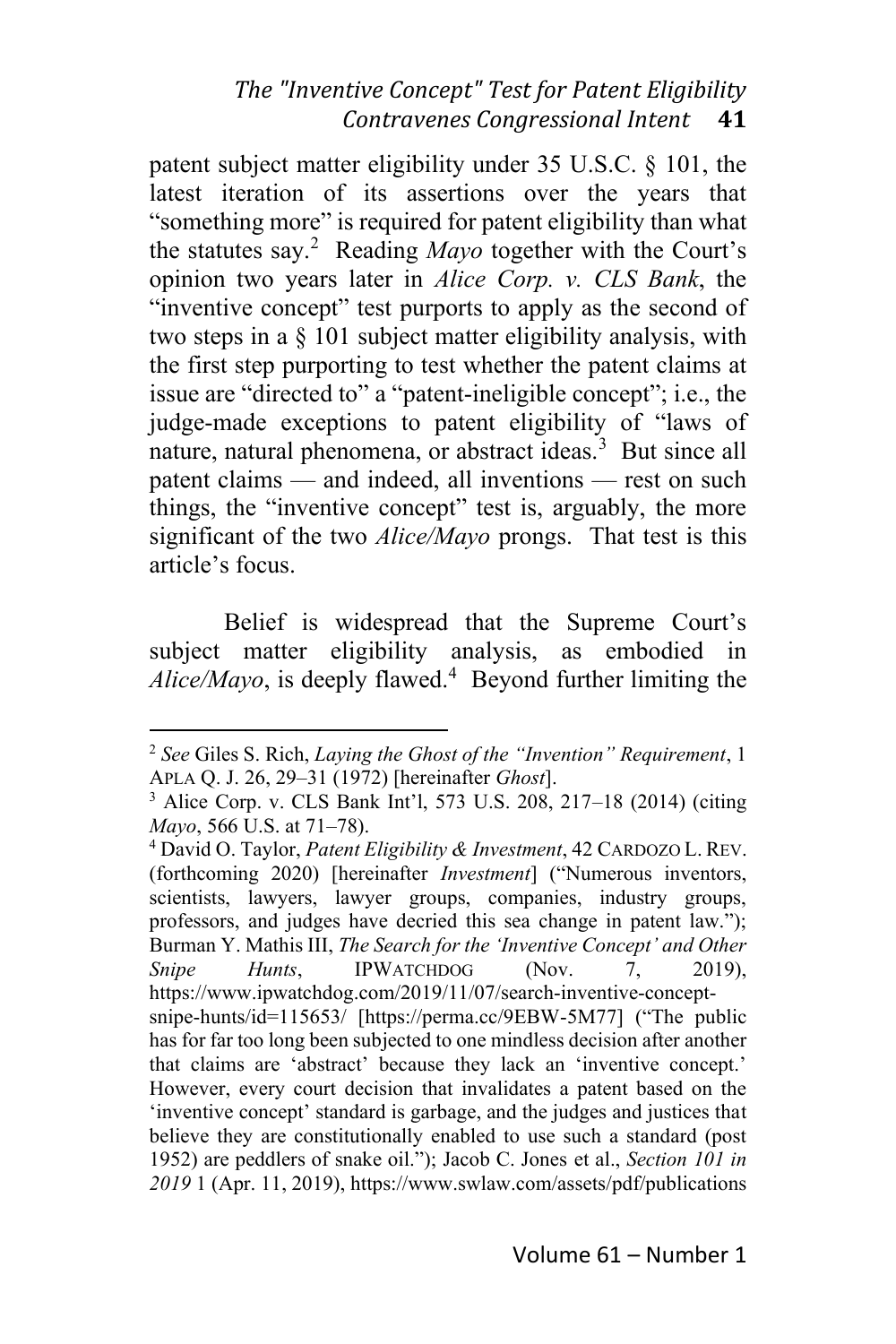patent subject matter eligibility under 35 U.S.C. § 101, the latest iteration of its assertions over the years that "something more" is required for patent eligibility than what the statutes say.[2] Reading *Mayo* together with the Court's opinion two years later in *Alice Corp. v. CLS Bank*, the "inventive concept" test purports to apply as the second of two steps in a § 101 subject matter eligibility analysis, with the first step purporting to test whether the patent claims at issue are "directed to" a "patent-ineligible concept"; i.e., the judge-made exceptions to patent eligibility of "laws of nature, natural phenomena, or abstract ideas.[3] But since all patent claims — and indeed, all inventions — rest on such things, the "inventive concept" test is, arguably, the more significant of the two *Alice/Mayo* prongs. That test is this article's focus.

Belief is widespread that the Supreme Court's subject matter eligibility analysis, as embodied in *Alice/Mayo*, is deeply flawed.[4] Beyond further limiting the

---

[2] *See* Giles S. Rich, *Laying the Ghost of the "Invention" Requirement*, 1 APLA Q. J. 26, 29–31 (1972) [hereinafter *Ghost*].

[3] Alice Corp. v. CLS Bank Int'l, 573 U.S. 208, 217–18 (2014) (citing *Mayo*, 566 U.S. at 71–78).

[4] David O. Taylor, *Patent Eligibility & Investment*, 42 CARDOZO L. REV. (forthcoming 2020) [hereinafter *Investment*] ("Numerous inventors, scientists, lawyers, lawyer groups, companies, industry groups, professors, and judges have decried this sea change in patent law."); Burman Y. Mathis III, *The Search for the 'Inventive Concept' and Other Snipe Hunts*, IPWATCHDOG (Nov. 7, 2019), https://www.ipwatchdog.com/2019/11/07/search-inventive-concept-snipe-hunts/id=115653/ [https://perma.cc/9EBW-5M77] ("The public has for far too long been subjected to one mindless decision after another that claims are 'abstract' because they lack an 'inventive concept.' However, every court decision that invalidates a patent based on the 'inventive concept' standard is garbage, and the judges and justices that believe they are constitutionally enabled to use such a standard (post 1952) are peddlers of snake oil."); Jacob C. Jones et al., *Section 101 in 2019* 1 (Apr. 11, 2019), https://www.swlaw.com/assets/pdf/publications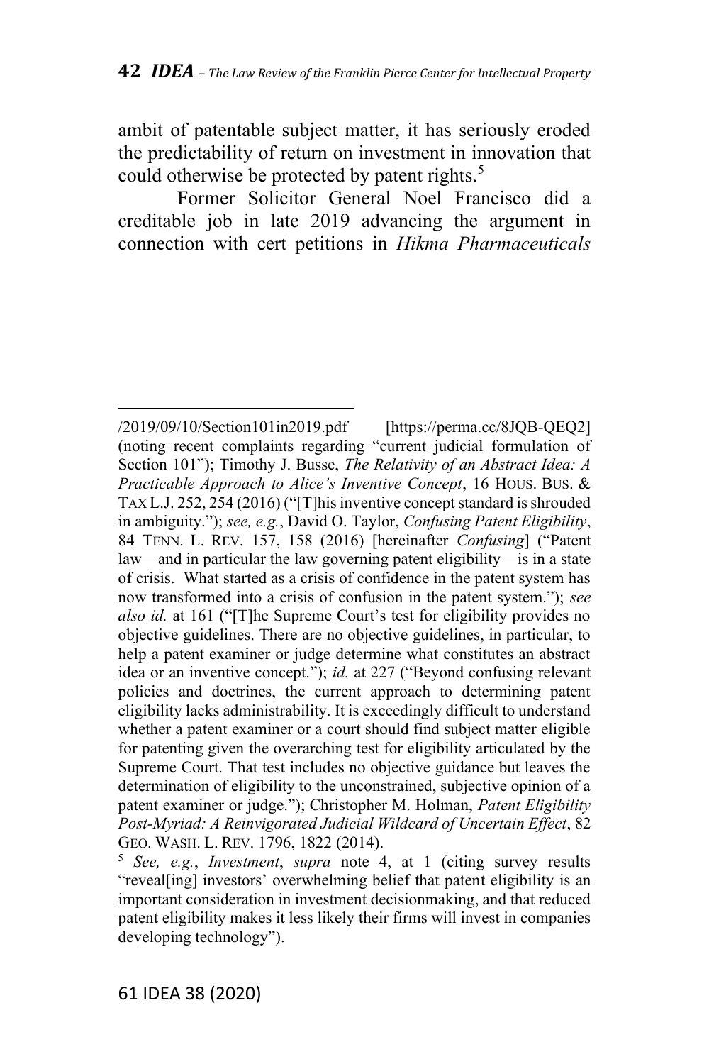ambit of patentable subject matter, it has seriously eroded the predictability of return on investment in innovation that could otherwise be protected by patent rights.[5]

Former Solicitor General Noel Francisco did a creditable job in late 2019 advancing the argument in connection with cert petitions in *Hikma Pharmaceuticals*

---

/2019/09/10/Section101in2019.pdf [https://perma.cc/8JQB-QEQ2] (noting recent complaints regarding "current judicial formulation of Section 101"); Timothy J. Busse, *The Relativity of an Abstract Idea: A Practicable Approach to Alice's Inventive Concept*, 16 HOUS. BUS. & TAX L.J. 252, 254 (2016) ("[T]his inventive concept standard is shrouded in ambiguity."); *see, e.g.*, David O. Taylor, *Confusing Patent Eligibility*, 84 TENN. L. REV. 157, 158 (2016) [hereinafter *Confusing*] ("Patent law—and in particular the law governing patent eligibility—is in a state of crisis. What started as a crisis of confidence in the patent system has now transformed into a crisis of confusion in the patent system."); *see also id.* at 161 ("[T]he Supreme Court's test for eligibility provides no objective guidelines. There are no objective guidelines, in particular, to help a patent examiner or judge determine what constitutes an abstract idea or an inventive concept."); *id.* at 227 ("Beyond confusing relevant policies and doctrines, the current approach to determining patent eligibility lacks administrability. It is exceedingly difficult to understand whether a patent examiner or a court should find subject matter eligible for patenting given the overarching test for eligibility articulated by the Supreme Court. That test includes no objective guidance but leaves the determination of eligibility to the unconstrained, subjective opinion of a patent examiner or judge."); Christopher M. Holman, *Patent Eligibility Post-Myriad: A Reinvigorated Judicial Wildcard of Uncertain Effect*, 82 GEO. WASH. L. REV. 1796, 1822 (2014).

[5] *See, e.g.*, *Investment*, *supra* note 4, at 1 (citing survey results "reveal[ing] investors' overwhelming belief that patent eligibility is an important consideration in investment decisionmaking, and that reduced patent eligibility makes it less likely their firms will invest in companies developing technology").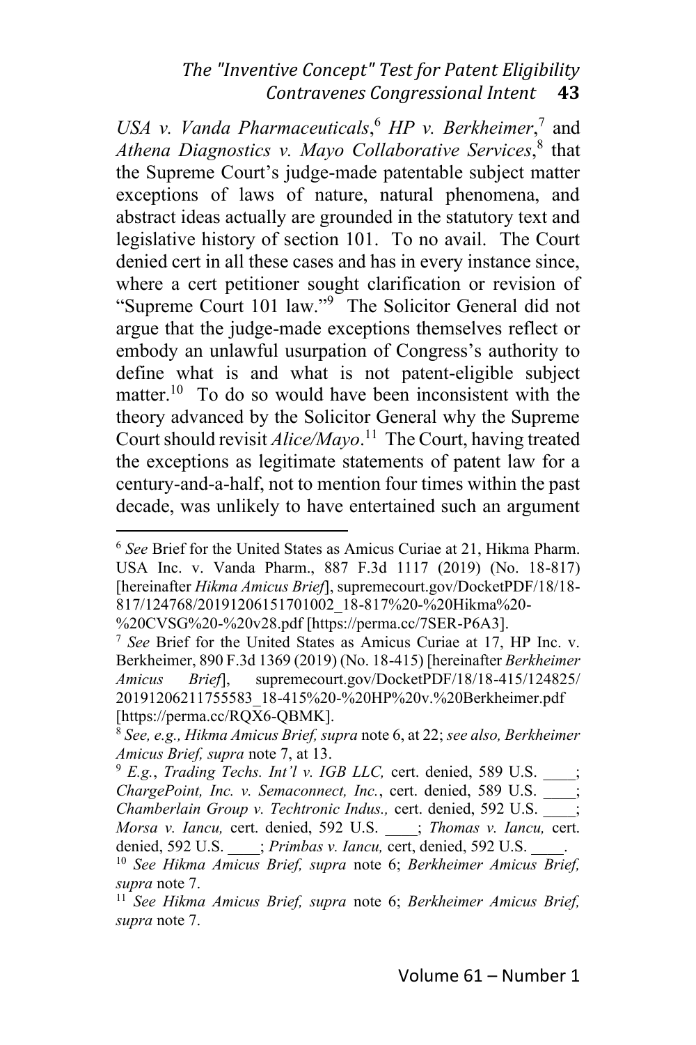*USA v. Vanda Pharmaceuticals*,[6] *HP v. Berkheimer*,[7] and *Athena Diagnostics v. Mayo Collaborative Services*,[8] that the Supreme Court's judge-made patentable subject matter exceptions of laws of nature, natural phenomena, and abstract ideas actually are grounded in the statutory text and legislative history of section 101. To no avail. The Court denied cert in all these cases and has in every instance since, where a cert petitioner sought clarification or revision of "Supreme Court 101 law."[9] The Solicitor General did not argue that the judge-made exceptions themselves reflect or embody an unlawful usurpation of Congress's authority to define what is and what is not patent-eligible subject matter.[10] To do so would have been inconsistent with the theory advanced by the Solicitor General why the Supreme Court should revisit *Alice/Mayo*.[11] The Court, having treated the exceptions as legitimate statements of patent law for a century-and-a-half, not to mention four times within the past decade, was unlikely to have entertained such an argument

---

[6] *See* Brief for the United States as Amicus Curiae at 21, Hikma Pharm. USA Inc. v. Vanda Pharm., 887 F.3d 1117 (2019) (No. 18-817) [hereinafter *Hikma Amicus Brief*], supremecourt.gov/DocketPDF/18/18-817/124768/20191206151701002_18-817%20-%20Hikma%20-%20CVSG%20-%20v28.pdf [https://perma.cc/7SER-P6A3].

[7] *See* Brief for the United States as Amicus Curiae at 17, HP Inc. v. Berkheimer, 890 F.3d 1369 (2019) (No. 18-415) [hereinafter *Berkheimer Amicus Brief*], supremecourt.gov/DocketPDF/18/18-415/124825/20191206211755583_18-415%20-%20HP%20v.%20Berkheimer.pdf [https://perma.cc/RQX6-QBMK].

[8] *See, e.g., Hikma Amicus Brief, supra* note 6, at 22; *see also, Berkheimer Amicus Brief, supra* note 7, at 13.

[9] *E.g.*, *Trading Techs. Int'l v. IGB LLC,* cert. denied, 589 U.S. ____; *ChargePoint, Inc. v. Semaconnect, Inc.*, cert. denied, 589 U.S. ____; *Chamberlain Group v. Techtronic Indus.,* cert. denied, 592 U.S. ____; *Morsa v. Iancu,* cert. denied, 592 U.S. ____; *Thomas v. Iancu,* cert. denied, 592 U.S. ____; *Primbas v. Iancu,* cert, denied, 592 U.S. ____.

[10] *See Hikma Amicus Brief, supra* note 6; *Berkheimer Amicus Brief, supra* note 7.

[11] *See Hikma Amicus Brief, supra* note 6; *Berkheimer Amicus Brief, supra* note 7.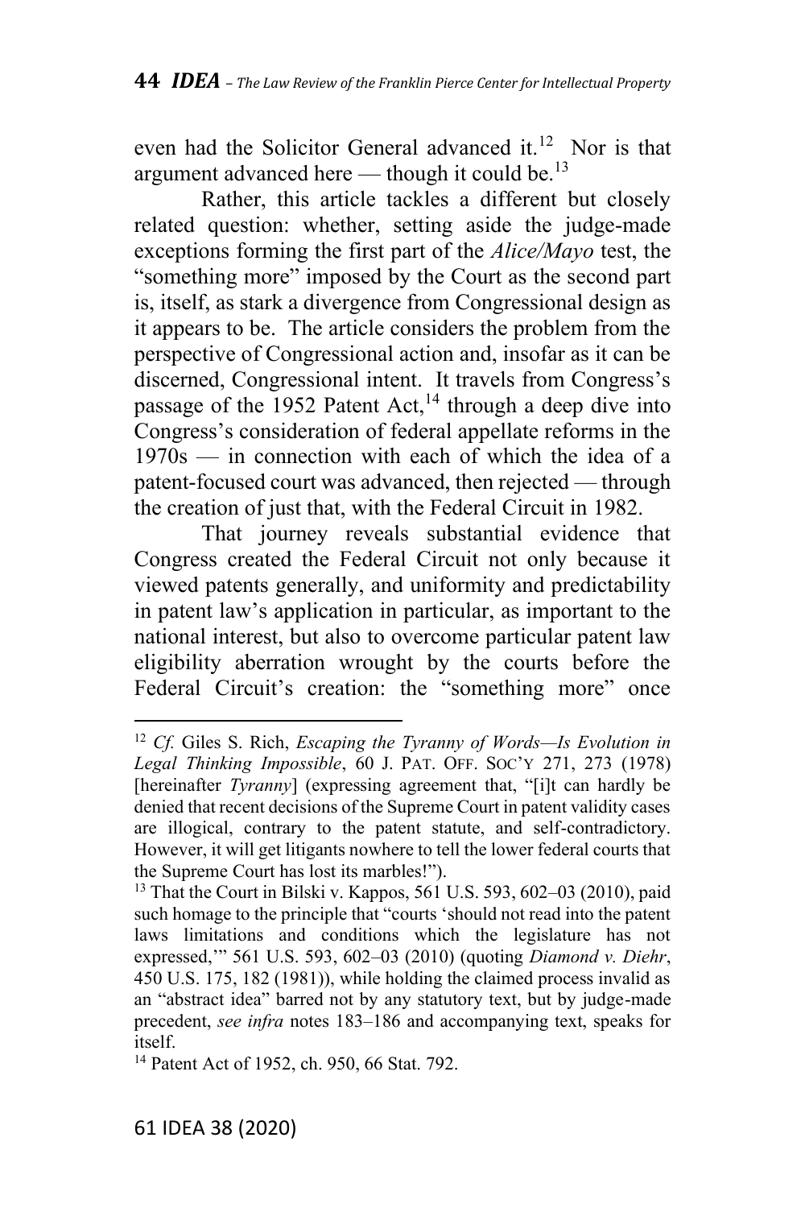even had the Solicitor General advanced it.[12] Nor is that argument advanced here — though it could be.[13]

Rather, this article tackles a different but closely related question: whether, setting aside the judge-made exceptions forming the first part of the *Alice/Mayo* test, the "something more" imposed by the Court as the second part is, itself, as stark a divergence from Congressional design as it appears to be. The article considers the problem from the perspective of Congressional action and, insofar as it can be discerned, Congressional intent. It travels from Congress's passage of the 1952 Patent Act,[14] through a deep dive into Congress's consideration of federal appellate reforms in the 1970s — in connection with each of which the idea of a patent-focused court was advanced, then rejected — through the creation of just that, with the Federal Circuit in 1982.

That journey reveals substantial evidence that Congress created the Federal Circuit not only because it viewed patents generally, and uniformity and predictability in patent law's application in particular, as important to the national interest, but also to overcome particular patent law eligibility aberration wrought by the courts before the Federal Circuit's creation: the "something more" once

---

[12] *Cf.* Giles S. Rich, *Escaping the Tyranny of Words—Is Evolution in Legal Thinking Impossible*, 60 J. PAT. OFF. SOC'Y 271, 273 (1978) [hereinafter *Tyranny*] (expressing agreement that, "[i]t can hardly be denied that recent decisions of the Supreme Court in patent validity cases are illogical, contrary to the patent statute, and self-contradictory. However, it will get litigants nowhere to tell the lower federal courts that the Supreme Court has lost its marbles!").

[13] That the Court in Bilski v. Kappos, 561 U.S. 593, 602–03 (2010), paid such homage to the principle that "courts 'should not read into the patent laws limitations and conditions which the legislature has not expressed,'" 561 U.S. 593, 602–03 (2010) (quoting *Diamond v. Diehr*, 450 U.S. 175, 182 (1981)), while holding the claimed process invalid as an "abstract idea" barred not by any statutory text, but by judge-made precedent, *see infra* notes 183–186 and accompanying text, speaks for itself.

[14] Patent Act of 1952, ch. 950, 66 Stat. 792.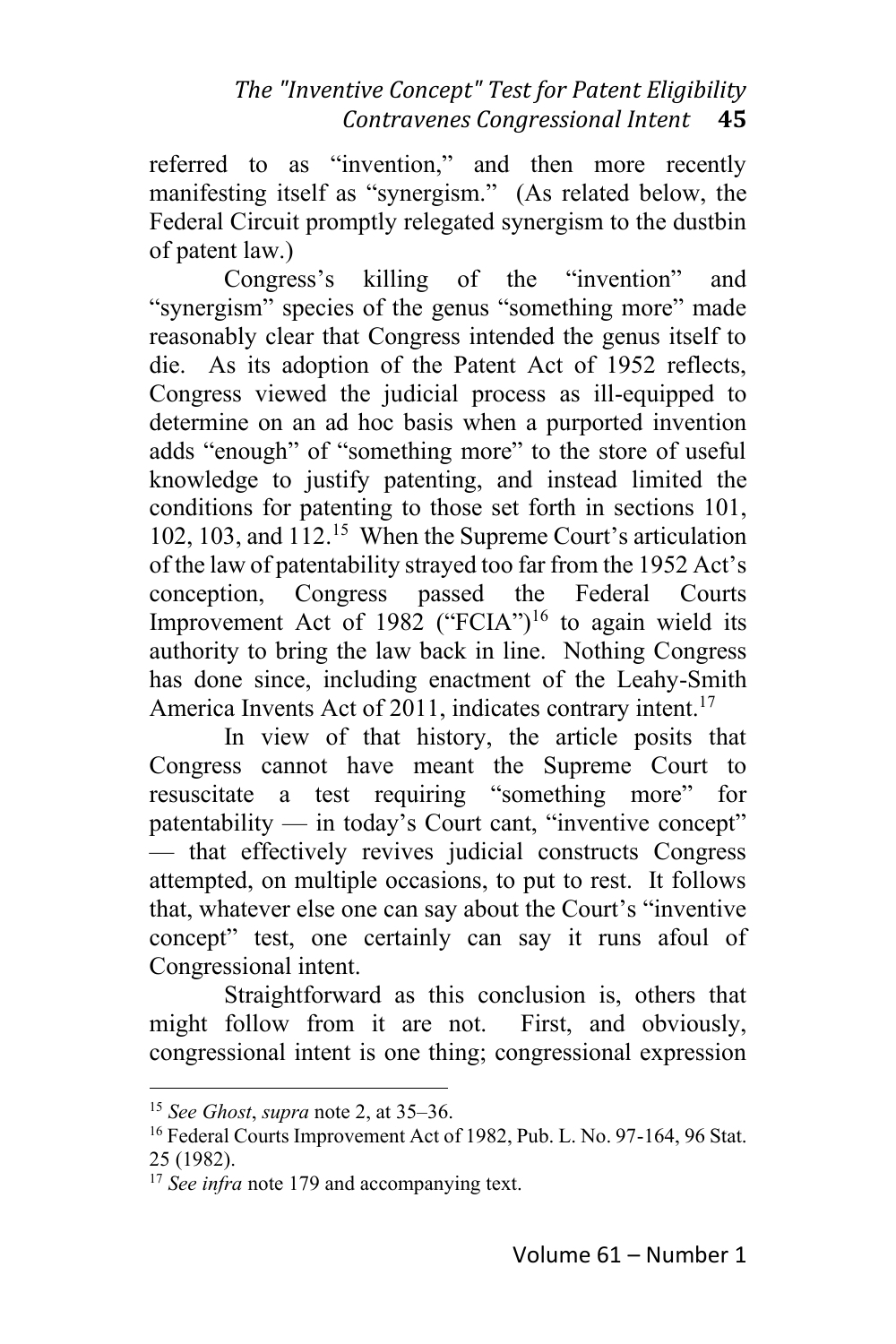referred to as "invention," and then more recently manifesting itself as "synergism." (As related below, the Federal Circuit promptly relegated synergism to the dustbin of patent law.)

Congress's killing of the "invention" and "synergism" species of the genus "something more" made reasonably clear that Congress intended the genus itself to die. As its adoption of the Patent Act of 1952 reflects, Congress viewed the judicial process as ill-equipped to determine on an ad hoc basis when a purported invention adds "enough" of "something more" to the store of useful knowledge to justify patenting, and instead limited the conditions for patenting to those set forth in sections 101, 102, 103, and 112.[15] When the Supreme Court's articulation of the law of patentability strayed too far from the 1952 Act's conception, Congress passed the Federal Courts Improvement Act of 1982 ("FCIA")[16] to again wield its authority to bring the law back in line. Nothing Congress has done since, including enactment of the Leahy-Smith America Invents Act of 2011, indicates contrary intent.[17]

In view of that history, the article posits that Congress cannot have meant the Supreme Court to resuscitate a test requiring "something more" for patentability — in today's Court cant, "inventive concept" — that effectively revives judicial constructs Congress attempted, on multiple occasions, to put to rest. It follows that, whatever else one can say about the Court's "inventive concept" test, one certainly can say it runs afoul of Congressional intent.

Straightforward as this conclusion is, others that might follow from it are not. First, and obviously, congressional intent is one thing; congressional expression

---

[15] *See Ghost*, *supra* note 2, at 35–36.

[16] Federal Courts Improvement Act of 1982, Pub. L. No. 97-164, 96 Stat. 25 (1982).

[17] *See infra* note 179 and accompanying text.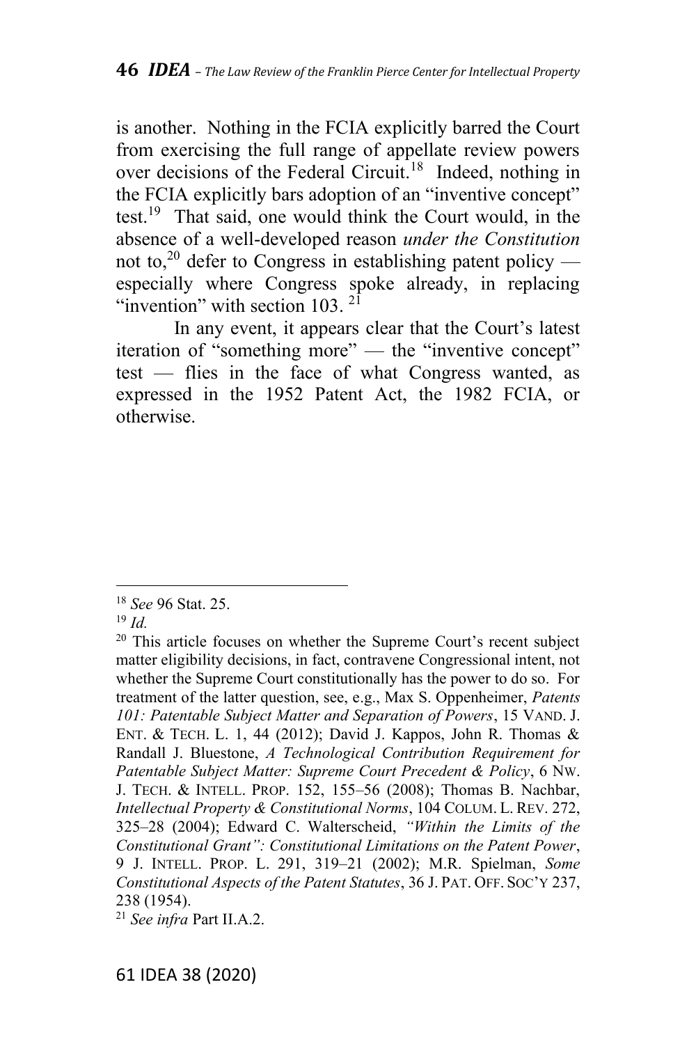is another. Nothing in the FCIA explicitly barred the Court from exercising the full range of appellate review powers over decisions of the Federal Circuit.[18] Indeed, nothing in the FCIA explicitly bars adoption of an "inventive concept" test.[19] That said, one would think the Court would, in the absence of a well-developed reason *under the Constitution* not to,[20] defer to Congress in establishing patent policy — especially where Congress spoke already, in replacing "invention" with section 103.[21]

In any event, it appears clear that the Court's latest iteration of "something more" — the "inventive concept" test — flies in the face of what Congress wanted, as expressed in the 1952 Patent Act, the 1982 FCIA, or otherwise.

---

[18] *See* 96 Stat. 25.

[19] *Id.*

[20] This article focuses on whether the Supreme Court's recent subject matter eligibility decisions, in fact, contravene Congressional intent, not whether the Supreme Court constitutionally has the power to do so. For treatment of the latter question, see, e.g., Max S. Oppenheimer, *Patents 101: Patentable Subject Matter and Separation of Powers*, 15 VAND. J. ENT. & TECH. L. 1, 44 (2012); David J. Kappos, John R. Thomas & Randall J. Bluestone, *A Technological Contribution Requirement for Patentable Subject Matter: Supreme Court Precedent & Policy*, 6 NW. J. TECH. & INTELL. PROP. 152, 155–56 (2008); Thomas B. Nachbar, *Intellectual Property & Constitutional Norms*, 104 COLUM. L. REV. 272, 325–28 (2004); Edward C. Walterscheid, *"Within the Limits of the Constitutional Grant": Constitutional Limitations on the Patent Power*, 9 J. INTELL. PROP. L. 291, 319–21 (2002); M.R. Spielman, *Some Constitutional Aspects of the Patent Statutes*, 36 J. PAT. OFF. SOC'Y 237, 238 (1954).

[21] *See infra* Part II.A.2.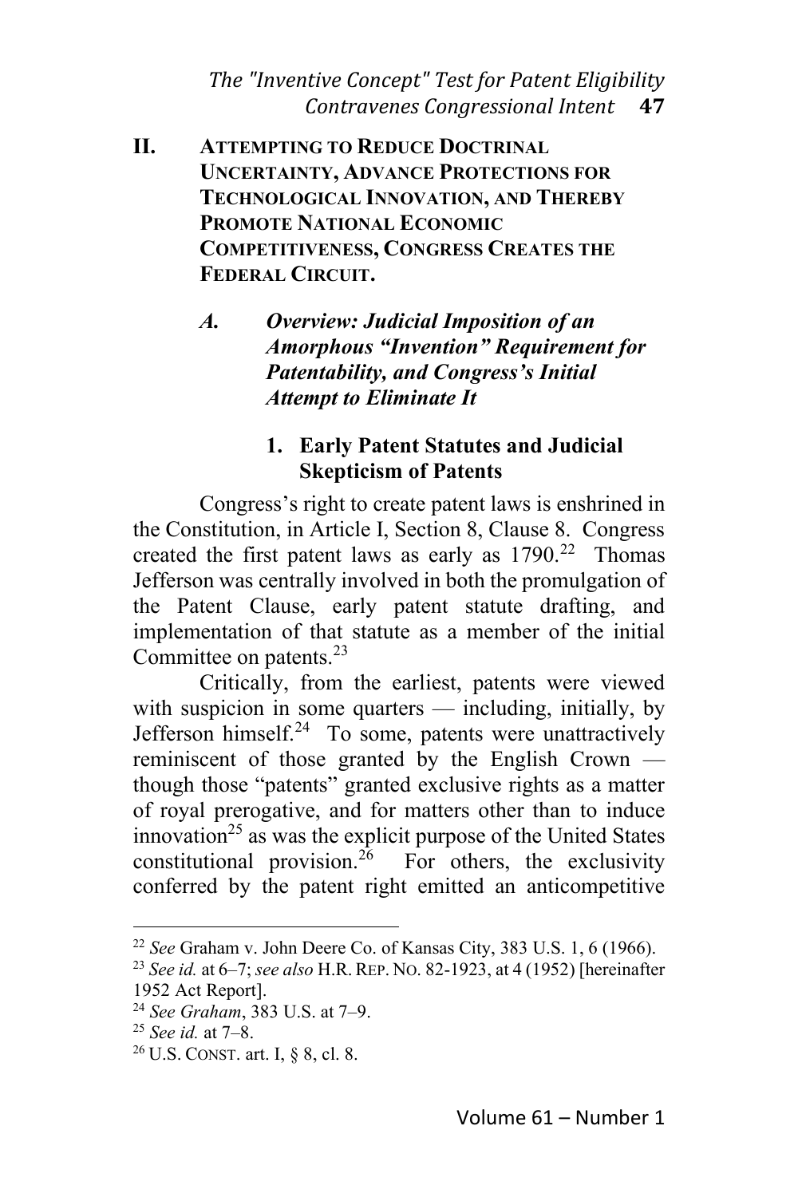## II. ATTEMPTING TO REDUCE DOCTRINAL UNCERTAINTY, ADVANCE PROTECTIONS FOR TECHNOLOGICAL INNOVATION, AND THEREBY PROMOTE NATIONAL ECONOMIC COMPETITIVENESS, CONGRESS CREATES THE FEDERAL CIRCUIT.

### *A. Overview: Judicial Imposition of an Amorphous "Invention" Requirement for Patentability, and Congress's Initial Attempt to Eliminate It*

#### 1. Early Patent Statutes and Judicial Skepticism of Patents

Congress's right to create patent laws is enshrined in the Constitution, in Article I, Section 8, Clause 8. Congress created the first patent laws as early as 1790.[22] Thomas Jefferson was centrally involved in both the promulgation of the Patent Clause, early patent statute drafting, and implementation of that statute as a member of the initial Committee on patents.[23]

Critically, from the earliest, patents were viewed with suspicion in some quarters — including, initially, by Jefferson himself.[24] To some, patents were unattractively reminiscent of those granted by the English Crown — though those "patents" granted exclusive rights as a matter of royal prerogative, and for matters other than to induce innovation[25] as was the explicit purpose of the United States constitutional provision.[26] For others, the exclusivity conferred by the patent right emitted an anticompetitive

---

[22] *See* Graham v. John Deere Co. of Kansas City, 383 U.S. 1, 6 (1966).

[23] *See id.* at 6–7; *see also* H.R. REP. NO. 82-1923, at 4 (1952) [hereinafter 1952 Act Report].

[24] *See Graham*, 383 U.S. at 7–9.

[25] *See id.* at 7–8.

[26] U.S. CONST. art. I, § 8, cl. 8.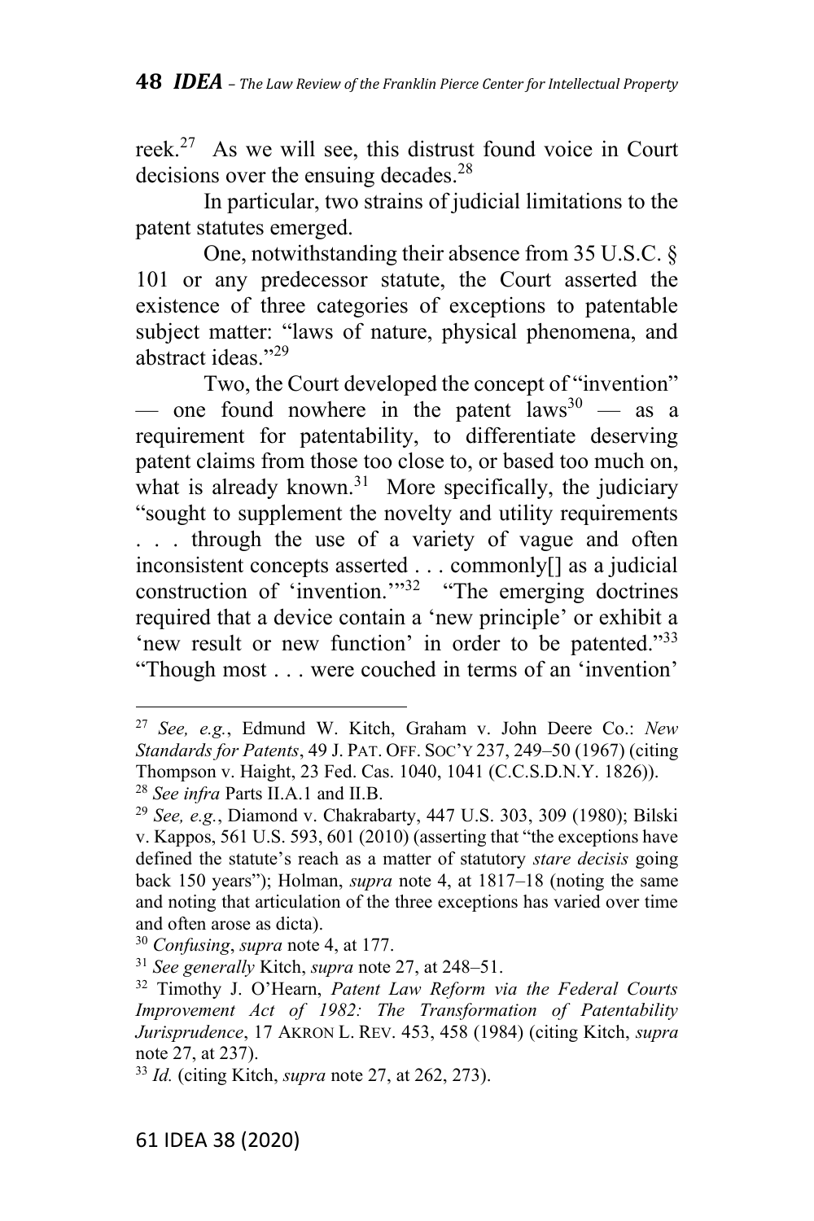reek.[27] As we will see, this distrust found voice in Court decisions over the ensuing decades.[28]

In particular, two strains of judicial limitations to the patent statutes emerged.

One, notwithstanding their absence from 35 U.S.C. § 101 or any predecessor statute, the Court asserted the existence of three categories of exceptions to patentable subject matter: "laws of nature, physical phenomena, and abstract ideas."[29]

Two, the Court developed the concept of "invention" — one found nowhere in the patent laws[30] — as a requirement for patentability, to differentiate deserving patent claims from those too close to, or based too much on, what is already known.[31] More specifically, the judiciary "sought to supplement the novelty and utility requirements . . . through the use of a variety of vague and often inconsistent concepts asserted . . . commonly[] as a judicial construction of 'invention.'"[32] "The emerging doctrines required that a device contain a 'new principle' or exhibit a 'new result or new function' in order to be patented."[33] "Though most . . . were couched in terms of an 'invention'

---

[27] *See, e.g.*, Edmund W. Kitch, Graham v. John Deere Co.: *New Standards for Patents*, 49 J. PAT. OFF. SOC'Y 237, 249–50 (1967) (citing Thompson v. Haight, 23 Fed. Cas. 1040, 1041 (C.C.S.D.N.Y. 1826)).

[28] *See infra* Parts II.A.1 and II.B.

[29] *See, e.g.*, Diamond v. Chakrabarty, 447 U.S. 303, 309 (1980); Bilski v. Kappos, 561 U.S. 593, 601 (2010) (asserting that "the exceptions have defined the statute's reach as a matter of statutory *stare decisis* going back 150 years"); Holman, *supra* note 4, at 1817–18 (noting the same and noting that articulation of the three exceptions has varied over time and often arose as dicta).

[30] *Confusing*, *supra* note 4, at 177.

[31] *See generally* Kitch, *supra* note 27, at 248–51.

[32] Timothy J. O'Hearn, *Patent Law Reform via the Federal Courts Improvement Act of 1982: The Transformation of Patentability Jurisprudence*, 17 AKRON L. REV. 453, 458 (1984) (citing Kitch, *supra* note 27, at 237).

[33] *Id.* (citing Kitch, *supra* note 27, at 262, 273).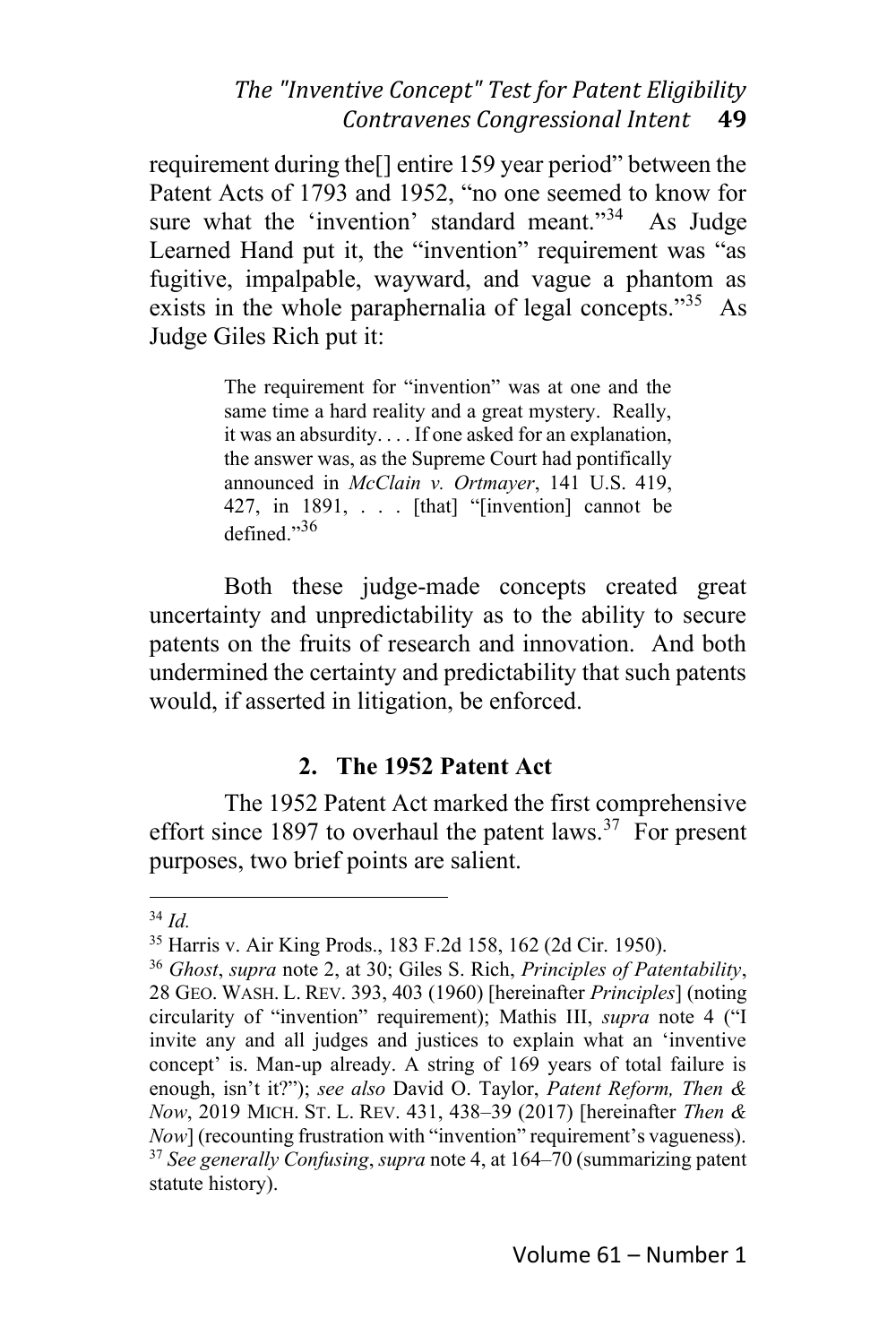requirement during the[] entire 159 year period" between the Patent Acts of 1793 and 1952, "no one seemed to know for sure what the 'invention' standard meant."[34] As Judge Learned Hand put it, the "invention" requirement was "as fugitive, impalpable, wayward, and vague a phantom as exists in the whole paraphernalia of legal concepts."[35] As Judge Giles Rich put it:

> The requirement for "invention" was at one and the same time a hard reality and a great mystery. Really, it was an absurdity. . . . If one asked for an explanation, the answer was, as the Supreme Court had pontifically announced in *McClain v. Ortmayer*, 141 U.S. 419, 427, in 1891, . . . [that] "[invention] cannot be defined."[36]

Both these judge-made concepts created great uncertainty and unpredictability as to the ability to secure patents on the fruits of research and innovation. And both undermined the certainty and predictability that such patents would, if asserted in litigation, be enforced.

### 2. The 1952 Patent Act

The 1952 Patent Act marked the first comprehensive effort since 1897 to overhaul the patent laws.[37] For present purposes, two brief points are salient.

---

[34] *Id.*

[35] Harris v. Air King Prods., 183 F.2d 158, 162 (2d Cir. 1950).

[36] *Ghost*, *supra* note 2, at 30; Giles S. Rich, *Principles of Patentability*, 28 GEO. WASH. L. REV. 393, 403 (1960) [hereinafter *Principles*] (noting circularity of "invention" requirement); Mathis III, *supra* note 4 ("I invite any and all judges and justices to explain what an 'inventive concept' is. Man-up already. A string of 169 years of total failure is enough, isn't it?"); *see also* David O. Taylor, *Patent Reform, Then & Now*, 2019 MICH. ST. L. REV. 431, 438–39 (2017) [hereinafter *Then & Now*] (recounting frustration with "invention" requirement's vagueness).

[37] *See generally Confusing*, *supra* note 4, at 164–70 (summarizing patent statute history).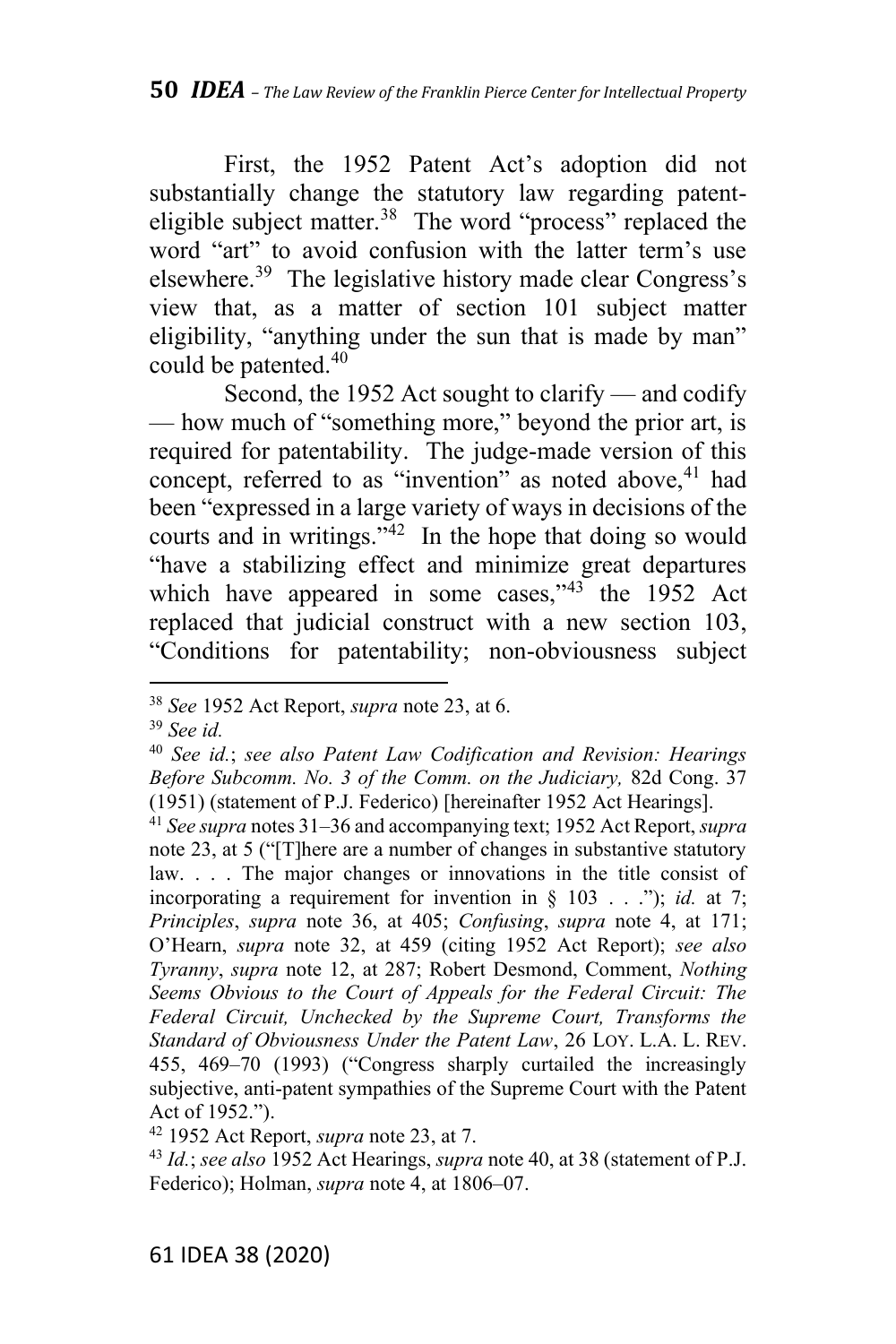First, the 1952 Patent Act's adoption did not substantially change the statutory law regarding patent-eligible subject matter.[38] The word "process" replaced the word "art" to avoid confusion with the latter term's use elsewhere.[39] The legislative history made clear Congress's view that, as a matter of section 101 subject matter eligibility, "anything under the sun that is made by man" could be patented.[40]

Second, the 1952 Act sought to clarify — and codify — how much of "something more," beyond the prior art, is required for patentability. The judge-made version of this concept, referred to as "invention" as noted above,[41] had been "expressed in a large variety of ways in decisions of the courts and in writings."[42] In the hope that doing so would "have a stabilizing effect and minimize great departures which have appeared in some cases,"[43] the 1952 Act replaced that judicial construct with a new section 103, "Conditions for patentability; non-obviousness subject

---

[38] *See* 1952 Act Report, *supra* note 23, at 6.

[39] *See id.*

[40] *See id.*; *see also Patent Law Codification and Revision: Hearings Before Subcomm. No. 3 of the Comm. on the Judiciary,* 82d Cong. 37 (1951) (statement of P.J. Federico) [hereinafter 1952 Act Hearings].

[41] *See supra* notes 31–36 and accompanying text; 1952 Act Report, *supra* note 23, at 5 ("[T]here are a number of changes in substantive statutory law. . . . The major changes or innovations in the title consist of incorporating a requirement for invention in § 103 . . ."); *id.* at 7; *Principles*, *supra* note 36, at 405; *Confusing*, *supra* note 4, at 171; O'Hearn, *supra* note 32, at 459 (citing 1952 Act Report); *see also Tyranny*, *supra* note 12, at 287; Robert Desmond, Comment, *Nothing Seems Obvious to the Court of Appeals for the Federal Circuit: The Federal Circuit, Unchecked by the Supreme Court, Transforms the Standard of Obviousness Under the Patent Law*, 26 LOY. L.A. L. REV. 455, 469–70 (1993) ("Congress sharply curtailed the increasingly subjective, anti-patent sympathies of the Supreme Court with the Patent Act of 1952.").

[42] 1952 Act Report, *supra* note 23, at 7.

[43] *Id.*; *see also* 1952 Act Hearings, *supra* note 40, at 38 (statement of P.J. Federico); Holman, *supra* note 4, at 1806–07.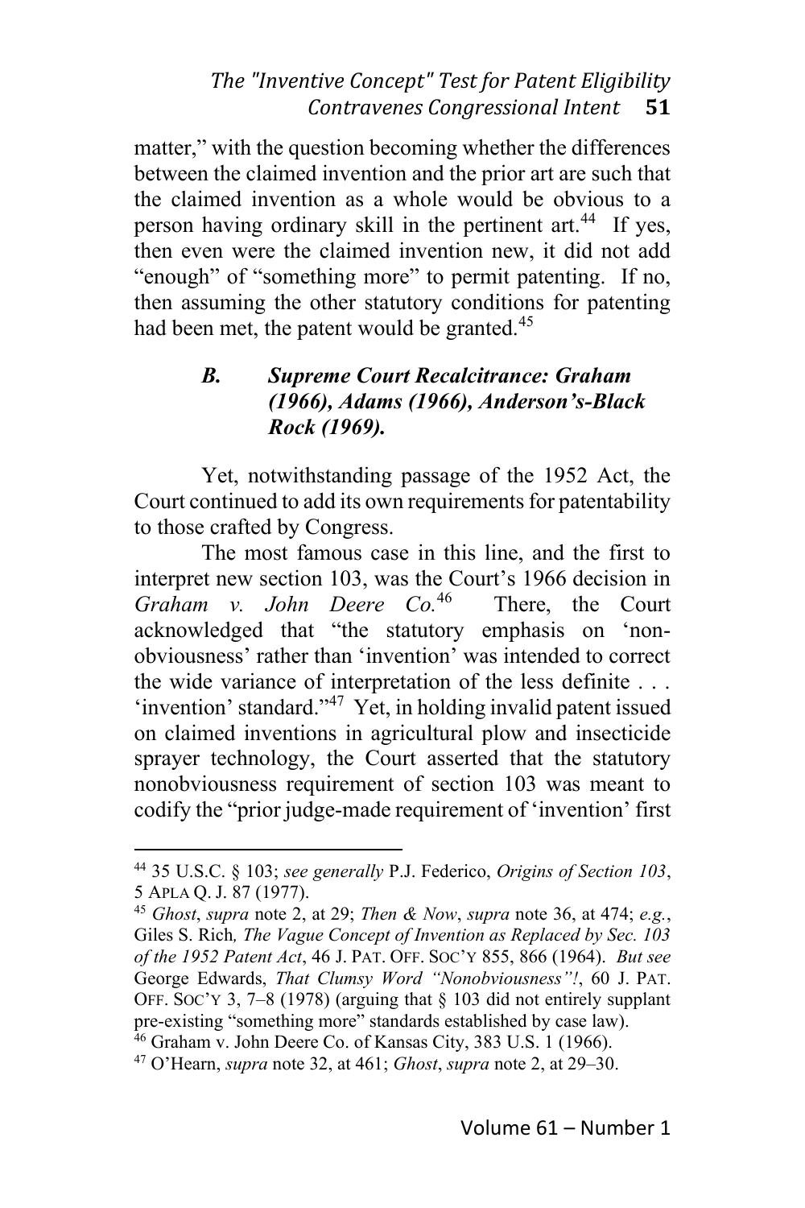matter," with the question becoming whether the differences between the claimed invention and the prior art are such that the claimed invention as a whole would be obvious to a person having ordinary skill in the pertinent art.[44] If yes, then even were the claimed invention new, it did not add "enough" of "something more" to permit patenting. If no, then assuming the other statutory conditions for patenting had been met, the patent would be granted.[45]

### *B. Supreme Court Recalcitrance: Graham (1966), Adams (1966), Anderson's-Black Rock (1969).*

Yet, notwithstanding passage of the 1952 Act, the Court continued to add its own requirements for patentability to those crafted by Congress.

The most famous case in this line, and the first to interpret new section 103, was the Court's 1966 decision in *Graham v. John Deere Co.*[46] There, the Court acknowledged that "the statutory emphasis on 'non-obviousness' rather than 'invention' was intended to correct the wide variance of interpretation of the less definite . . . 'invention' standard."[47] Yet, in holding invalid patent issued on claimed inventions in agricultural plow and insecticide sprayer technology, the Court asserted that the statutory nonobviousness requirement of section 103 was meant to codify the "prior judge-made requirement of 'invention' first

---

[44] 35 U.S.C. § 103; *see generally* P.J. Federico, *Origins of Section 103*, 5 APLA Q. J. 87 (1977).

[45] *Ghost*, *supra* note 2, at 29; *Then & Now*, *supra* note 36, at 474; *e.g.*, Giles S. Rich*, The Vague Concept of Invention as Replaced by Sec. 103 of the 1952 Patent Act*, 46 J. PAT. OFF. SOC'Y 855, 866 (1964). *But see* George Edwards, *That Clumsy Word "Nonobviousness"!*, 60 J. PAT. OFF. SOC'Y 3, 7–8 (1978) (arguing that § 103 did not entirely supplant pre-existing "something more" standards established by case law).

[46] Graham v. John Deere Co. of Kansas City, 383 U.S. 1 (1966).

[47] O'Hearn, *supra* note 32, at 461; *Ghost*, *supra* note 2, at 29–30.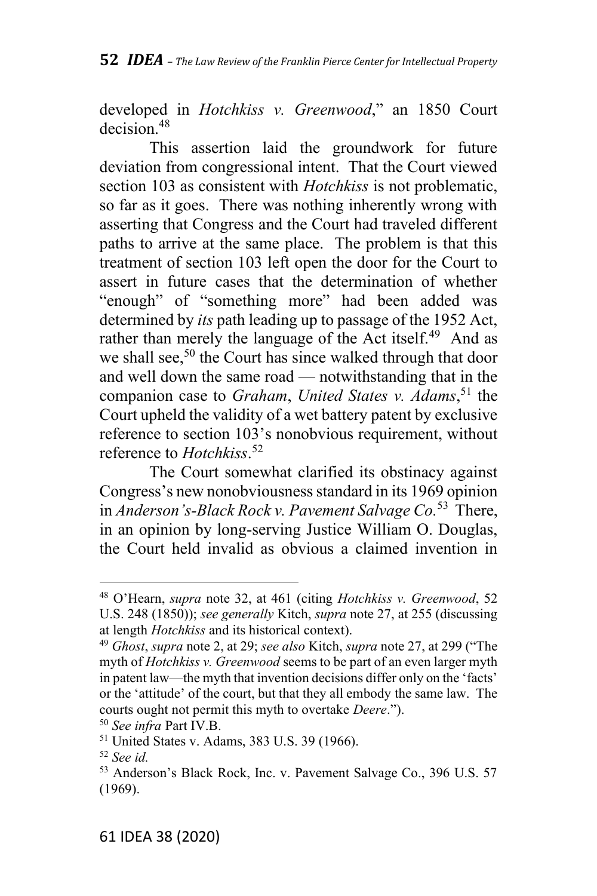developed in *Hotchkiss v. Greenwood*," an 1850 Court decision.[48]

This assertion laid the groundwork for future deviation from congressional intent. That the Court viewed section 103 as consistent with *Hotchkiss* is not problematic, so far as it goes. There was nothing inherently wrong with asserting that Congress and the Court had traveled different paths to arrive at the same place. The problem is that this treatment of section 103 left open the door for the Court to assert in future cases that the determination of whether "enough" of "something more" had been added was determined by *its* path leading up to passage of the 1952 Act, rather than merely the language of the Act itself.[49] And as we shall see,[50] the Court has since walked through that door and well down the same road — notwithstanding that in the companion case to *Graham*, *United States v. Adams*,[51] the Court upheld the validity of a wet battery patent by exclusive reference to section 103's nonobvious requirement, without reference to *Hotchkiss*.[52]

The Court somewhat clarified its obstinacy against Congress's new nonobviousness standard in its 1969 opinion in *Anderson's-Black Rock v. Pavement Salvage Co.*[53] There, in an opinion by long-serving Justice William O. Douglas, the Court held invalid as obvious a claimed invention in

---

[48] O'Hearn, *supra* note 32, at 461 (citing *Hotchkiss v. Greenwood*, 52 U.S. 248 (1850)); *see generally* Kitch, *supra* note 27, at 255 (discussing at length *Hotchkiss* and its historical context).

[49] *Ghost*, *supra* note 2, at 29; *see also* Kitch, *supra* note 27, at 299 ("The myth of *Hotchkiss v. Greenwood* seems to be part of an even larger myth in patent law—the myth that invention decisions differ only on the 'facts' or the 'attitude' of the court, but that they all embody the same law. The courts ought not permit this myth to overtake *Deere*.").

[50] *See infra* Part IV.B.

[51] United States v. Adams, 383 U.S. 39 (1966).

[52] *See id.*

[53] Anderson's Black Rock, Inc. v. Pavement Salvage Co., 396 U.S. 57 (1969).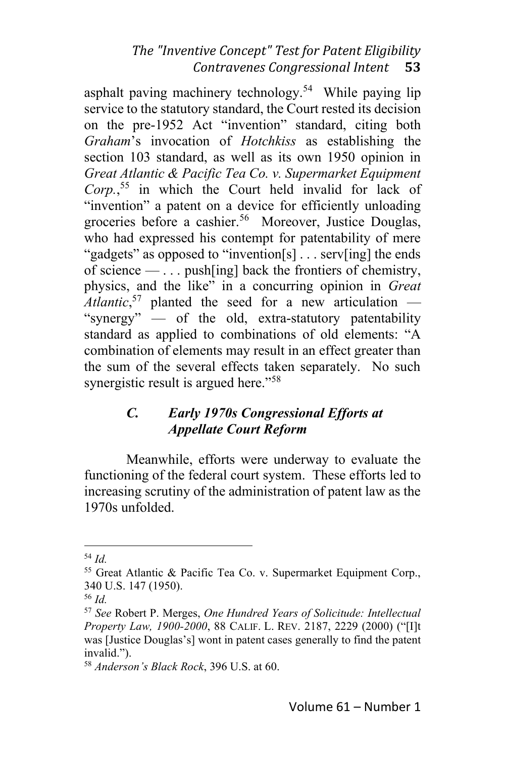asphalt paving machinery technology.[54] While paying lip service to the statutory standard, the Court rested its decision on the pre-1952 Act "invention" standard, citing both *Graham*'s invocation of *Hotchkiss* as establishing the section 103 standard, as well as its own 1950 opinion in *Great Atlantic & Pacific Tea Co. v. Supermarket Equipment Corp.*,[55] in which the Court held invalid for lack of "invention" a patent on a device for efficiently unloading groceries before a cashier.[56] Moreover, Justice Douglas, who had expressed his contempt for patentability of mere "gadgets" as opposed to "invention[s] . . . serv[ing] the ends of science — . . . push[ing] back the frontiers of chemistry, physics, and the like" in a concurring opinion in *Great Atlantic*,[57] planted the seed for a new articulation — "synergy" — of the old, extra-statutory patentability standard as applied to combinations of old elements: "A combination of elements may result in an effect greater than the sum of the several effects taken separately. No such synergistic result is argued here."[58]

### *C. Early 1970s Congressional Efforts at Appellate Court Reform*

Meanwhile, efforts were underway to evaluate the functioning of the federal court system. These efforts led to increasing scrutiny of the administration of patent law as the 1970s unfolded.

---

[54] *Id.*

[55] Great Atlantic & Pacific Tea Co. v. Supermarket Equipment Corp., 340 U.S. 147 (1950).

[56] *Id.*

[57] *See* Robert P. Merges, *One Hundred Years of Solicitude: Intellectual Property Law, 1900-2000*, 88 CALIF. L. REV. 2187, 2229 (2000) ("[I]t was [Justice Douglas's] wont in patent cases generally to find the patent invalid.").

[58] *Anderson's Black Rock*, 396 U.S. at 60.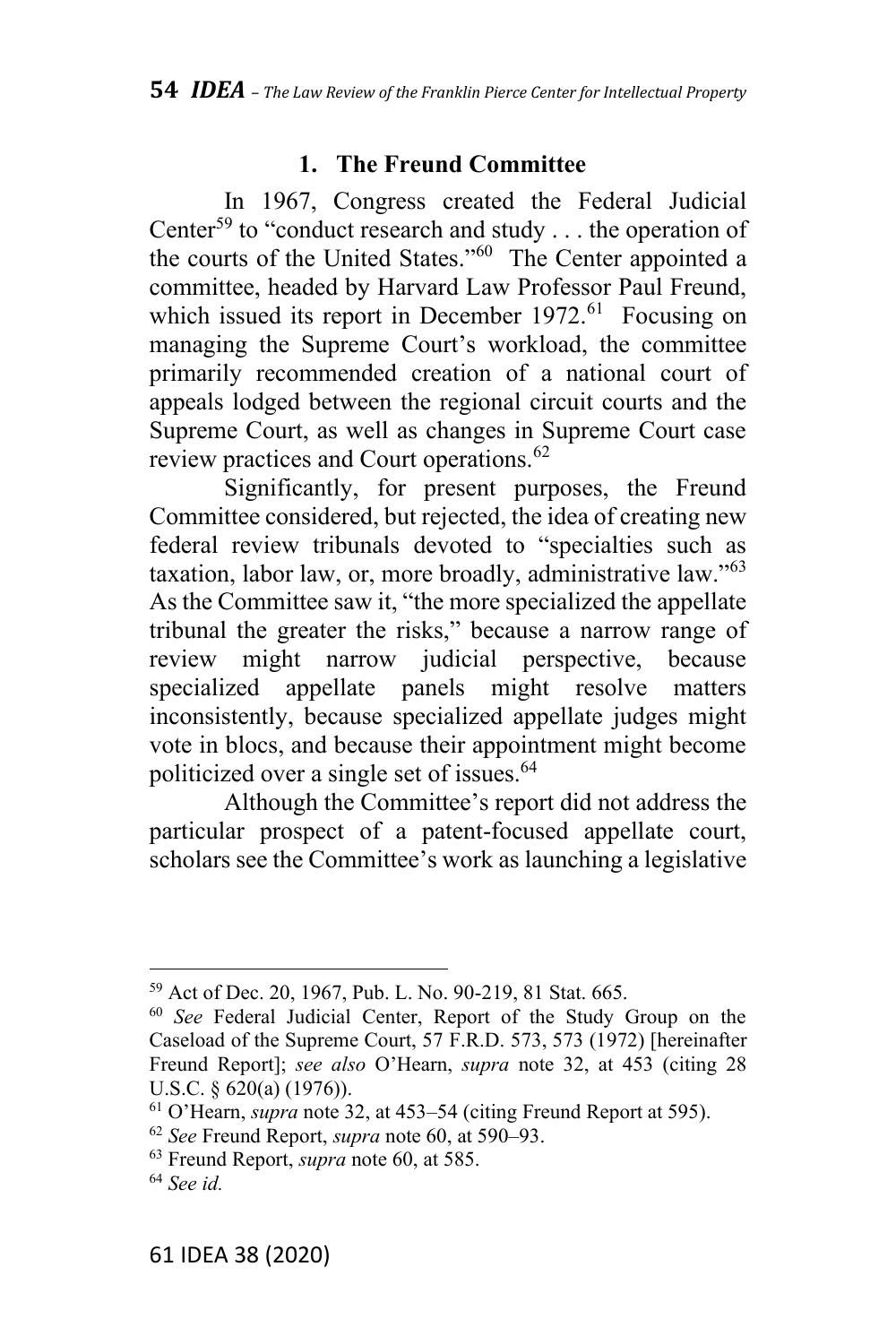### 1. The Freund Committee

In 1967, Congress created the Federal Judicial Center[59] to "conduct research and study . . . the operation of the courts of the United States."[60] The Center appointed a committee, headed by Harvard Law Professor Paul Freund, which issued its report in December 1972.[61] Focusing on managing the Supreme Court's workload, the committee primarily recommended creation of a national court of appeals lodged between the regional circuit courts and the Supreme Court, as well as changes in Supreme Court case review practices and Court operations.[62]

Significantly, for present purposes, the Freund Committee considered, but rejected, the idea of creating new federal review tribunals devoted to "specialties such as taxation, labor law, or, more broadly, administrative law."[63] As the Committee saw it, "the more specialized the appellate tribunal the greater the risks," because a narrow range of review might narrow judicial perspective, because specialized appellate panels might resolve matters inconsistently, because specialized appellate judges might vote in blocs, and because their appointment might become politicized over a single set of issues.[64]

Although the Committee's report did not address the particular prospect of a patent-focused appellate court, scholars see the Committee's work as launching a legislative

---

[59] Act of Dec. 20, 1967, Pub. L. No. 90-219, 81 Stat. 665.

[60] *See* Federal Judicial Center, Report of the Study Group on the Caseload of the Supreme Court, 57 F.R.D. 573, 573 (1972) [hereinafter Freund Report]; *see also* O'Hearn, *supra* note 32, at 453 (citing 28 U.S.C. § 620(a) (1976)).

[61] O'Hearn, *supra* note 32, at 453–54 (citing Freund Report at 595).

[62] *See* Freund Report, *supra* note 60, at 590–93.

[63] Freund Report, *supra* note 60, at 585.

[64] *See id.*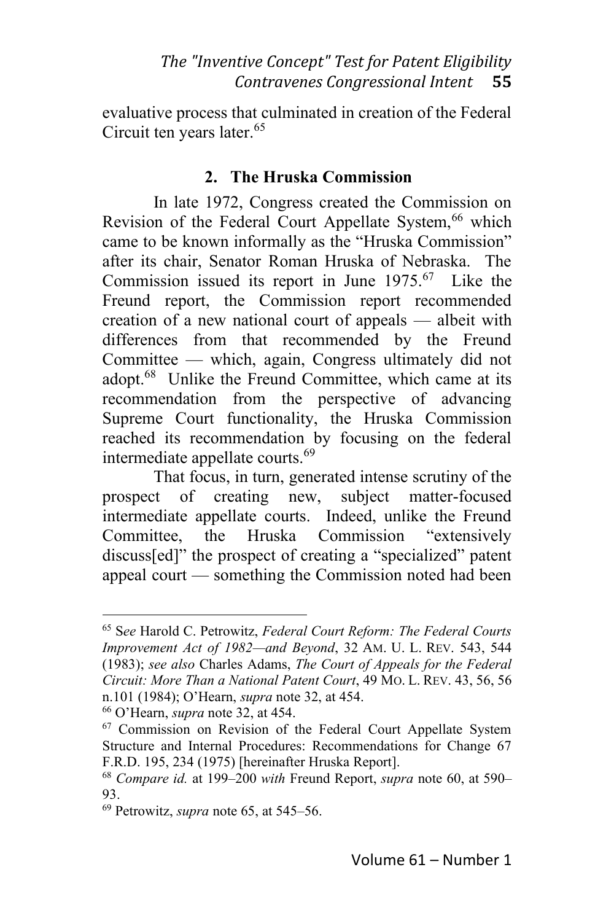evaluative process that culminated in creation of the Federal Circuit ten years later.[65]

### 2. The Hruska Commission

In late 1972, Congress created the Commission on Revision of the Federal Court Appellate System,[66] which came to be known informally as the "Hruska Commission" after its chair, Senator Roman Hruska of Nebraska. The Commission issued its report in June 1975.[67] Like the Freund report, the Commission report recommended creation of a new national court of appeals — albeit with differences from that recommended by the Freund Committee — which, again, Congress ultimately did not adopt.[68] Unlike the Freund Committee, which came at its recommendation from the perspective of advancing Supreme Court functionality, the Hruska Commission reached its recommendation by focusing on the federal intermediate appellate courts.[69]

That focus, in turn, generated intense scrutiny of the prospect of creating new, subject matter-focused intermediate appellate courts. Indeed, unlike the Freund Committee, the Hruska Commission "extensively discuss[ed]" the prospect of creating a "specialized" patent appeal court — something the Commission noted had been

---

[65] S*ee* Harold C. Petrowitz, *Federal Court Reform: The Federal Courts Improvement Act of 1982—and Beyond*, 32 AM. U. L. REV. 543, 544 (1983); *see also* Charles Adams, *The Court of Appeals for the Federal Circuit: More Than a National Patent Court*, 49 MO. L. REV. 43, 56, 56 n.101 (1984); O'Hearn, *supra* note 32, at 454.

[66] O'Hearn, *supra* note 32, at 454.

[67] Commission on Revision of the Federal Court Appellate System Structure and Internal Procedures: Recommendations for Change 67 F.R.D. 195, 234 (1975) [hereinafter Hruska Report].

[68] *Compare id.* at 199–200 *with* Freund Report, *supra* note 60, at 590–93.

[69] Petrowitz, *supra* note 65, at 545–56.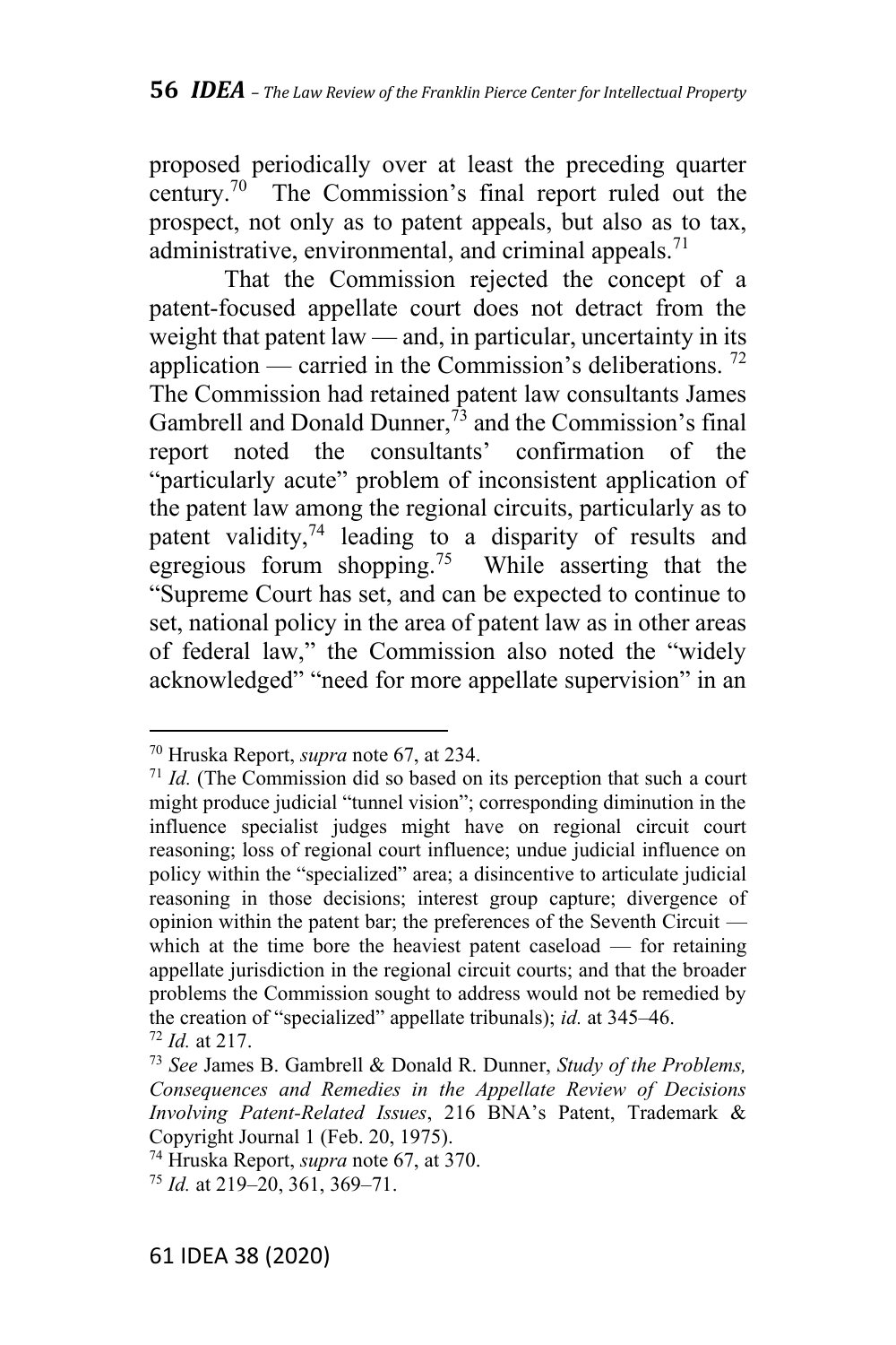proposed periodically over at least the preceding quarter century.[70] The Commission's final report ruled out the prospect, not only as to patent appeals, but also as to tax, administrative, environmental, and criminal appeals.[71]

That the Commission rejected the concept of a patent-focused appellate court does not detract from the weight that patent law — and, in particular, uncertainty in its application — carried in the Commission's deliberations. [72] The Commission had retained patent law consultants James Gambrell and Donald Dunner,[73] and the Commission's final report noted the consultants' confirmation of the "particularly acute" problem of inconsistent application of the patent law among the regional circuits, particularly as to patent validity,[74] leading to a disparity of results and egregious forum shopping.[75] While asserting that the "Supreme Court has set, and can be expected to continue to set, national policy in the area of patent law as in other areas of federal law," the Commission also noted the "widely acknowledged" "need for more appellate supervision" in an

---

[70] Hruska Report, *supra* note 67, at 234.

[71] *Id.* (The Commission did so based on its perception that such a court might produce judicial "tunnel vision"; corresponding diminution in the influence specialist judges might have on regional circuit court reasoning; loss of regional court influence; undue judicial influence on policy within the "specialized" area; a disincentive to articulate judicial reasoning in those decisions; interest group capture; divergence of opinion within the patent bar; the preferences of the Seventh Circuit — which at the time bore the heaviest patent caseload — for retaining appellate jurisdiction in the regional circuit courts; and that the broader problems the Commission sought to address would not be remedied by the creation of "specialized" appellate tribunals); *id.* at 345–46.

[72] *Id.* at 217.

[73] *See* James B. Gambrell & Donald R. Dunner, *Study of the Problems, Consequences and Remedies in the Appellate Review of Decisions Involving Patent-Related Issues*, 216 BNA's Patent, Trademark & Copyright Journal 1 (Feb. 20, 1975).

[74] Hruska Report, *supra* note 67, at 370.

[75] *Id.* at 219–20, 361, 369–71.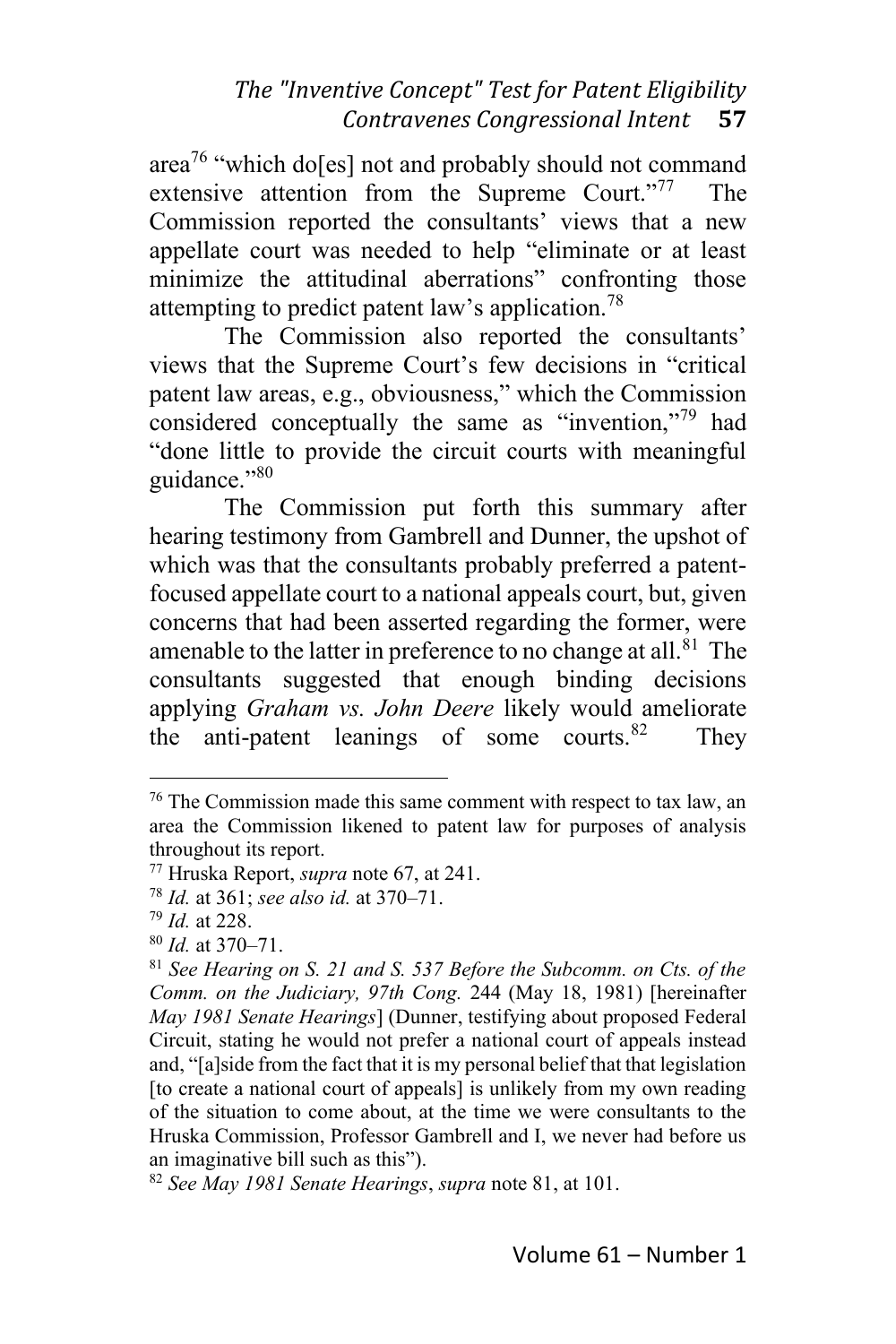area[76] "which do[es] not and probably should not command extensive attention from the Supreme Court."[77] The Commission reported the consultants' views that a new appellate court was needed to help "eliminate or at least minimize the attitudinal aberrations" confronting those attempting to predict patent law's application.[78]

The Commission also reported the consultants' views that the Supreme Court's few decisions in "critical patent law areas, e.g., obviousness," which the Commission considered conceptually the same as "invention,"[79] had "done little to provide the circuit courts with meaningful guidance."[80]

The Commission put forth this summary after hearing testimony from Gambrell and Dunner, the upshot of which was that the consultants probably preferred a patent-focused appellate court to a national appeals court, but, given concerns that had been asserted regarding the former, were amenable to the latter in preference to no change at all.[81] The consultants suggested that enough binding decisions applying *Graham vs. John Deere* likely would ameliorate the anti-patent leanings of some courts.[82] They

---

[76] The Commission made this same comment with respect to tax law, an area the Commission likened to patent law for purposes of analysis throughout its report.

[77] Hruska Report, *supra* note 67, at 241.

[78] *Id.* at 361; *see also id.* at 370–71.

[79] *Id.* at 228.

[80] *Id.* at 370–71.

[81] *See Hearing on S. 21 and S. 537 Before the Subcomm. on Cts. of the Comm. on the Judiciary, 97th Cong.* 244 (May 18, 1981) [hereinafter *May 1981 Senate Hearings*] (Dunner, testifying about proposed Federal Circuit, stating he would not prefer a national court of appeals instead and, "[a]side from the fact that it is my personal belief that that legislation [to create a national court of appeals] is unlikely from my own reading of the situation to come about, at the time we were consultants to the Hruska Commission, Professor Gambrell and I, we never had before us an imaginative bill such as this").

[82] *See May 1981 Senate Hearings*, *supra* note 81, at 101.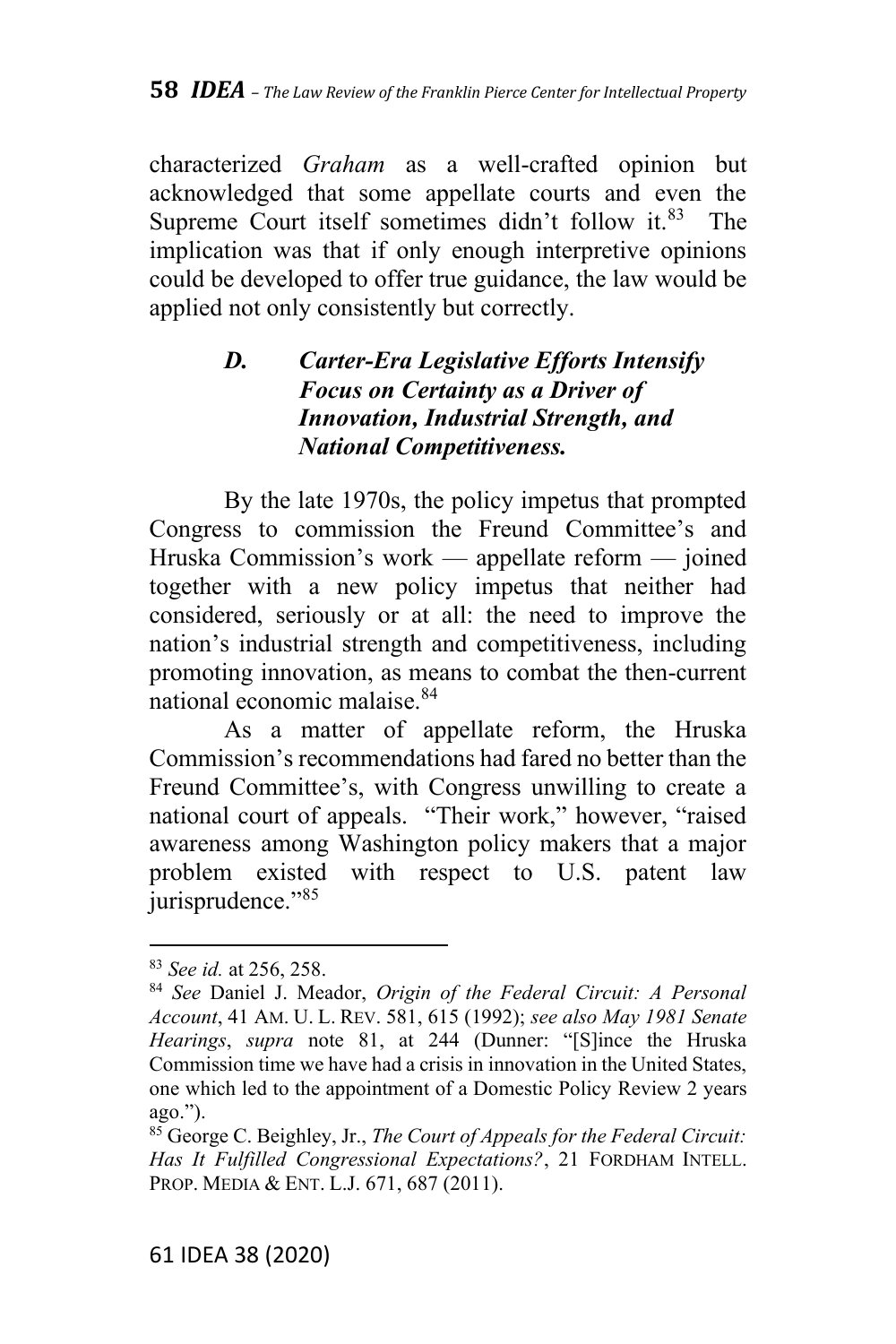characterized *Graham* as a well-crafted opinion but acknowledged that some appellate courts and even the Supreme Court itself sometimes didn't follow it.[83] The implication was that if only enough interpretive opinions could be developed to offer true guidance, the law would be applied not only consistently but correctly.

### *D. Carter-Era Legislative Efforts Intensify Focus on Certainty as a Driver of Innovation, Industrial Strength, and National Competitiveness.*

By the late 1970s, the policy impetus that prompted Congress to commission the Freund Committee's and Hruska Commission's work — appellate reform — joined together with a new policy impetus that neither had considered, seriously or at all: the need to improve the nation's industrial strength and competitiveness, including promoting innovation, as means to combat the then-current national economic malaise.[84]

As a matter of appellate reform, the Hruska Commission's recommendations had fared no better than the Freund Committee's, with Congress unwilling to create a national court of appeals. "Their work," however, "raised awareness among Washington policy makers that a major problem existed with respect to U.S. patent law jurisprudence."[85]

---

[83] *See id.* at 256, 258.

[84] *See* Daniel J. Meador, *Origin of the Federal Circuit: A Personal Account*, 41 AM. U. L. REV. 581, 615 (1992); *see also May 1981 Senate Hearings*, *supra* note 81, at 244 (Dunner: "[S]ince the Hruska Commission time we have had a crisis in innovation in the United States, one which led to the appointment of a Domestic Policy Review 2 years ago.").

[85] George C. Beighley, Jr., *The Court of Appeals for the Federal Circuit: Has It Fulfilled Congressional Expectations?*, 21 FORDHAM INTELL. PROP. MEDIA & ENT. L.J. 671, 687 (2011).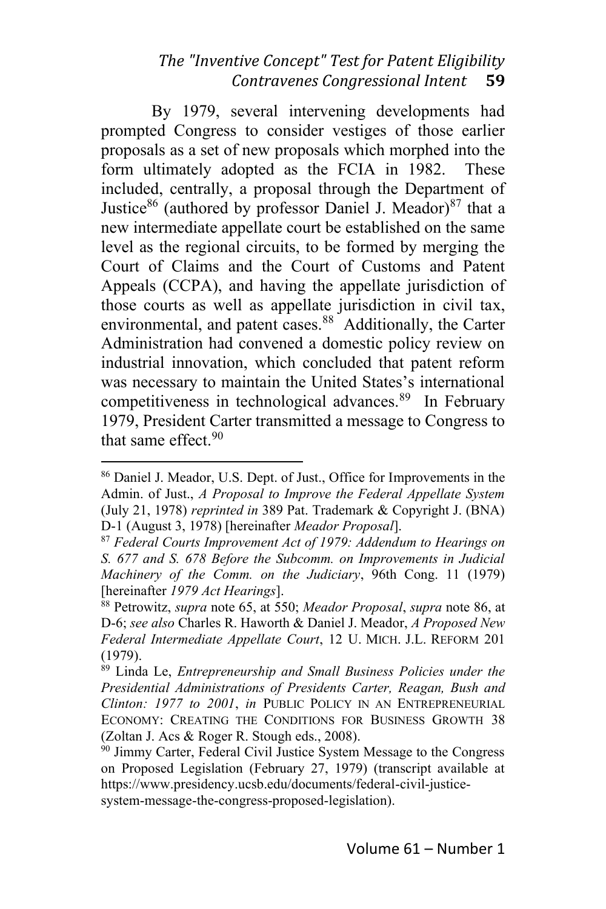By 1979, several intervening developments had prompted Congress to consider vestiges of those earlier proposals as a set of new proposals which morphed into the form ultimately adopted as the FCIA in 1982. These included, centrally, a proposal through the Department of Justice[86] (authored by professor Daniel J. Meador)[87] that a new intermediate appellate court be established on the same level as the regional circuits, to be formed by merging the Court of Claims and the Court of Customs and Patent Appeals (CCPA), and having the appellate jurisdiction of those courts as well as appellate jurisdiction in civil tax, environmental, and patent cases.[88] Additionally, the Carter Administration had convened a domestic policy review on industrial innovation, which concluded that patent reform was necessary to maintain the United States's international competitiveness in technological advances.[89] In February 1979, President Carter transmitted a message to Congress to that same effect.[90]

---

[86] Daniel J. Meador, U.S. Dept. of Just., Office for Improvements in the Admin. of Just., *A Proposal to Improve the Federal Appellate System* (July 21, 1978) *reprinted in* 389 Pat. Trademark & Copyright J. (BNA) D-1 (August 3, 1978) [hereinafter *Meador Proposal*].

[87] *Federal Courts Improvement Act of 1979: Addendum to Hearings on S. 677 and S. 678 Before the Subcomm. on Improvements in Judicial Machinery of the Comm. on the Judiciary*, 96th Cong. 11 (1979) [hereinafter *1979 Act Hearings*].

[88] Petrowitz, *supra* note 65, at 550; *Meador Proposal*, *supra* note 86, at D-6; *see also* Charles R. Haworth & Daniel J. Meador, *A Proposed New Federal Intermediate Appellate Court*, 12 U. MICH. J.L. REFORM 201 (1979).

[89] Linda Le, *Entrepreneurship and Small Business Policies under the Presidential Administrations of Presidents Carter, Reagan, Bush and Clinton: 1977 to 2001*, *in* PUBLIC POLICY IN AN ENTREPRENEURIAL ECONOMY: CREATING THE CONDITIONS FOR BUSINESS GROWTH 38 (Zoltan J. Acs & Roger R. Stough eds., 2008).

[90] Jimmy Carter, Federal Civil Justice System Message to the Congress on Proposed Legislation (February 27, 1979) (transcript available at https://www.presidency.ucsb.edu/documents/federal-civil-justice-system-message-the-congress-proposed-legislation).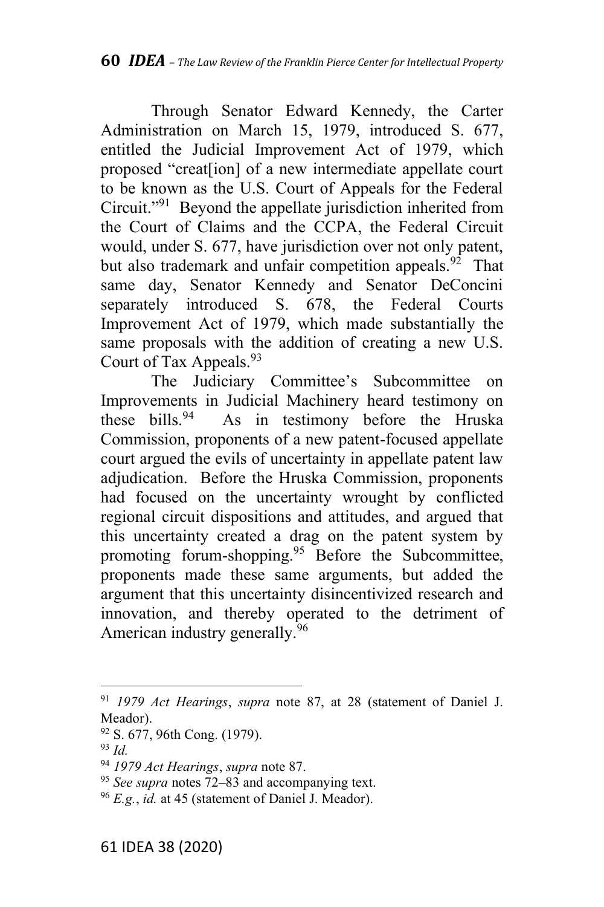Through Senator Edward Kennedy, the Carter Administration on March 15, 1979, introduced S. 677, entitled the Judicial Improvement Act of 1979, which proposed "creat[ion] of a new intermediate appellate court to be known as the U.S. Court of Appeals for the Federal Circuit."[91] Beyond the appellate jurisdiction inherited from the Court of Claims and the CCPA, the Federal Circuit would, under S. 677, have jurisdiction over not only patent, but also trademark and unfair competition appeals.[92] That same day, Senator Kennedy and Senator DeConcini separately introduced S. 678, the Federal Courts Improvement Act of 1979, which made substantially the same proposals with the addition of creating a new U.S. Court of Tax Appeals.[93]

The Judiciary Committee's Subcommittee on Improvements in Judicial Machinery heard testimony on these bills.[94] As in testimony before the Hruska Commission, proponents of a new patent-focused appellate court argued the evils of uncertainty in appellate patent law adjudication. Before the Hruska Commission, proponents had focused on the uncertainty wrought by conflicted regional circuit dispositions and attitudes, and argued that this uncertainty created a drag on the patent system by promoting forum-shopping.[95] Before the Subcommittee, proponents made these same arguments, but added the argument that this uncertainty disincentivized research and innovation, and thereby operated to the detriment of American industry generally.[96]

---

[91] *1979 Act Hearings*, *supra* note 87, at 28 (statement of Daniel J. Meador).

[92] S. 677, 96th Cong. (1979).

[93] *Id.*

[94] *1979 Act Hearings*, *supra* note 87.

[95] *See supra* notes 72–83 and accompanying text.

[96] *E.g.*, *id.* at 45 (statement of Daniel J. Meador).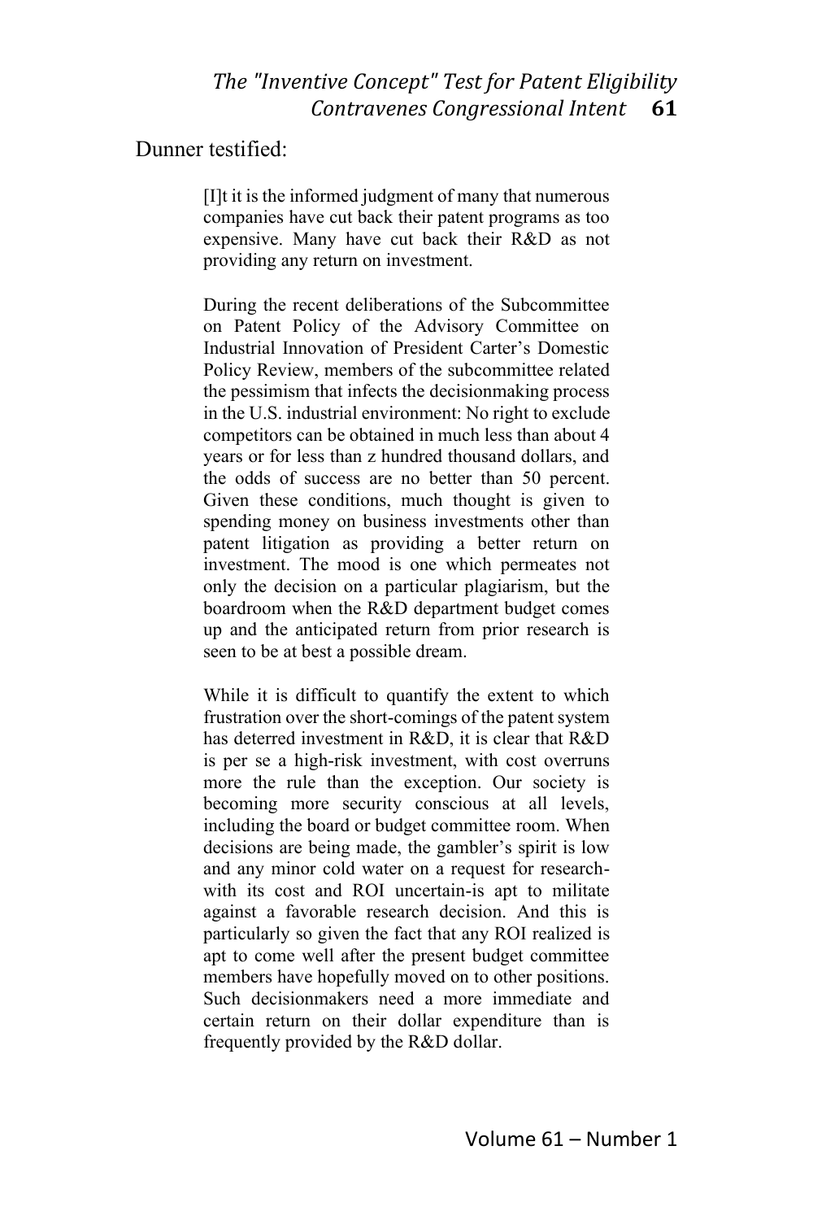Dunner testified:

> [I]t it is the informed judgment of many that numerous companies have cut back their patent programs as too expensive. Many have cut back their R&D as not providing any return on investment.
>
> During the recent deliberations of the Subcommittee on Patent Policy of the Advisory Committee on Industrial Innovation of President Carter's Domestic Policy Review, members of the subcommittee related the pessimism that infects the decisionmaking process in the U.S. industrial environment: No right to exclude competitors can be obtained in much less than about 4 years or for less than z hundred thousand dollars, and the odds of success are no better than 50 percent. Given these conditions, much thought is given to spending money on business investments other than patent litigation as providing a better return on investment. The mood is one which permeates not only the decision on a particular plagiarism, but the boardroom when the R&D department budget comes up and the anticipated return from prior research is seen to be at best a possible dream.
>
> While it is difficult to quantify the extent to which frustration over the short-comings of the patent system has deterred investment in R&D, it is clear that R&D is per se a high-risk investment, with cost overruns more the rule than the exception. Our society is becoming more security conscious at all levels, including the board or budget committee room. When decisions are being made, the gambler's spirit is low and any minor cold water on a request for research-with its cost and ROI uncertain-is apt to militate against a favorable research decision. And this is particularly so given the fact that any ROI realized is apt to come well after the present budget committee members have hopefully moved on to other positions. Such decisionmakers need a more immediate and certain return on their dollar expenditure than is frequently provided by the R&D dollar.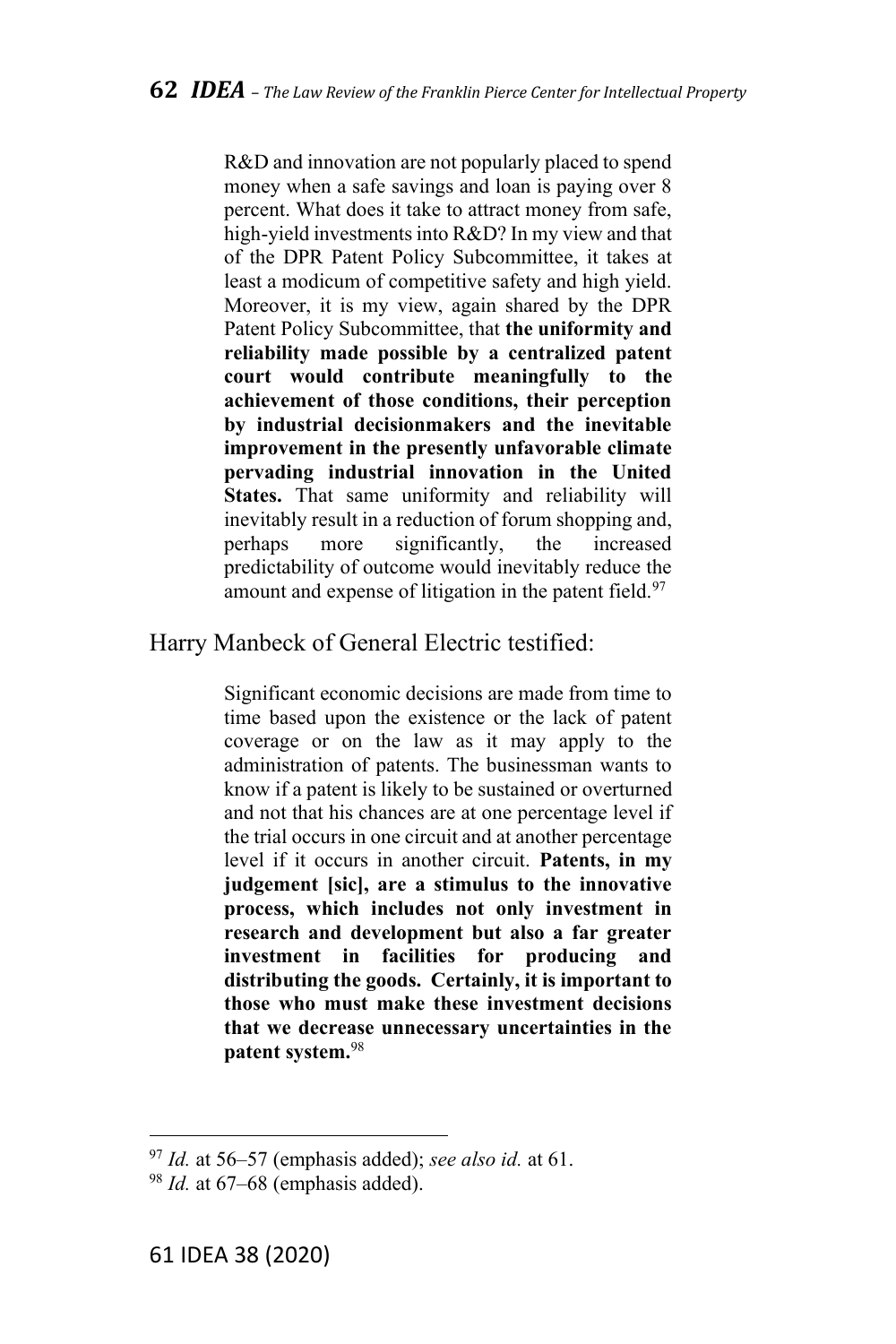> R&D and innovation are not popularly placed to spend money when a safe savings and loan is paying over 8 percent. What does it take to attract money from safe, high-yield investments into R&D? In my view and that of the DPR Patent Policy Subcommittee, it takes at least a modicum of competitive safety and high yield. Moreover, it is my view, again shared by the DPR Patent Policy Subcommittee, that **the uniformity and reliability made possible by a centralized patent court would contribute meaningfully to the achievement of those conditions, their perception by industrial decisionmakers and the inevitable improvement in the presently unfavorable climate pervading industrial innovation in the United States.** That same uniformity and reliability will inevitably result in a reduction of forum shopping and, perhaps more significantly, the increased predictability of outcome would inevitably reduce the amount and expense of litigation in the patent field.[97]

Harry Manbeck of General Electric testified:

> Significant economic decisions are made from time to time based upon the existence or the lack of patent coverage or on the law as it may apply to the administration of patents. The businessman wants to know if a patent is likely to be sustained or overturned and not that his chances are at one percentage level if the trial occurs in one circuit and at another percentage level if it occurs in another circuit. **Patents, in my judgement [sic], are a stimulus to the innovative process, which includes not only investment in research and development but also a far greater investment in facilities for producing and distributing the goods. Certainly, it is important to those who must make these investment decisions that we decrease unnecessary uncertainties in the patent system.**[98]

---

[97] *Id.* at 56–57 (emphasis added); *see also id.* at 61.

[98] *Id.* at 67–68 (emphasis added).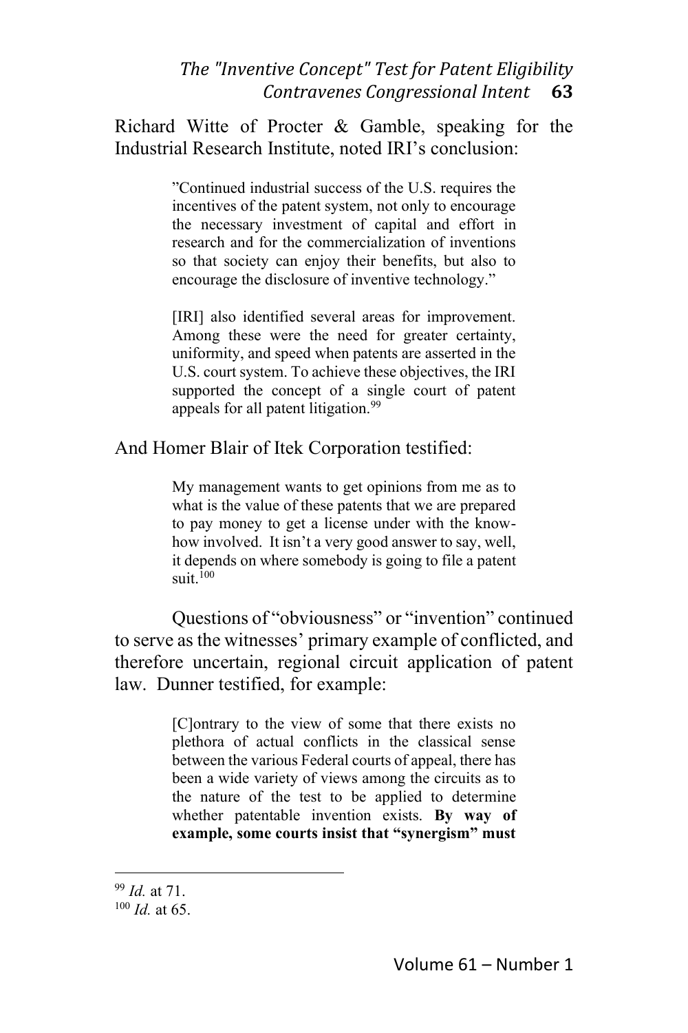Richard Witte of Procter & Gamble, speaking for the Industrial Research Institute, noted IRI's conclusion:

> "Continued industrial success of the U.S. requires the incentives of the patent system, not only to encourage the necessary investment of capital and effort in research and for the commercialization of inventions so that society can enjoy their benefits, but also to encourage the disclosure of inventive technology."
>
> [IRI] also identified several areas for improvement. Among these were the need for greater certainty, uniformity, and speed when patents are asserted in the U.S. court system. To achieve these objectives, the IRI supported the concept of a single court of patent appeals for all patent litigation.[99]

And Homer Blair of Itek Corporation testified:

> My management wants to get opinions from me as to what is the value of these patents that we are prepared to pay money to get a license under with the know-how involved. It isn't a very good answer to say, well, it depends on where somebody is going to file a patent suit.[100]

Questions of "obviousness" or "invention" continued to serve as the witnesses' primary example of conflicted, and therefore uncertain, regional circuit application of patent law. Dunner testified, for example:

> [C]ontrary to the view of some that there exists no plethora of actual conflicts in the classical sense between the various Federal courts of appeal, there has been a wide variety of views among the circuits as to the nature of the test to be applied to determine whether patentable invention exists. **By way of example, some courts insist that "synergism" must**

---

[99] *Id.* at 71.

[100] *Id.* at 65.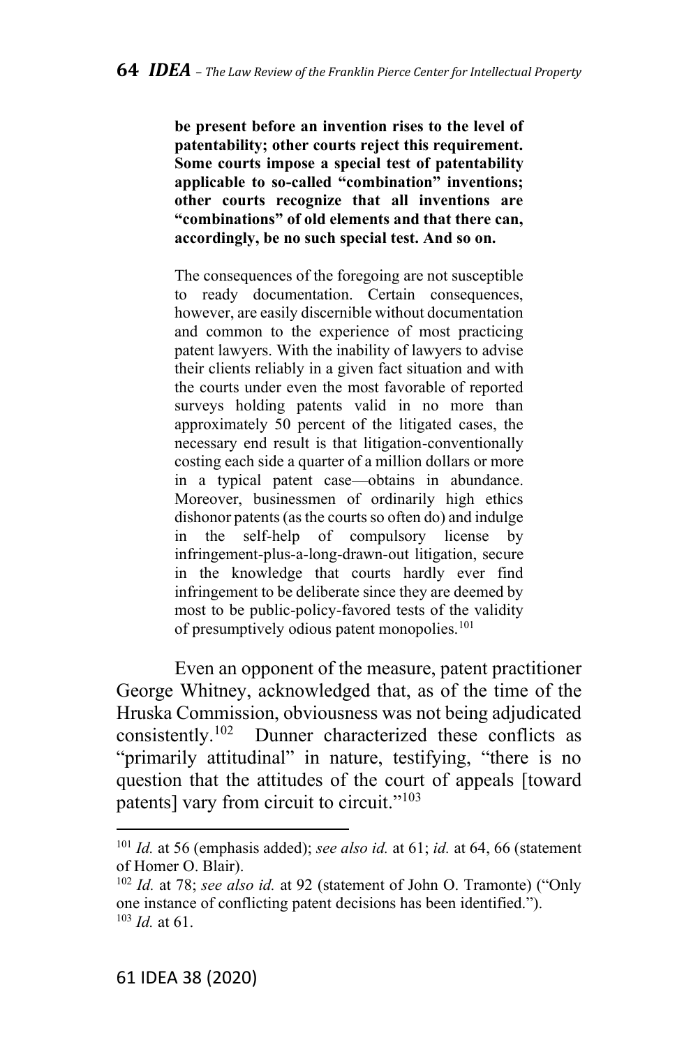> **be present before an invention rises to the level of patentability; other courts reject this requirement. Some courts impose a special test of patentability applicable to so-called "combination" inventions; other courts recognize that all inventions are "combinations" of old elements and that there can, accordingly, be no such special test. And so on.**
>
> The consequences of the foregoing are not susceptible to ready documentation. Certain consequences, however, are easily discernible without documentation and common to the experience of most practicing patent lawyers. With the inability of lawyers to advise their clients reliably in a given fact situation and with the courts under even the most favorable of reported surveys holding patents valid in no more than approximately 50 percent of the litigated cases, the necessary end result is that litigation-conventionally costing each side a quarter of a million dollars or more in a typical patent case—obtains in abundance. Moreover, businessmen of ordinarily high ethics dishonor patents (as the courts so often do) and indulge in the self-help of compulsory license by infringement-plus-a-long-drawn-out litigation, secure in the knowledge that courts hardly ever find infringement to be deliberate since they are deemed by most to be public-policy-favored tests of the validity of presumptively odious patent monopolies.[101]

Even an opponent of the measure, patent practitioner George Whitney, acknowledged that, as of the time of the Hruska Commission, obviousness was not being adjudicated consistently.[102] Dunner characterized these conflicts as "primarily attitudinal" in nature, testifying, "there is no question that the attitudes of the court of appeals [toward patents] vary from circuit to circuit."[103]

---

[101] *Id.* at 56 (emphasis added); *see also id.* at 61; *id.* at 64, 66 (statement of Homer O. Blair).

[102] *Id.* at 78; *see also id.* at 92 (statement of John O. Tramonte) ("Only one instance of conflicting patent decisions has been identified.").

[103] *Id.* at 61.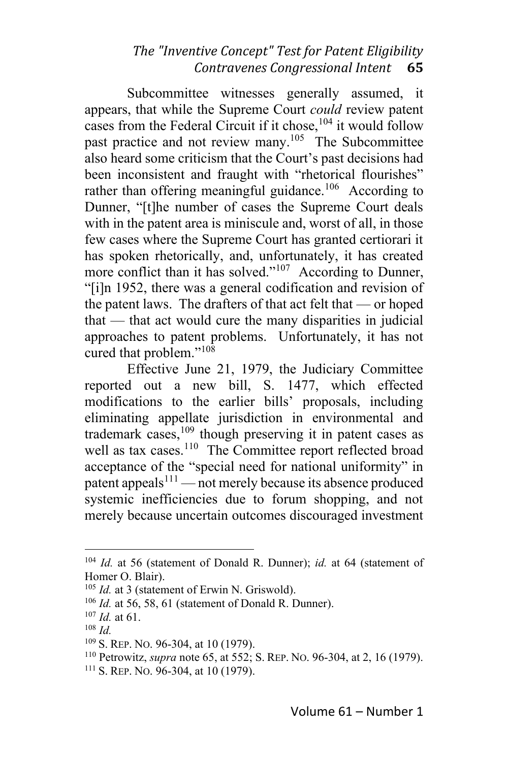Subcommittee witnesses generally assumed, it appears, that while the Supreme Court *could* review patent cases from the Federal Circuit if it chose,[104] it would follow past practice and not review many.[105] The Subcommittee also heard some criticism that the Court's past decisions had been inconsistent and fraught with "rhetorical flourishes" rather than offering meaningful guidance.[106] According to Dunner, "[t]he number of cases the Supreme Court deals with in the patent area is miniscule and, worst of all, in those few cases where the Supreme Court has granted certiorari it has spoken rhetorically, and, unfortunately, it has created more conflict than it has solved."[107] According to Dunner, "[i]n 1952, there was a general codification and revision of the patent laws. The drafters of that act felt that — or hoped that — that act would cure the many disparities in judicial approaches to patent problems. Unfortunately, it has not cured that problem."[108]

Effective June 21, 1979, the Judiciary Committee reported out a new bill, S. 1477, which effected modifications to the earlier bills' proposals, including eliminating appellate jurisdiction in environmental and trademark cases,[109] though preserving it in patent cases as well as tax cases.[110] The Committee report reflected broad acceptance of the "special need for national uniformity" in patent appeals[111] — not merely because its absence produced systemic inefficiencies due to forum shopping, and not merely because uncertain outcomes discouraged investment

---

[104] *Id.* at 56 (statement of Donald R. Dunner); *id.* at 64 (statement of Homer O. Blair).

[105] *Id.* at 3 (statement of Erwin N. Griswold).

[106] *Id.* at 56, 58, 61 (statement of Donald R. Dunner).

[107] *Id.* at 61.

[108] *Id.*

[109] S. REP. NO. 96-304, at 10 (1979).

[110] Petrowitz, *supra* note 65, at 552; S. REP. NO. 96-304, at 2, 16 (1979).

[111] S. REP. NO. 96-304, at 10 (1979).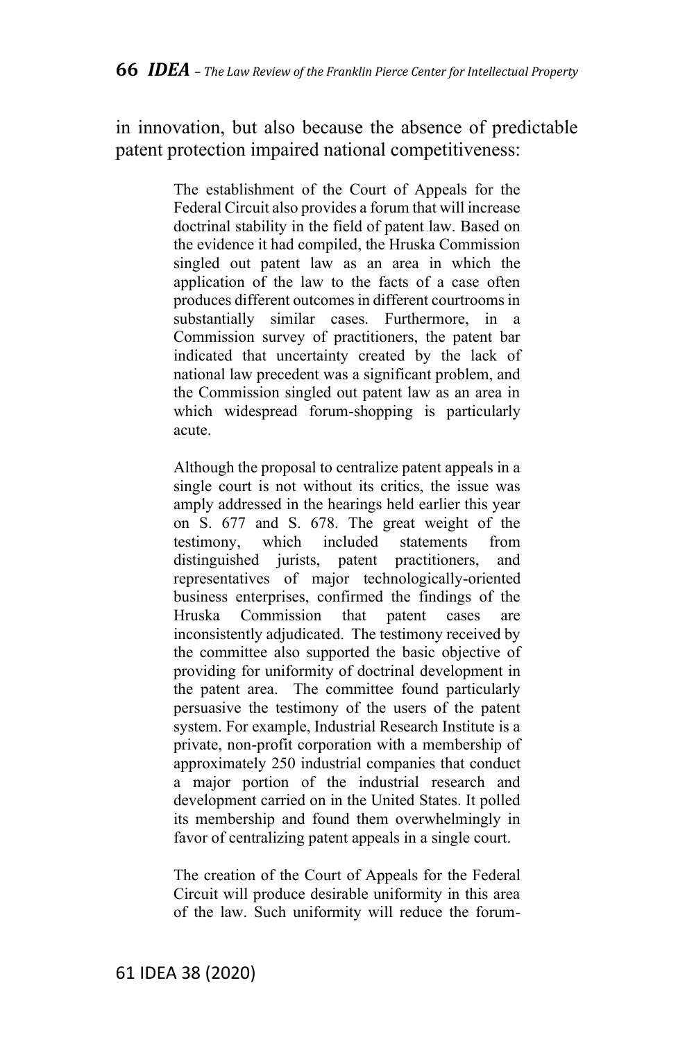in innovation, but also because the absence of predictable patent protection impaired national competitiveness:

> The establishment of the Court of Appeals for the Federal Circuit also provides a forum that will increase doctrinal stability in the field of patent law. Based on the evidence it had compiled, the Hruska Commission singled out patent law as an area in which the application of the law to the facts of a case often produces different outcomes in different courtrooms in substantially similar cases. Furthermore, in a Commission survey of practitioners, the patent bar indicated that uncertainty created by the lack of national law precedent was a significant problem, and the Commission singled out patent law as an area in which widespread forum-shopping is particularly acute.
>
> Although the proposal to centralize patent appeals in a single court is not without its critics, the issue was amply addressed in the hearings held earlier this year on S. 677 and S. 678. The great weight of the testimony, which included statements from distinguished jurists, patent practitioners, and representatives of major technologically-oriented business enterprises, confirmed the findings of the Hruska Commission that patent cases are inconsistently adjudicated. The testimony received by the committee also supported the basic objective of providing for uniformity of doctrinal development in the patent area. The committee found particularly persuasive the testimony of the users of the patent system. For example, Industrial Research Institute is a private, non-profit corporation with a membership of approximately 250 industrial companies that conduct a major portion of the industrial research and development carried on in the United States. It polled its membership and found them overwhelmingly in favor of centralizing patent appeals in a single court.
>
> The creation of the Court of Appeals for the Federal Circuit will produce desirable uniformity in this area of the law. Such uniformity will reduce the forum-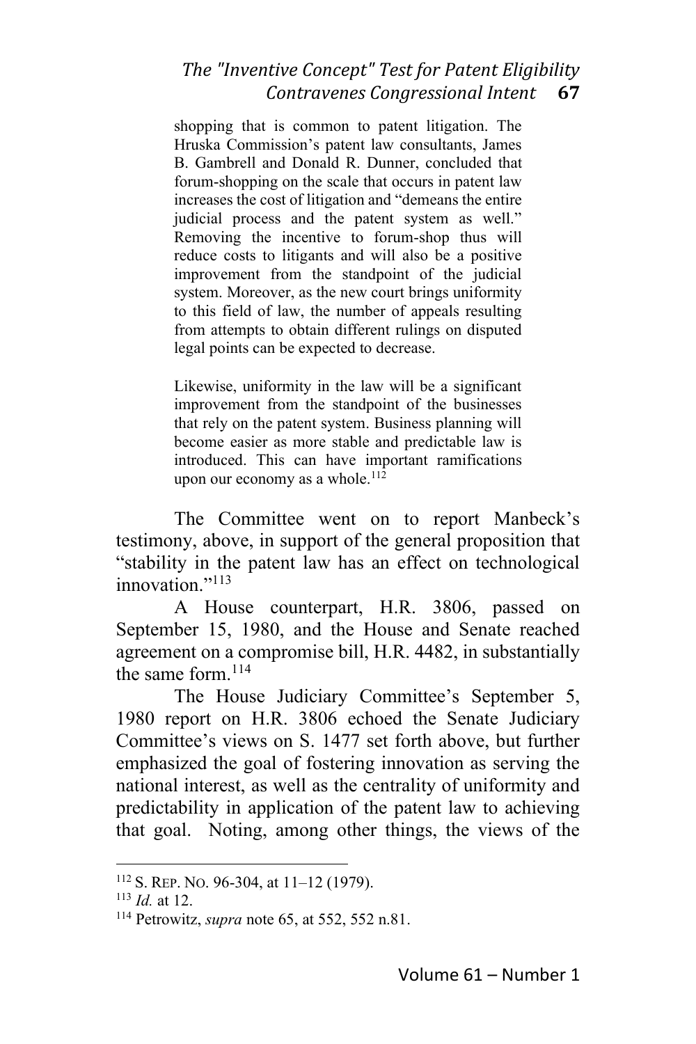> shopping that is common to patent litigation. The Hruska Commission's patent law consultants, James B. Gambrell and Donald R. Dunner, concluded that forum-shopping on the scale that occurs in patent law increases the cost of litigation and "demeans the entire judicial process and the patent system as well." Removing the incentive to forum-shop thus will reduce costs to litigants and will also be a positive improvement from the standpoint of the judicial system. Moreover, as the new court brings uniformity to this field of law, the number of appeals resulting from attempts to obtain different rulings on disputed legal points can be expected to decrease.
>
> Likewise, uniformity in the law will be a significant improvement from the standpoint of the businesses that rely on the patent system. Business planning will become easier as more stable and predictable law is introduced. This can have important ramifications upon our economy as a whole.[112]

The Committee went on to report Manbeck's testimony, above, in support of the general proposition that "stability in the patent law has an effect on technological innovation."[113]

A House counterpart, H.R. 3806, passed on September 15, 1980, and the House and Senate reached agreement on a compromise bill, H.R. 4482, in substantially the same form.[114]

The House Judiciary Committee's September 5, 1980 report on H.R. 3806 echoed the Senate Judiciary Committee's views on S. 1477 set forth above, but further emphasized the goal of fostering innovation as serving the national interest, as well as the centrality of uniformity and predictability in application of the patent law to achieving that goal. Noting, among other things, the views of the

---

[112] S. REP. NO. 96-304, at 11–12 (1979).

[113] *Id.* at 12.

[114] Petrowitz, *supra* note 65, at 552, 552 n.81.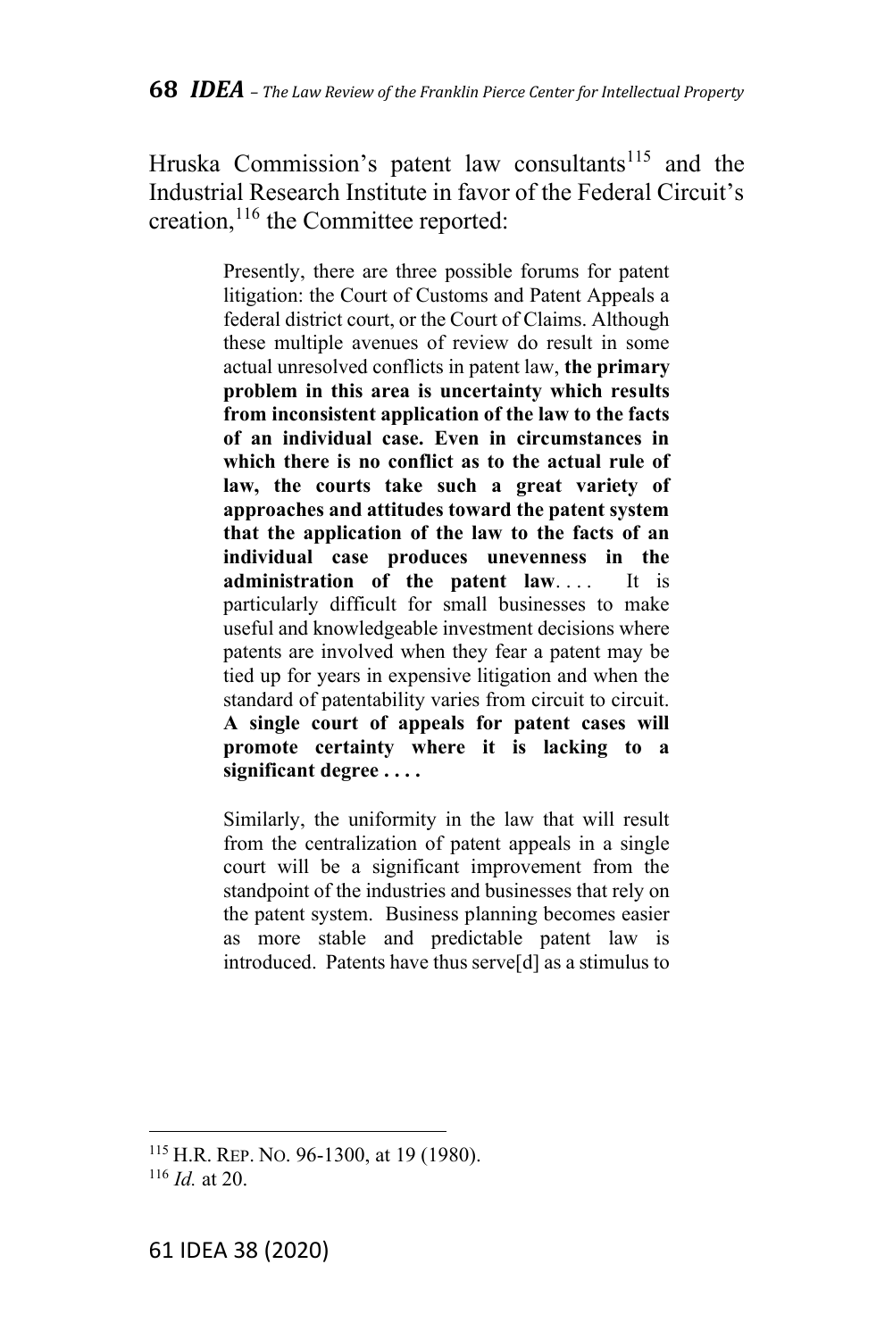Hruska Commission's patent law consultants[115] and the Industrial Research Institute in favor of the Federal Circuit's creation,[116] the Committee reported:

> Presently, there are three possible forums for patent litigation: the Court of Customs and Patent Appeals a federal district court, or the Court of Claims. Although these multiple avenues of review do result in some actual unresolved conflicts in patent law, **the primary problem in this area is uncertainty which results from inconsistent application of the law to the facts of an individual case. Even in circumstances in which there is no conflict as to the actual rule of law, the courts take such a great variety of approaches and attitudes toward the patent system that the application of the law to the facts of an individual case produces unevenness in the administration of the patent law**. . . . It is particularly difficult for small businesses to make useful and knowledgeable investment decisions where patents are involved when they fear a patent may be tied up for years in expensive litigation and when the standard of patentability varies from circuit to circuit. **A single court of appeals for patent cases will promote certainty where it is lacking to a significant degree . . . .**
>
> Similarly, the uniformity in the law that will result from the centralization of patent appeals in a single court will be a significant improvement from the standpoint of the industries and businesses that rely on the patent system. Business planning becomes easier as more stable and predictable patent law is introduced. Patents have thus serve[d] as a stimulus to

---

[115] H.R. REP. NO. 96-1300, at 19 (1980).

[116] *Id.* at 20.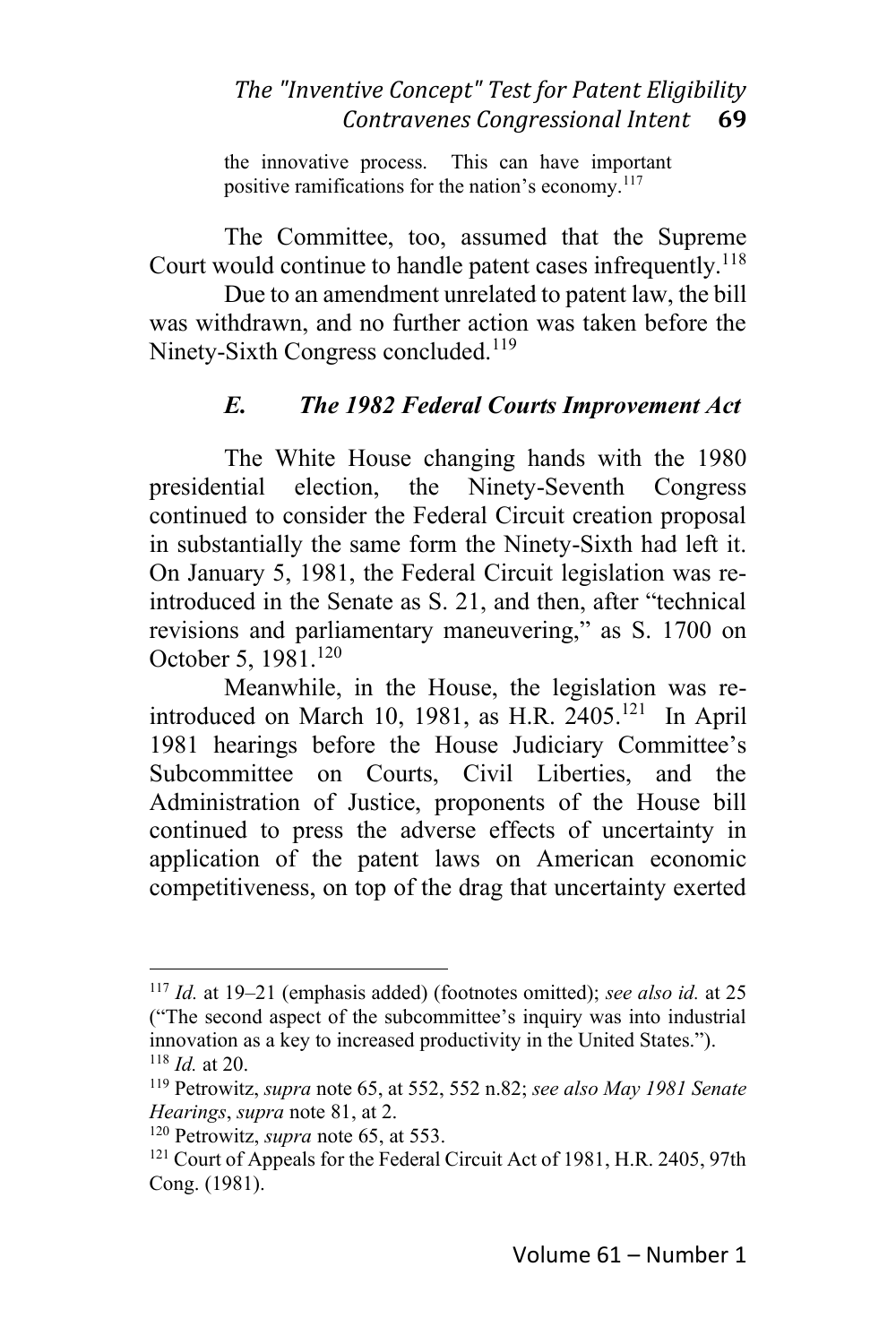the innovative process. This can have important positive ramifications for the nation's economy.[117]

The Committee, too, assumed that the Supreme Court would continue to handle patent cases infrequently.[118]

Due to an amendment unrelated to patent law, the bill was withdrawn, and no further action was taken before the Ninety-Sixth Congress concluded.[119]

### *E. The 1982 Federal Courts Improvement Act*

The White House changing hands with the 1980 presidential election, the Ninety-Seventh Congress continued to consider the Federal Circuit creation proposal in substantially the same form the Ninety-Sixth had left it. On January 5, 1981, the Federal Circuit legislation was re-introduced in the Senate as S. 21, and then, after "technical revisions and parliamentary maneuvering," as S. 1700 on October 5, 1981.[120]

Meanwhile, in the House, the legislation was re-introduced on March 10, 1981, as H.R. 2405.[121] In April 1981 hearings before the House Judiciary Committee's Subcommittee on Courts, Civil Liberties, and the Administration of Justice, proponents of the House bill continued to press the adverse effects of uncertainty in application of the patent laws on American economic competitiveness, on top of the drag that uncertainty exerted

---

[117] *Id.* at 19–21 (emphasis added) (footnotes omitted); *see also id.* at 25 ("The second aspect of the subcommittee's inquiry was into industrial innovation as a key to increased productivity in the United States.").

[118] *Id.* at 20.

[119] Petrowitz, *supra* note 65, at 552, 552 n.82; *see also May 1981 Senate Hearings*, *supra* note 81, at 2.

[120] Petrowitz, *supra* note 65, at 553.

[121] Court of Appeals for the Federal Circuit Act of 1981, H.R. 2405, 97th Cong. (1981).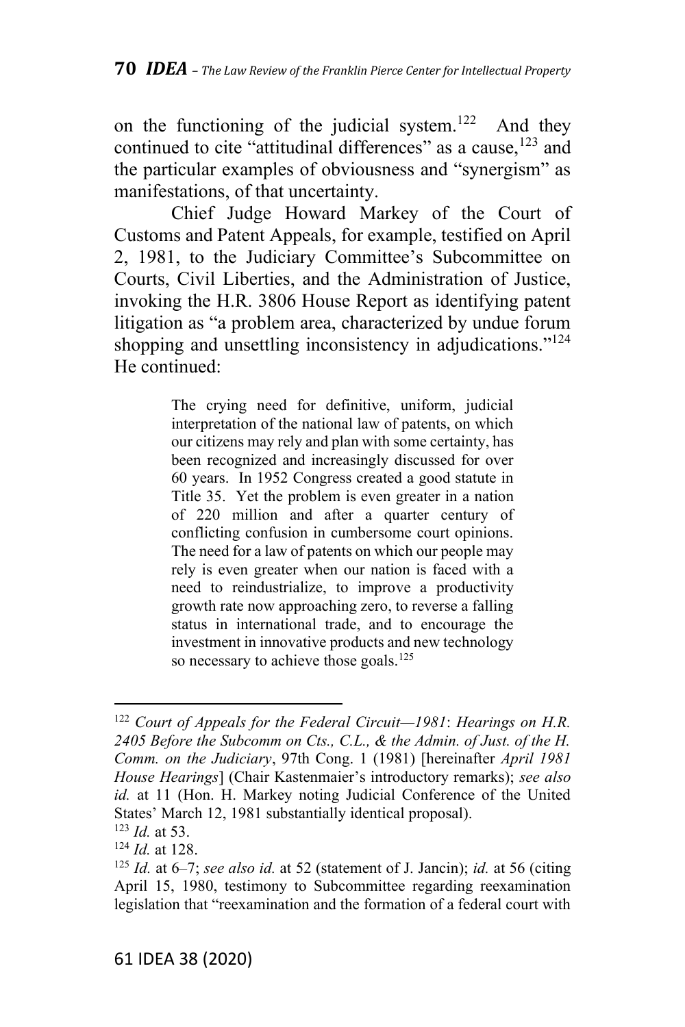on the functioning of the judicial system.[122] And they continued to cite "attitudinal differences" as a cause,[123] and the particular examples of obviousness and "synergism" as manifestations, of that uncertainty.

Chief Judge Howard Markey of the Court of Customs and Patent Appeals, for example, testified on April 2, 1981, to the Judiciary Committee's Subcommittee on Courts, Civil Liberties, and the Administration of Justice, invoking the H.R. 3806 House Report as identifying patent litigation as "a problem area, characterized by undue forum shopping and unsettling inconsistency in adjudications."[124] He continued:

> The crying need for definitive, uniform, judicial interpretation of the national law of patents, on which our citizens may rely and plan with some certainty, has been recognized and increasingly discussed for over 60 years. In 1952 Congress created a good statute in Title 35. Yet the problem is even greater in a nation of 220 million and after a quarter century of conflicting confusion in cumbersome court opinions. The need for a law of patents on which our people may rely is even greater when our nation is faced with a need to reindustrialize, to improve a productivity growth rate now approaching zero, to reverse a falling status in international trade, and to encourage the investment in innovative products and new technology so necessary to achieve those goals.[125]

---

[122] *Court of Appeals for the Federal Circuit—1981*: *Hearings on H.R. 2405 Before the Subcomm on Cts., C.L., & the Admin. of Just. of the H. Comm. on the Judiciary*, 97th Cong. 1 (1981) [hereinafter *April 1981 House Hearings*] (Chair Kastenmaier's introductory remarks); *see also id.* at 11 (Hon. H. Markey noting Judicial Conference of the United States' March 12, 1981 substantially identical proposal).

[123] *Id.* at 53.

[124] *Id.* at 128.

[125] *Id.* at 6–7; *see also id.* at 52 (statement of J. Jancin); *id.* at 56 (citing April 15, 1980, testimony to Subcommittee regarding reexamination legislation that "reexamination and the formation of a federal court with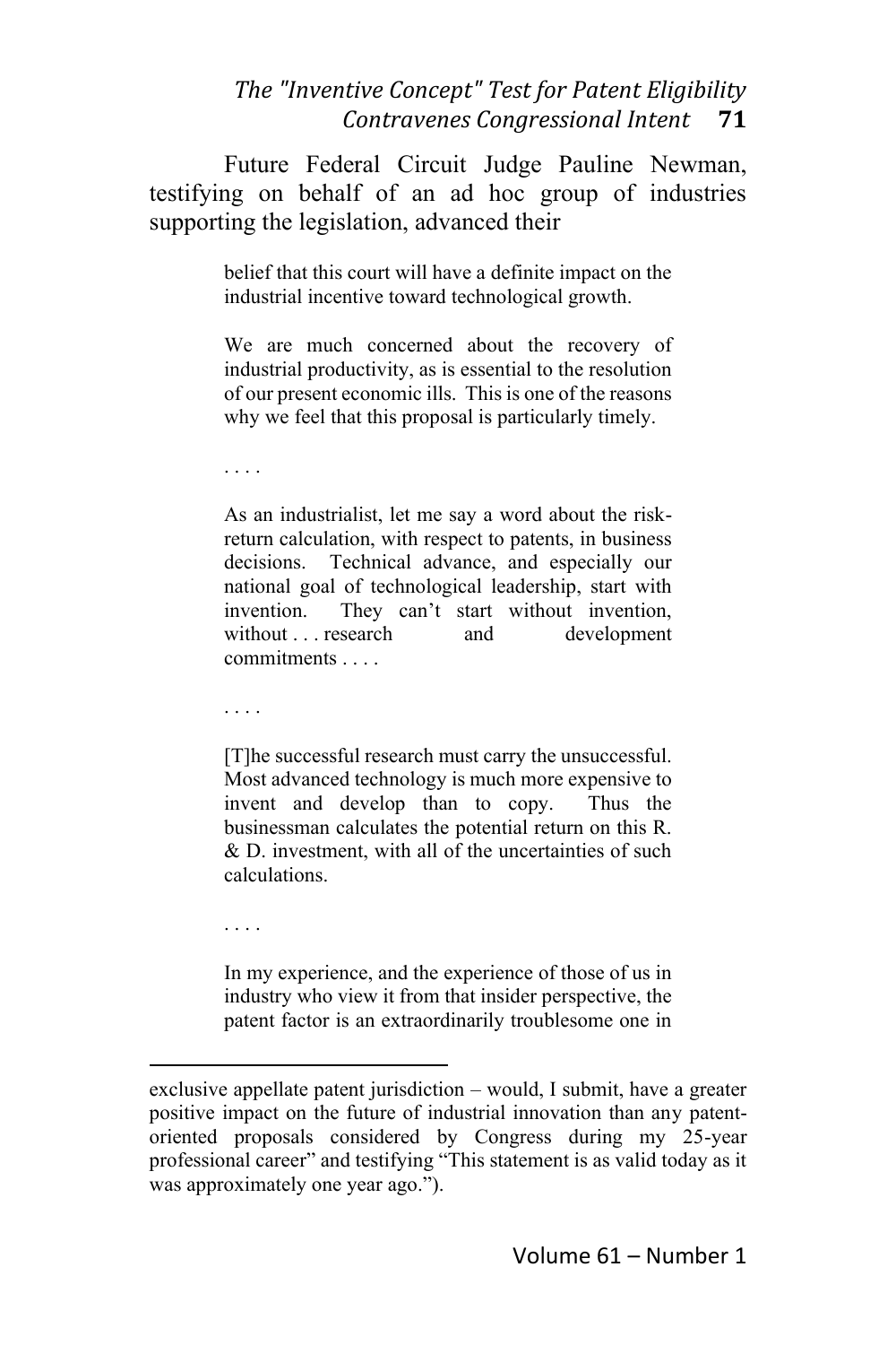Future Federal Circuit Judge Pauline Newman, testifying on behalf of an ad hoc group of industries supporting the legislation, advanced their

> belief that this court will have a definite impact on the industrial incentive toward technological growth.
>
> We are much concerned about the recovery of industrial productivity, as is essential to the resolution of our present economic ills. This is one of the reasons why we feel that this proposal is particularly timely.
>
> . . . .
>
> As an industrialist, let me say a word about the risk-return calculation, with respect to patents, in business decisions. Technical advance, and especially our national goal of technological leadership, start with invention. They can't start without invention, without . . . research and development commitments . . . .
>
> . . . .
>
> [T]he successful research must carry the unsuccessful. Most advanced technology is much more expensive to invent and develop than to copy. Thus the businessman calculates the potential return on this R. & D. investment, with all of the uncertainties of such calculations.
>
> . . . .
>
> In my experience, and the experience of those of us in industry who view it from that insider perspective, the patent factor is an extraordinarily troublesome one in

---

exclusive appellate patent jurisdiction – would, I submit, have a greater positive impact on the future of industrial innovation than any patent-oriented proposals considered by Congress during my 25-year professional career" and testifying "This statement is as valid today as it was approximately one year ago.").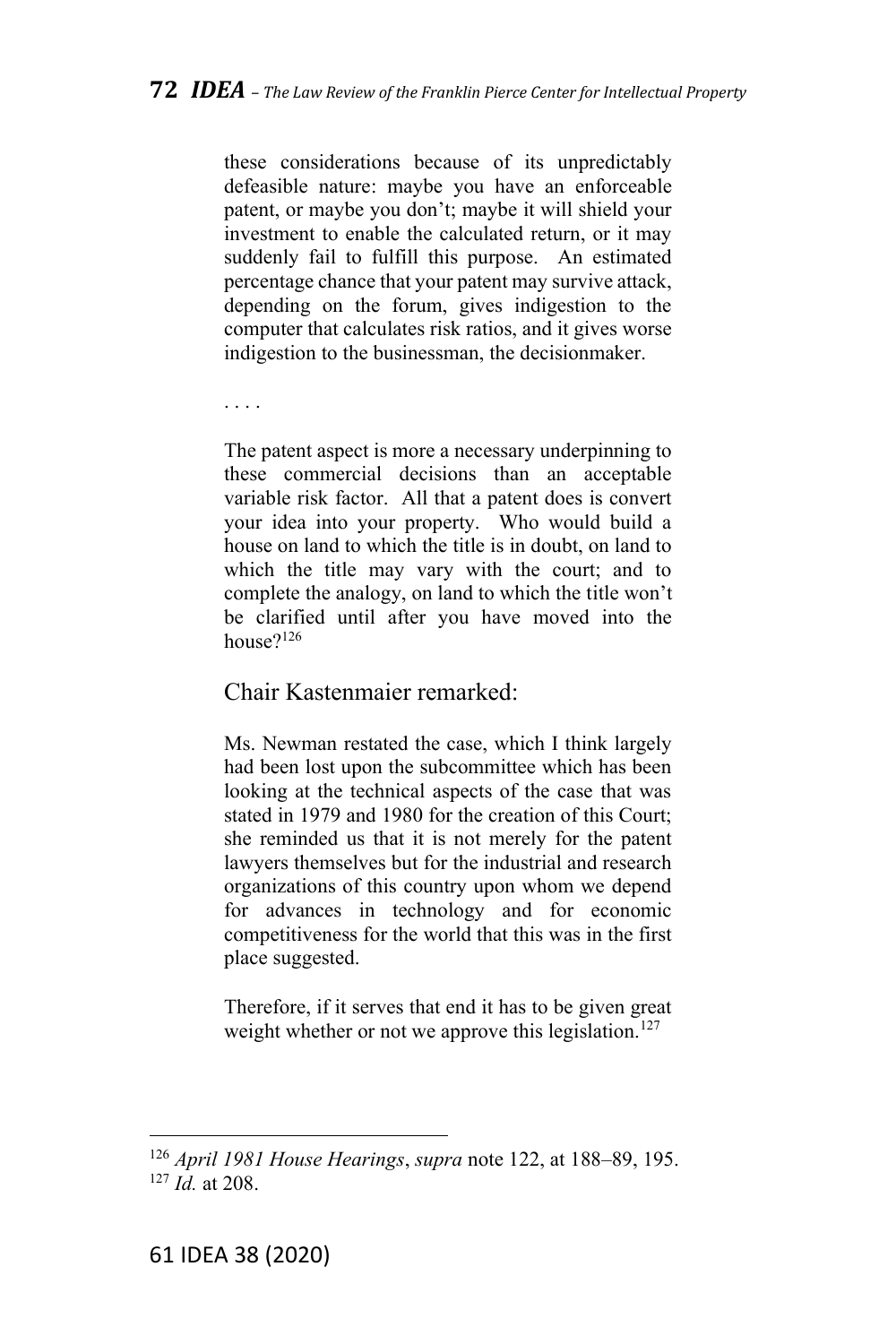> these considerations because of its unpredictably defeasible nature: maybe you have an enforceable patent, or maybe you don't; maybe it will shield your investment to enable the calculated return, or it may suddenly fail to fulfill this purpose. An estimated percentage chance that your patent may survive attack, depending on the forum, gives indigestion to the computer that calculates risk ratios, and it gives worse indigestion to the businessman, the decisionmaker.
>
> . . . .
>
> The patent aspect is more a necessary underpinning to these commercial decisions than an acceptable variable risk factor. All that a patent does is convert your idea into your property. Who would build a house on land to which the title is in doubt, on land to which the title may vary with the court; and to complete the analogy, on land to which the title won't be clarified until after you have moved into the house?[126]

Chair Kastenmaier remarked:

> Ms. Newman restated the case, which I think largely had been lost upon the subcommittee which has been looking at the technical aspects of the case that was stated in 1979 and 1980 for the creation of this Court; she reminded us that it is not merely for the patent lawyers themselves but for the industrial and research organizations of this country upon whom we depend for advances in technology and for economic competitiveness for the world that this was in the first place suggested.
>
> Therefore, if it serves that end it has to be given great weight whether or not we approve this legislation.[127]

---

[126] *April 1981 House Hearings*, *supra* note 122, at 188–89, 195.
[127] *Id.* at 208.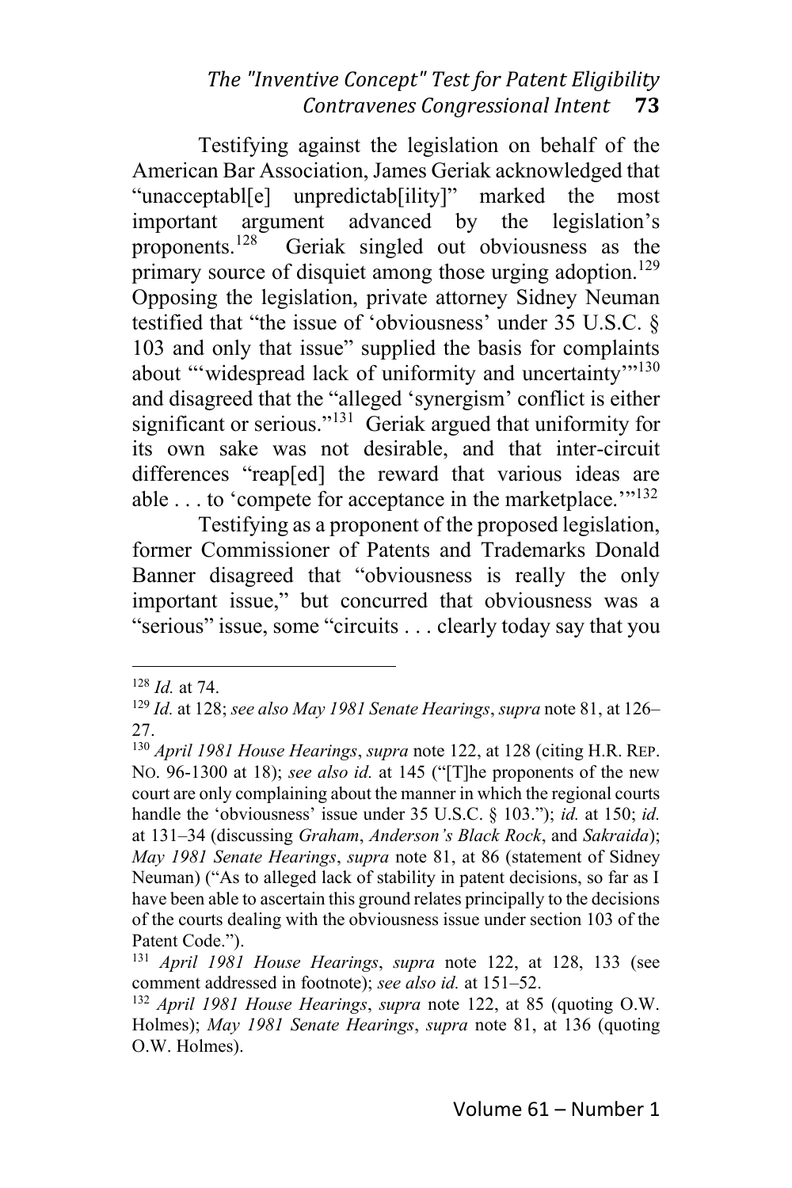Testifying against the legislation on behalf of the American Bar Association, James Geriak acknowledged that "unacceptabl[e] unpredictab[ility]" marked the most important argument advanced by the legislation's proponents.[128] Geriak singled out obviousness as the primary source of disquiet among those urging adoption.[129] Opposing the legislation, private attorney Sidney Neuman testified that "the issue of 'obviousness' under 35 U.S.C. § 103 and only that issue" supplied the basis for complaints about "'widespread lack of uniformity and uncertainty'"[130] and disagreed that the "alleged 'synergism' conflict is either significant or serious."[131] Geriak argued that uniformity for its own sake was not desirable, and that inter-circuit differences "reap[ed] the reward that various ideas are able . . . to 'compete for acceptance in the marketplace.'"[132]

Testifying as a proponent of the proposed legislation, former Commissioner of Patents and Trademarks Donald Banner disagreed that "obviousness is really the only important issue," but concurred that obviousness was a "serious" issue, some "circuits . . . clearly today say that you

---

[128] *Id.* at 74.

[129] *Id.* at 128; *see also May 1981 Senate Hearings*, *supra* note 81, at 126–27.

[130] *April 1981 House Hearings*, *supra* note 122, at 128 (citing H.R. REP. NO. 96-1300 at 18); *see also id.* at 145 ("[T]he proponents of the new court are only complaining about the manner in which the regional courts handle the 'obviousness' issue under 35 U.S.C. § 103."); *id.* at 150; *id.* at 131–34 (discussing *Graham*, *Anderson's Black Rock*, and *Sakraida*); *May 1981 Senate Hearings*, *supra* note 81, at 86 (statement of Sidney Neuman) ("As to alleged lack of stability in patent decisions, so far as I have been able to ascertain this ground relates principally to the decisions of the courts dealing with the obviousness issue under section 103 of the Patent Code.").

[131] *April 1981 House Hearings*, *supra* note 122, at 128, 133 (see comment addressed in footnote); *see also id.* at 151–52.

[132] *April 1981 House Hearings*, *supra* note 122, at 85 (quoting O.W. Holmes); *May 1981 Senate Hearings*, *supra* note 81, at 136 (quoting O.W. Holmes).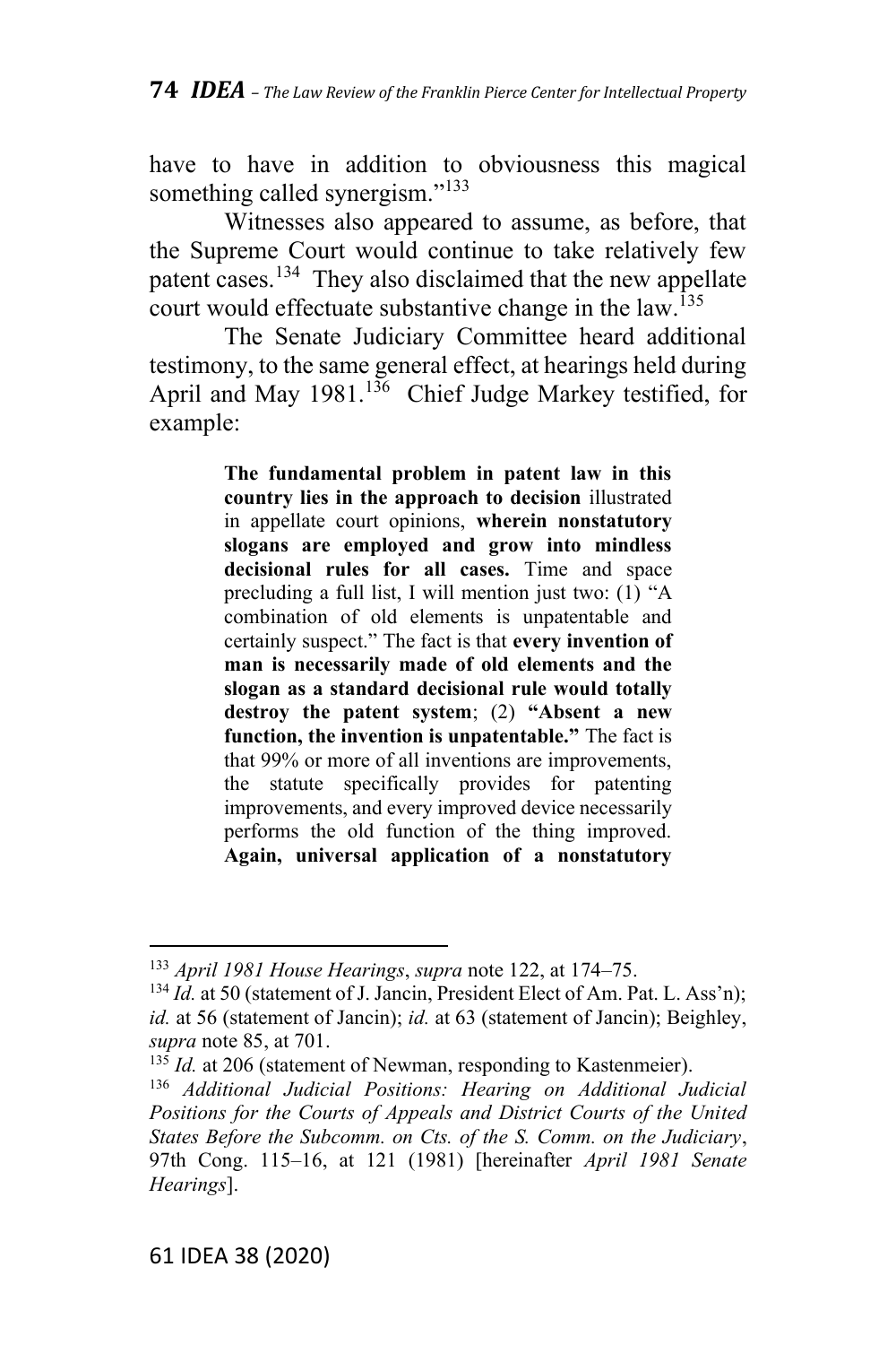have to have in addition to obviousness this magical something called synergism."[133]

Witnesses also appeared to assume, as before, that the Supreme Court would continue to take relatively few patent cases.[134] They also disclaimed that the new appellate court would effectuate substantive change in the law.[135]

The Senate Judiciary Committee heard additional testimony, to the same general effect, at hearings held during April and May 1981.[136] Chief Judge Markey testified, for example:

> **The fundamental problem in patent law in this country lies in the approach to decision** illustrated in appellate court opinions, **wherein nonstatutory slogans are employed and grow into mindless decisional rules for all cases.** Time and space precluding a full list, I will mention just two: (1) "A combination of old elements is unpatentable and certainly suspect." The fact is that **every invention of man is necessarily made of old elements and the slogan as a standard decisional rule would totally destroy the patent system**; (2) **"Absent a new function, the invention is unpatentable."** The fact is that 99% or more of all inventions are improvements, the statute specifically provides for patenting improvements, and every improved device necessarily performs the old function of the thing improved. **Again, universal application of a nonstatutory**

---

[133] *April 1981 House Hearings*, *supra* note 122, at 174–75.

[134] *Id.* at 50 (statement of J. Jancin, President Elect of Am. Pat. L. Ass'n); *id.* at 56 (statement of Jancin); *id.* at 63 (statement of Jancin); Beighley, *supra* note 85, at 701.

[135] *Id.* at 206 (statement of Newman, responding to Kastenmeier).

[136] *Additional Judicial Positions: Hearing on Additional Judicial Positions for the Courts of Appeals and District Courts of the United States Before the Subcomm. on Cts. of the S. Comm. on the Judiciary*, 97th Cong. 115–16, at 121 (1981) [hereinafter *April 1981 Senate Hearings*].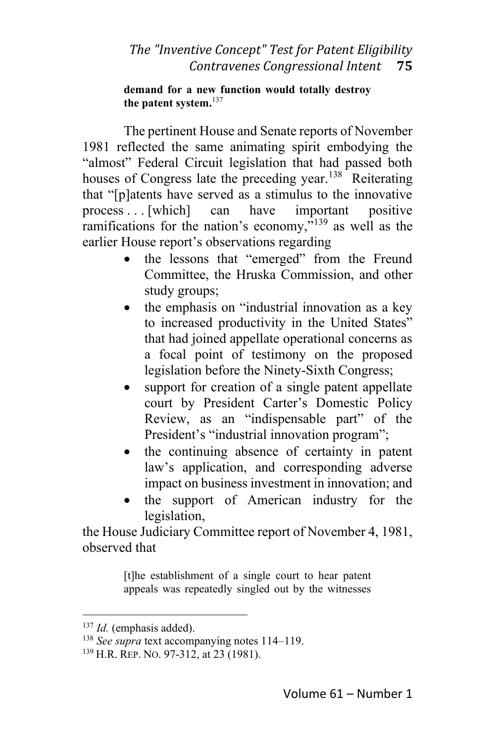**demand for a new function would totally destroy the patent system.**[137]

The pertinent House and Senate reports of November 1981 reflected the same animating spirit embodying the "almost" Federal Circuit legislation that had passed both houses of Congress late the preceding year.[138] Reiterating that "[p]atents have served as a stimulus to the innovative process . . . [which] can have important positive ramifications for the nation's economy,"[139] as well as the earlier House report's observations regarding

- the lessons that "emerged" from the Freund Committee, the Hruska Commission, and other study groups;
- the emphasis on "industrial innovation as a key to increased productivity in the United States" that had joined appellate operational concerns as a focal point of testimony on the proposed legislation before the Ninety-Sixth Congress;
- support for creation of a single patent appellate court by President Carter's Domestic Policy Review, as an "indispensable part" of the President's "industrial innovation program";
- the continuing absence of certainty in patent law's application, and corresponding adverse impact on business investment in innovation; and
- the support of American industry for the legislation,

the House Judiciary Committee report of November 4, 1981, observed that

> [t]he establishment of a single court to hear patent appeals was repeatedly singled out by the witnesses

---

[137] *Id.* (emphasis added).

[138] *See supra* text accompanying notes 114–119.

[139] H.R. REP. NO. 97-312, at 23 (1981).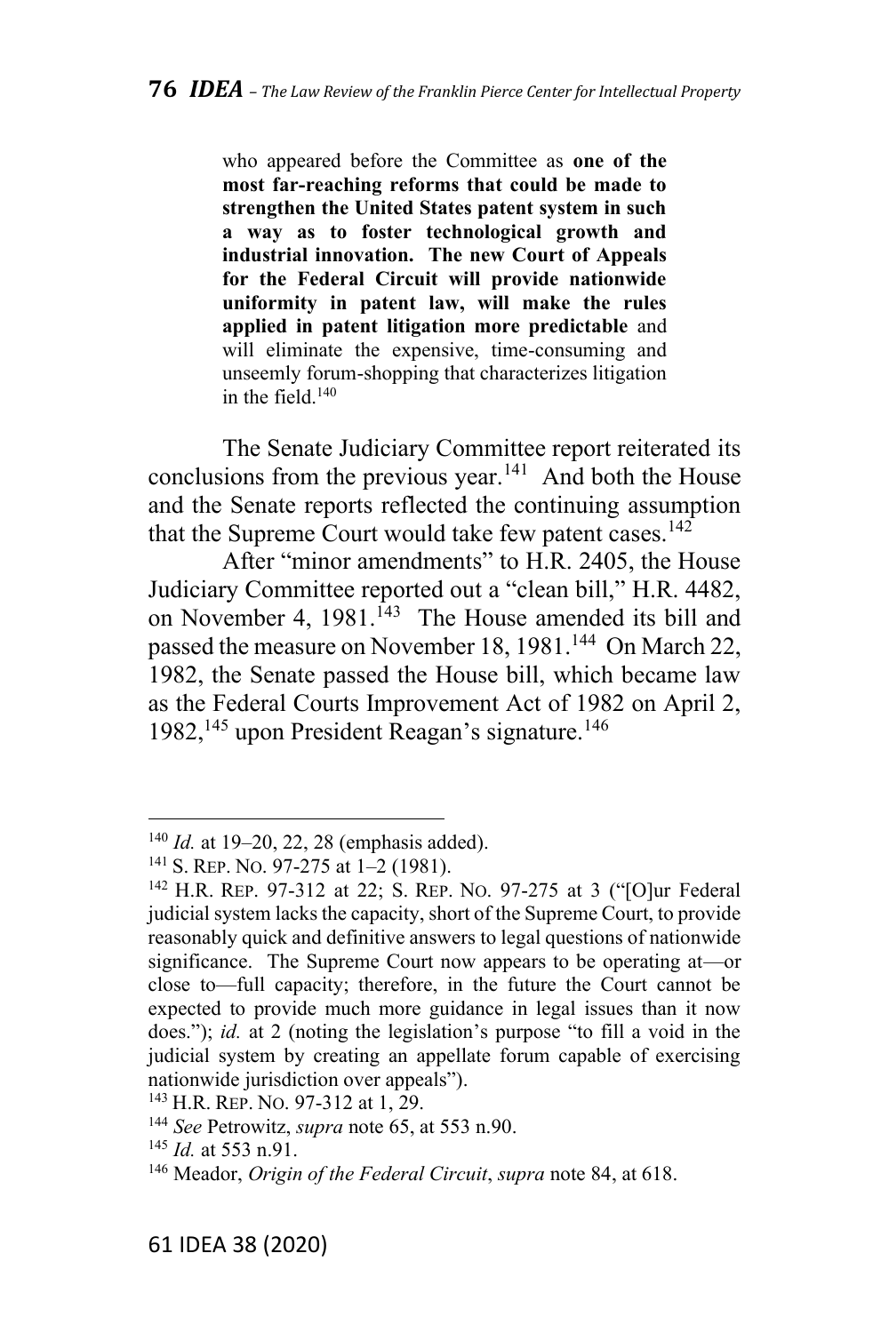> who appeared before the Committee as **one of the most far-reaching reforms that could be made to strengthen the United States patent system in such a way as to foster technological growth and industrial innovation. The new Court of Appeals for the Federal Circuit will provide nationwide uniformity in patent law, will make the rules applied in patent litigation more predictable** and will eliminate the expensive, time-consuming and unseemly forum-shopping that characterizes litigation in the field.[140]

The Senate Judiciary Committee report reiterated its conclusions from the previous year.[141] And both the House and the Senate reports reflected the continuing assumption that the Supreme Court would take few patent cases.[142]

After "minor amendments" to H.R. 2405, the House Judiciary Committee reported out a "clean bill," H.R. 4482, on November 4, 1981.[143] The House amended its bill and passed the measure on November 18, 1981.[144] On March 22, 1982, the Senate passed the House bill, which became law as the Federal Courts Improvement Act of 1982 on April 2, 1982,[145] upon President Reagan's signature.[146]

---

[140] *Id.* at 19–20, 22, 28 (emphasis added).

[141] S. REP. NO. 97-275 at 1–2 (1981).

[142] H.R. REP. 97-312 at 22; S. REP. NO. 97-275 at 3 ("[O]ur Federal judicial system lacks the capacity, short of the Supreme Court, to provide reasonably quick and definitive answers to legal questions of nationwide significance. The Supreme Court now appears to be operating at—or close to—full capacity; therefore, in the future the Court cannot be expected to provide much more guidance in legal issues than it now does."); *id.* at 2 (noting the legislation's purpose "to fill a void in the judicial system by creating an appellate forum capable of exercising nationwide jurisdiction over appeals").

[143] H.R. REP. NO. 97-312 at 1, 29.

[144] *See* Petrowitz, *supra* note 65, at 553 n.90.

[145] *Id.* at 553 n.91.

[146] Meador, *Origin of the Federal Circuit*, *supra* note 84, at 618.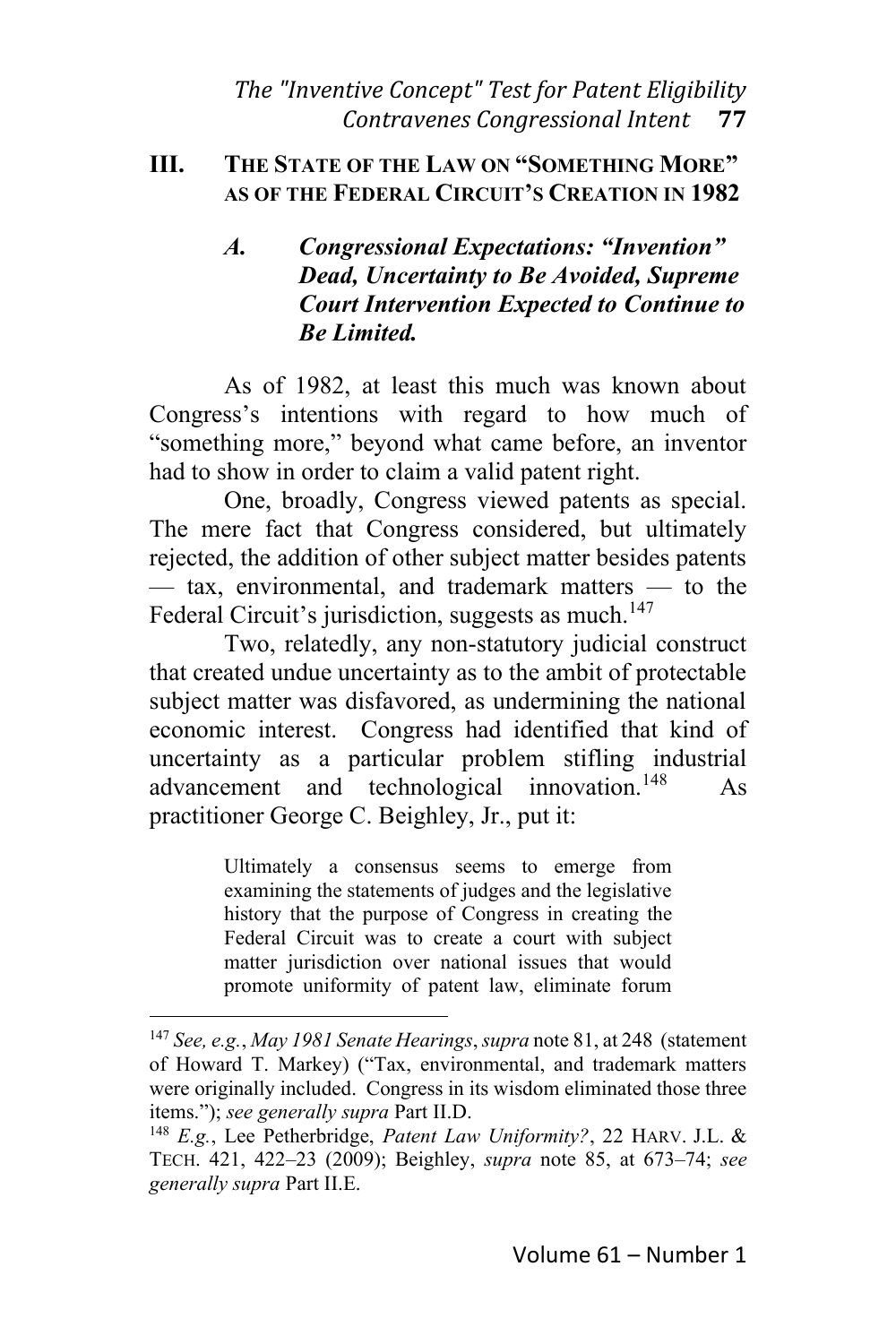## III. THE STATE OF THE LAW ON "SOMETHING MORE" AS OF THE FEDERAL CIRCUIT'S CREATION IN 1982

### *A. Congressional Expectations: "Invention" Dead, Uncertainty to Be Avoided, Supreme Court Intervention Expected to Continue to Be Limited.*

As of 1982, at least this much was known about Congress's intentions with regard to how much of "something more," beyond what came before, an inventor had to show in order to claim a valid patent right.

One, broadly, Congress viewed patents as special. The mere fact that Congress considered, but ultimately rejected, the addition of other subject matter besides patents — tax, environmental, and trademark matters — to the Federal Circuit's jurisdiction, suggests as much.[147]

Two, relatedly, any non-statutory judicial construct that created undue uncertainty as to the ambit of protectable subject matter was disfavored, as undermining the national economic interest. Congress had identified that kind of uncertainty as a particular problem stifling industrial advancement and technological innovation.[148] As practitioner George C. Beighley, Jr., put it:

> Ultimately a consensus seems to emerge from examining the statements of judges and the legislative history that the purpose of Congress in creating the Federal Circuit was to create a court with subject matter jurisdiction over national issues that would promote uniformity of patent law, eliminate forum

---

[147] *See, e.g.*, *May 1981 Senate Hearings*, *supra* note 81, at 248 (statement of Howard T. Markey) ("Tax, environmental, and trademark matters were originally included. Congress in its wisdom eliminated those three items."); *see generally supra* Part II.D.

[148] *E.g.*, Lee Petherbridge, *Patent Law Uniformity?*, 22 HARV. J.L. & TECH. 421, 422–23 (2009); Beighley, *supra* note 85, at 673–74; *see generally supra* Part II.E.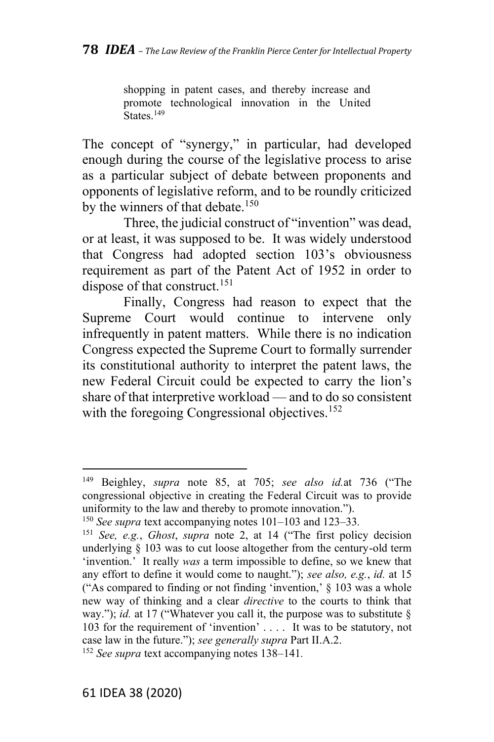> shopping in patent cases, and thereby increase and promote technological innovation in the United States.[149]

The concept of "synergy," in particular, had developed enough during the course of the legislative process to arise as a particular subject of debate between proponents and opponents of legislative reform, and to be roundly criticized by the winners of that debate.[150]

Three, the judicial construct of "invention" was dead, or at least, it was supposed to be. It was widely understood that Congress had adopted section 103's obviousness requirement as part of the Patent Act of 1952 in order to dispose of that construct.[151]

Finally, Congress had reason to expect that the Supreme Court would continue to intervene only infrequently in patent matters. While there is no indication Congress expected the Supreme Court to formally surrender its constitutional authority to interpret the patent laws, the new Federal Circuit could be expected to carry the lion's share of that interpretive workload — and to do so consistent with the foregoing Congressional objectives.[152]

---

[149] Beighley, *supra* note 85, at 705; *see also id.*at 736 ("The congressional objective in creating the Federal Circuit was to provide uniformity to the law and thereby to promote innovation.").

[150] *See supra* text accompanying notes 101–103 and 123–33.

[151] *See, e.g.*, *Ghost*, *supra* note 2, at 14 ("The first policy decision underlying § 103 was to cut loose altogether from the century-old term 'invention.' It really *was* a term impossible to define, so we knew that any effort to define it would come to naught."); *see also, e.g.*, *id.* at 15 ("As compared to finding or not finding 'invention,' § 103 was a whole new way of thinking and a clear *directive* to the courts to think that way."); *id.* at 17 ("Whatever you call it, the purpose was to substitute § 103 for the requirement of 'invention' . . . . It was to be statutory, not case law in the future."); *see generally supra* Part II.A.2.

[152] *See supra* text accompanying notes 138–141.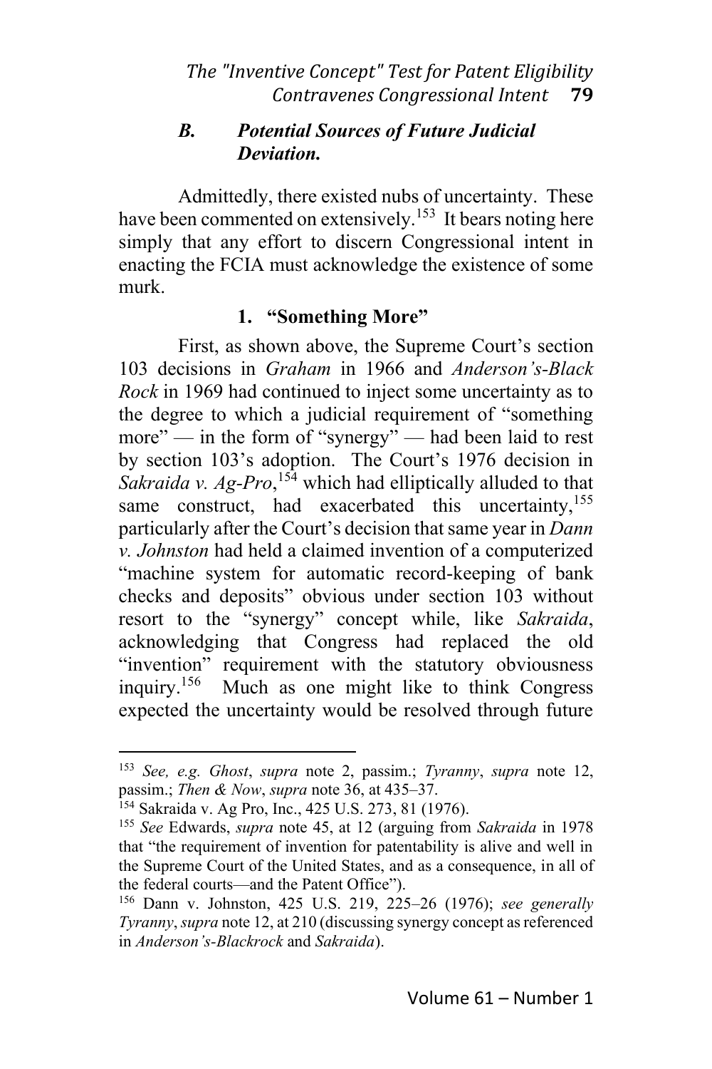### *B. Potential Sources of Future Judicial Deviation.*

Admittedly, there existed nubs of uncertainty. These have been commented on extensively.[153] It bears noting here simply that any effort to discern Congressional intent in enacting the FCIA must acknowledge the existence of some murk.

#### 1. "Something More"

First, as shown above, the Supreme Court's section 103 decisions in *Graham* in 1966 and *Anderson's-Black Rock* in 1969 had continued to inject some uncertainty as to the degree to which a judicial requirement of "something more" — in the form of "synergy" — had been laid to rest by section 103's adoption. The Court's 1976 decision in *Sakraida v. Ag-Pro*,[154] which had elliptically alluded to that same construct, had exacerbated this uncertainty,[155] particularly after the Court's decision that same year in *Dann v. Johnston* had held a claimed invention of a computerized "machine system for automatic record-keeping of bank checks and deposits" obvious under section 103 without resort to the "synergy" concept while, like *Sakraida*, acknowledging that Congress had replaced the old "invention" requirement with the statutory obviousness inquiry.[156] Much as one might like to think Congress expected the uncertainty would be resolved through future

---

[153] *See, e.g. Ghost*, *supra* note 2, passim.; *Tyranny*, *supra* note 12, passim.; *Then & Now*, *supra* note 36, at 435–37.

[154] Sakraida v. Ag Pro, Inc., 425 U.S. 273, 81 (1976).

[155] *See* Edwards, *supra* note 45, at 12 (arguing from *Sakraida* in 1978 that "the requirement of invention for patentability is alive and well in the Supreme Court of the United States, and as a consequence, in all of the federal courts—and the Patent Office").

[156] Dann v. Johnston, 425 U.S. 219, 225–26 (1976); *see generally Tyranny*, *supra* note 12, at 210 (discussing synergy concept as referenced in *Anderson's-Blackrock* and *Sakraida*).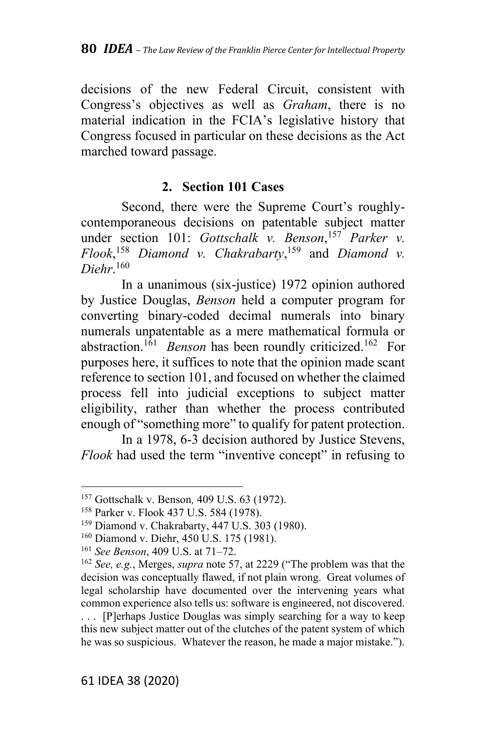decisions of the new Federal Circuit, consistent with Congress's objectives as well as *Graham*, there is no material indication in the FCIA's legislative history that Congress focused in particular on these decisions as the Act marched toward passage.

### 2. Section 101 Cases

Second, there were the Supreme Court's roughly-contemporaneous decisions on patentable subject matter under section 101: *Gottschalk v. Benson*,[157] *Parker v. Flook*,[158] *Diamond v. Chakrabarty*,[159] and *Diamond v. Diehr*.[160]

In a unanimous (six-justice) 1972 opinion authored by Justice Douglas, *Benson* held a computer program for converting binary-coded decimal numerals into binary numerals unpatentable as a mere mathematical formula or abstraction.[161] *Benson* has been roundly criticized.[162] For purposes here, it suffices to note that the opinion made scant reference to section 101, and focused on whether the claimed process fell into judicial exceptions to subject matter eligibility, rather than whether the process contributed enough of "something more" to qualify for patent protection.

In a 1978, 6-3 decision authored by Justice Stevens, *Flook* had used the term "inventive concept" in refusing to

---

[157] Gottschalk v. Benson, 409 U.S. 63 (1972).

[158] Parker v. Flook 437 U.S. 584 (1978).

[159] Diamond v. Chakrabarty, 447 U.S. 303 (1980).

[160] Diamond v. Diehr, 450 U.S. 175 (1981).

[161] *See Benson*, 409 U.S. at 71–72.

[162] *See, e.g.*, Merges, *supra* note 57, at 2229 ("The problem was that the decision was conceptually flawed, if not plain wrong. Great volumes of legal scholarship have documented over the intervening years what common experience also tells us: software is engineered, not discovered. . . . [P]erhaps Justice Douglas was simply searching for a way to keep this new subject matter out of the clutches of the patent system of which he was so suspicious. Whatever the reason, he made a major mistake.").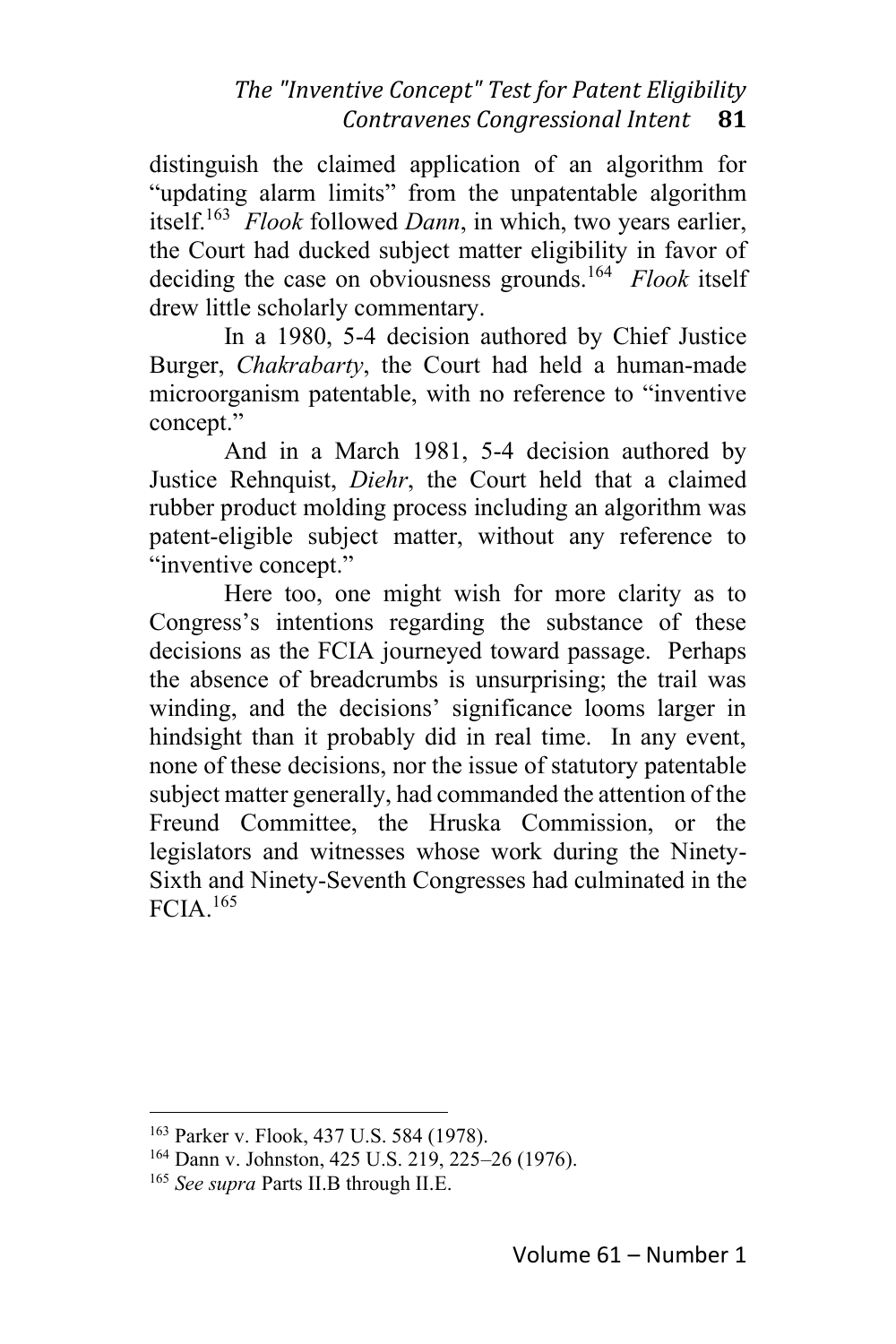distinguish the claimed application of an algorithm for "updating alarm limits" from the unpatentable algorithm itself.[163] *Flook* followed *Dann*, in which, two years earlier, the Court had ducked subject matter eligibility in favor of deciding the case on obviousness grounds.[164] *Flook* itself drew little scholarly commentary.

In a 1980, 5-4 decision authored by Chief Justice Burger, *Chakrabarty*, the Court had held a human-made microorganism patentable, with no reference to "inventive concept."

And in a March 1981, 5-4 decision authored by Justice Rehnquist, *Diehr*, the Court held that a claimed rubber product molding process including an algorithm was patent-eligible subject matter, without any reference to "inventive concept."

Here too, one might wish for more clarity as to Congress's intentions regarding the substance of these decisions as the FCIA journeyed toward passage. Perhaps the absence of breadcrumbs is unsurprising; the trail was winding, and the decisions' significance looms larger in hindsight than it probably did in real time. In any event, none of these decisions, nor the issue of statutory patentable subject matter generally, had commanded the attention of the Freund Committee, the Hruska Commission, or the legislators and witnesses whose work during the Ninety-Sixth and Ninety-Seventh Congresses had culminated in the FCIA.[165]

---

[163] Parker v. Flook, 437 U.S. 584 (1978).

[164] Dann v. Johnston, 425 U.S. 219, 225–26 (1976).

[165] *See supra* Parts II.B through II.E.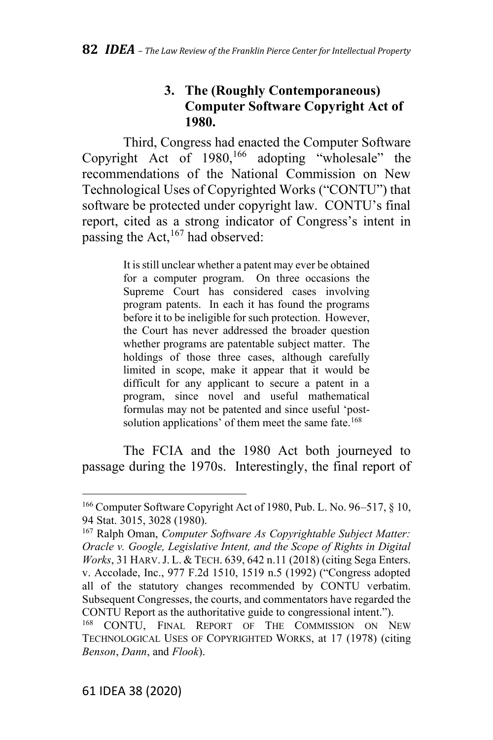### 3. The (Roughly Contemporaneous) Computer Software Copyright Act of 1980.

Third, Congress had enacted the Computer Software Copyright Act of 1980,[166] adopting "wholesale" the recommendations of the National Commission on New Technological Uses of Copyrighted Works ("CONTU") that software be protected under copyright law. CONTU's final report, cited as a strong indicator of Congress's intent in passing the Act,[167] had observed:

> It is still unclear whether a patent may ever be obtained for a computer program. On three occasions the Supreme Court has considered cases involving program patents. In each it has found the programs before it to be ineligible for such protection. However, the Court has never addressed the broader question whether programs are patentable subject matter. The holdings of those three cases, although carefully limited in scope, make it appear that it would be difficult for any applicant to secure a patent in a program, since novel and useful mathematical formulas may not be patented and since useful 'post-solution applications' of them meet the same fate.[168]

The FCIA and the 1980 Act both journeyed to passage during the 1970s. Interestingly, the final report of

---

[166] Computer Software Copyright Act of 1980, Pub. L. No. 96–517, § 10, 94 Stat. 3015, 3028 (1980).

[167] Ralph Oman, *Computer Software As Copyrightable Subject Matter: Oracle v. Google, Legislative Intent, and the Scope of Rights in Digital Works*, 31 HARV. J. L. & TECH. 639, 642 n.11 (2018) (citing Sega Enters. v. Accolade, Inc., 977 F.2d 1510, 1519 n.5 (1992) ("Congress adopted all of the statutory changes recommended by CONTU verbatim. Subsequent Congresses, the courts, and commentators have regarded the CONTU Report as the authoritative guide to congressional intent.").

[168] CONTU, FINAL REPORT OF THE COMMISSION ON NEW TECHNOLOGICAL USES OF COPYRIGHTED WORKS, at 17 (1978) (citing *Benson*, *Dann*, and *Flook*).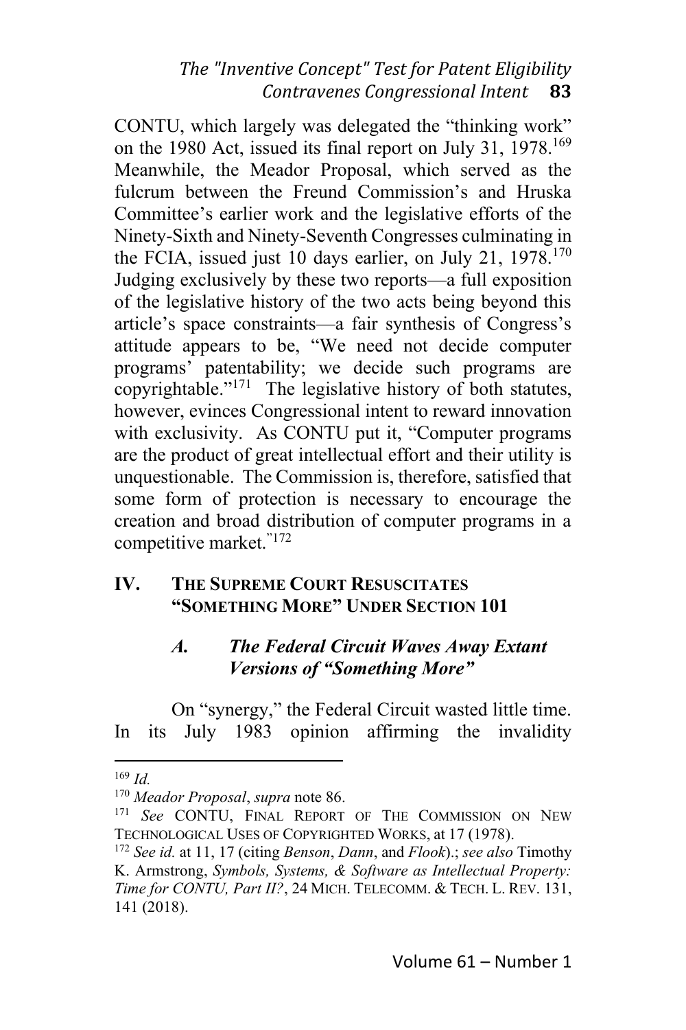CONTU, which largely was delegated the "thinking work" on the 1980 Act, issued its final report on July 31, 1978.[169] Meanwhile, the Meador Proposal, which served as the fulcrum between the Freund Commission's and Hruska Committee's earlier work and the legislative efforts of the Ninety-Sixth and Ninety-Seventh Congresses culminating in the FCIA, issued just 10 days earlier, on July 21, 1978.[170] Judging exclusively by these two reports—a full exposition of the legislative history of the two acts being beyond this article's space constraints—a fair synthesis of Congress's attitude appears to be, "We need not decide computer programs' patentability; we decide such programs are copyrightable."[171] The legislative history of both statutes, however, evinces Congressional intent to reward innovation with exclusivity. As CONTU put it, "Computer programs are the product of great intellectual effort and their utility is unquestionable. The Commission is, therefore, satisfied that some form of protection is necessary to encourage the creation and broad distribution of computer programs in a competitive market."[172]

## IV. THE SUPREME COURT RESUSCITATES "SOMETHING MORE" UNDER SECTION 101

### *A. The Federal Circuit Waves Away Extant Versions of "Something More"*

On "synergy," the Federal Circuit wasted little time. In its July 1983 opinion affirming the invalidity

---

[169] *Id.*

[170] *Meador Proposal*, *supra* note 86.

[171] *See* CONTU, FINAL REPORT OF THE COMMISSION ON NEW TECHNOLOGICAL USES OF COPYRIGHTED WORKS, at 17 (1978).

[172] *See id.* at 11, 17 (citing *Benson*, *Dann*, and *Flook*).; *see also* Timothy K. Armstrong, *Symbols, Systems, & Software as Intellectual Property: Time for CONTU, Part II?*, 24 MICH. TELECOMM. & TECH. L. REV. 131, 141 (2018).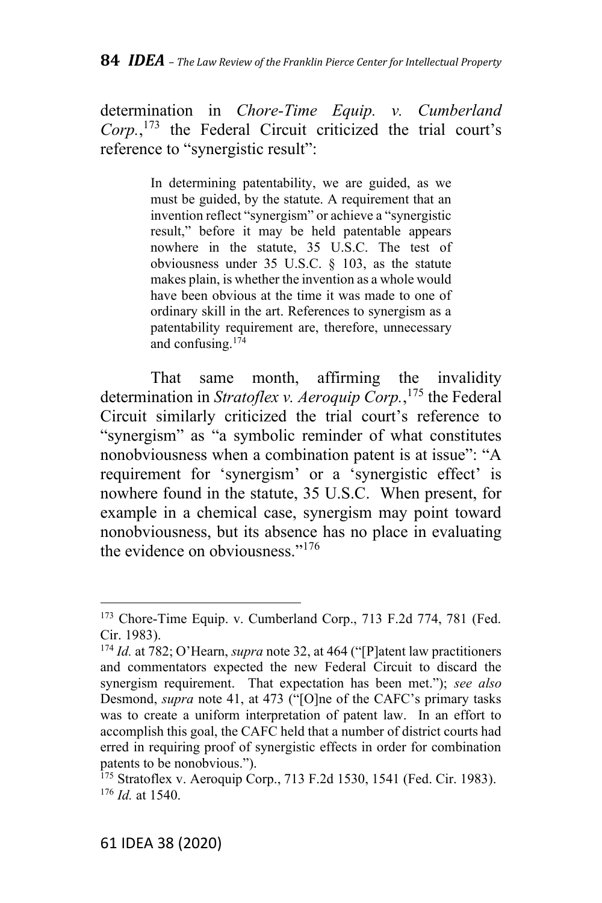determination in *Chore-Time Equip. v. Cumberland Corp.*,[173] the Federal Circuit criticized the trial court's reference to "synergistic result":

> In determining patentability, we are guided, as we must be guided, by the statute. A requirement that an invention reflect "synergism" or achieve a "synergistic result," before it may be held patentable appears nowhere in the statute, 35 U.S.C. The test of obviousness under 35 U.S.C. § 103, as the statute makes plain, is whether the invention as a whole would have been obvious at the time it was made to one of ordinary skill in the art. References to synergism as a patentability requirement are, therefore, unnecessary and confusing.[174]

That same month, affirming the invalidity determination in *Stratoflex v. Aeroquip Corp.*,[175] the Federal Circuit similarly criticized the trial court's reference to "synergism" as "a symbolic reminder of what constitutes nonobviousness when a combination patent is at issue": "A requirement for 'synergism' or a 'synergistic effect' is nowhere found in the statute, 35 U.S.C. When present, for example in a chemical case, synergism may point toward nonobviousness, but its absence has no place in evaluating the evidence on obviousness."[176]

---

[173] Chore-Time Equip. v. Cumberland Corp., 713 F.2d 774, 781 (Fed. Cir. 1983).

[174] *Id.* at 782; O'Hearn, *supra* note 32, at 464 ("[P]atent law practitioners and commentators expected the new Federal Circuit to discard the synergism requirement. That expectation has been met."); *see also* Desmond, *supra* note 41, at 473 ("[O]ne of the CAFC's primary tasks was to create a uniform interpretation of patent law. In an effort to accomplish this goal, the CAFC held that a number of district courts had erred in requiring proof of synergistic effects in order for combination patents to be nonobvious.").

[175] Stratoflex v. Aeroquip Corp., 713 F.2d 1530, 1541 (Fed. Cir. 1983).

[176] *Id.* at 1540.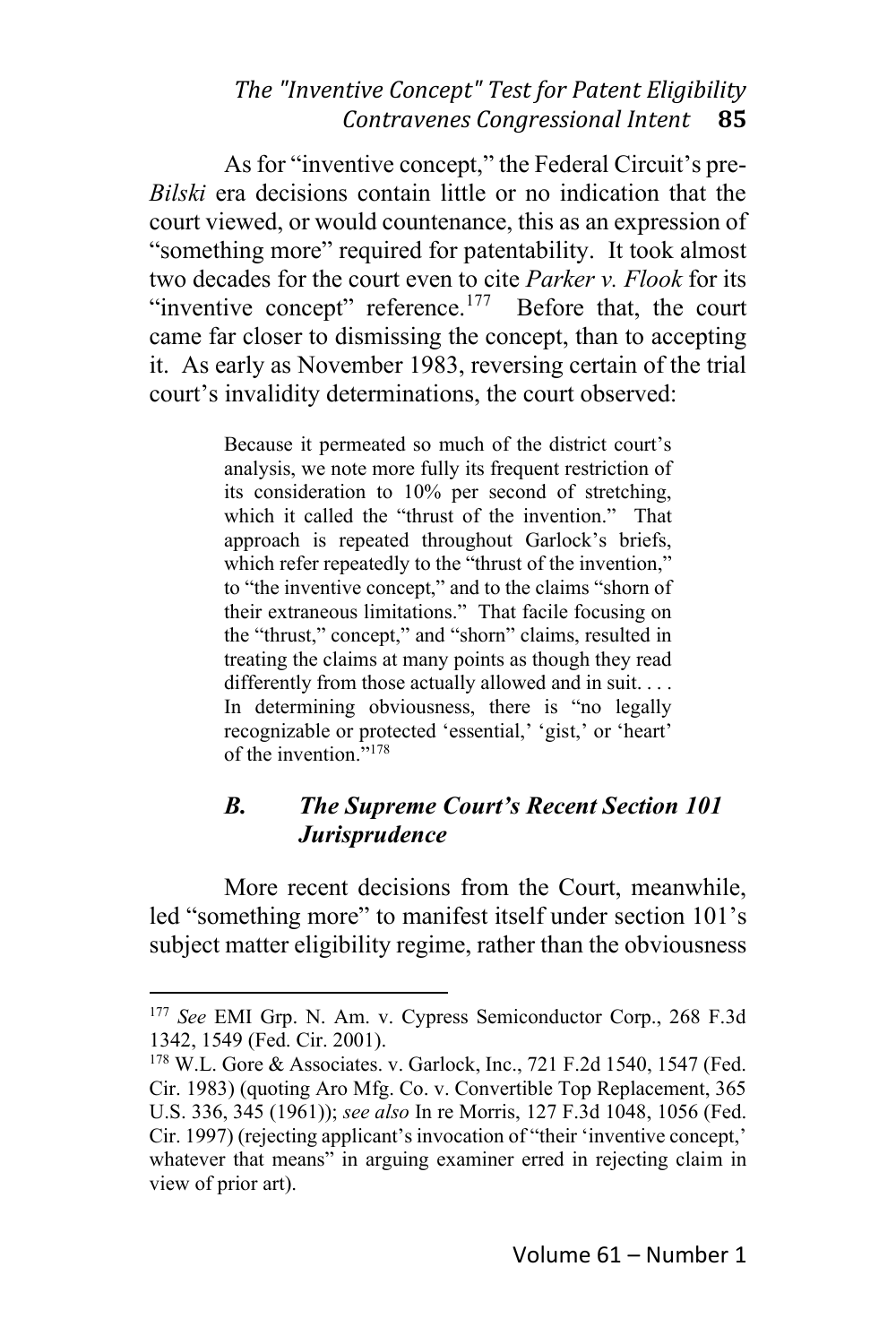As for "inventive concept," the Federal Circuit's pre-*Bilski* era decisions contain little or no indication that the court viewed, or would countenance, this as an expression of "something more" required for patentability. It took almost two decades for the court even to cite *Parker v. Flook* for its "inventive concept" reference.[177] Before that, the court came far closer to dismissing the concept, than to accepting it. As early as November 1983, reversing certain of the trial court's invalidity determinations, the court observed:

> Because it permeated so much of the district court's analysis, we note more fully its frequent restriction of its consideration to 10% per second of stretching, which it called the "thrust of the invention." That approach is repeated throughout Garlock's briefs, which refer repeatedly to the "thrust of the invention," to "the inventive concept," and to the claims "shorn of their extraneous limitations." That facile focusing on the "thrust," concept," and "shorn" claims, resulted in treating the claims at many points as though they read differently from those actually allowed and in suit. . . . In determining obviousness, there is "no legally recognizable or protected 'essential,' 'gist,' or 'heart' of the invention."[178]

### *B. The Supreme Court's Recent Section 101 Jurisprudence*

More recent decisions from the Court, meanwhile, led "something more" to manifest itself under section 101's subject matter eligibility regime, rather than the obviousness

---

[177] *See* EMI Grp. N. Am. v. Cypress Semiconductor Corp., 268 F.3d 1342, 1549 (Fed. Cir. 2001).

[178] W.L. Gore & Associates. v. Garlock, Inc., 721 F.2d 1540, 1547 (Fed. Cir. 1983) (quoting Aro Mfg. Co. v. Convertible Top Replacement, 365 U.S. 336, 345 (1961)); *see also* In re Morris, 127 F.3d 1048, 1056 (Fed. Cir. 1997) (rejecting applicant's invocation of "their 'inventive concept,' whatever that means" in arguing examiner erred in rejecting claim in view of prior art).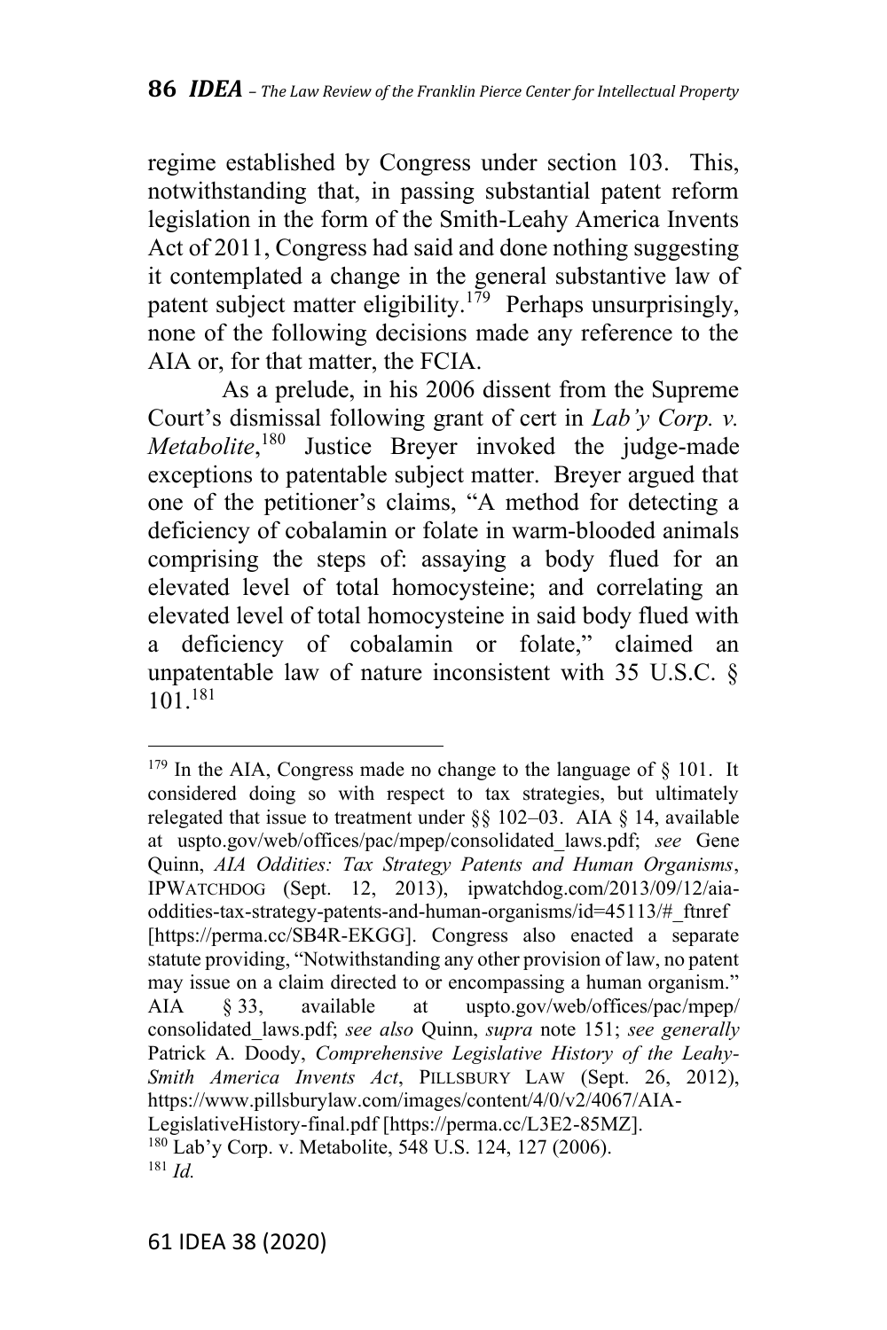regime established by Congress under section 103. This, notwithstanding that, in passing substantial patent reform legislation in the form of the Smith-Leahy America Invents Act of 2011, Congress had said and done nothing suggesting it contemplated a change in the general substantive law of patent subject matter eligibility.[179] Perhaps unsurprisingly, none of the following decisions made any reference to the AIA or, for that matter, the FCIA.

As a prelude, in his 2006 dissent from the Supreme Court's dismissal following grant of cert in *Lab'y Corp. v. Metabolite*,[180] Justice Breyer invoked the judge-made exceptions to patentable subject matter. Breyer argued that one of the petitioner's claims, "A method for detecting a deficiency of cobalamin or folate in warm-blooded animals comprising the steps of: assaying a body flued for an elevated level of total homocysteine; and correlating an elevated level of total homocysteine in said body flued with a deficiency of cobalamin or folate," claimed an unpatentable law of nature inconsistent with 35 U.S.C. § 101.[181]

---

[179] In the AIA, Congress made no change to the language of § 101. It considered doing so with respect to tax strategies, but ultimately relegated that issue to treatment under §§ 102–03. AIA § 14, available at uspto.gov/web/offices/pac/mpep/consolidated_laws.pdf; *see* Gene Quinn, *AIA Oddities: Tax Strategy Patents and Human Organisms*, IPWATCHDOG (Sept. 12, 2013), ipwatchdog.com/2013/09/12/aia-oddities-tax-strategy-patents-and-human-organisms/id=45113/#_ftnref [https://perma.cc/SB4R-EKGG]. Congress also enacted a separate statute providing, "Notwithstanding any other provision of law, no patent may issue on a claim directed to or encompassing a human organism." AIA § 33, available at uspto.gov/web/offices/pac/mpep/consolidated_laws.pdf; *see also* Quinn, *supra* note 151; *see generally* Patrick A. Doody, *Comprehensive Legislative History of the Leahy-Smith America Invents Act*, PILLSBURY LAW (Sept. 26, 2012), https://www.pillsburylaw.com/images/content/4/0/v2/4067/AIA-LegislativeHistory-final.pdf [https://perma.cc/L3E2-85MZ].

[180] Lab'y Corp. v. Metabolite, 548 U.S. 124, 127 (2006).

[181] *Id.*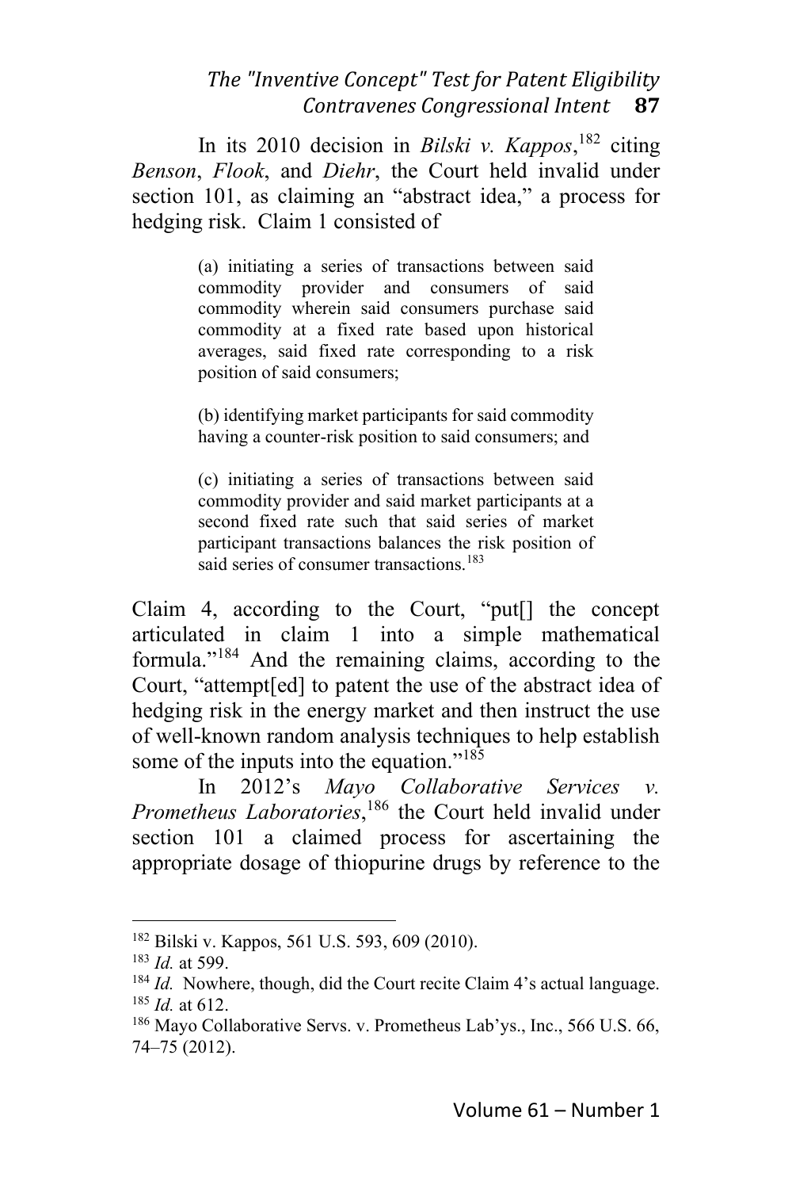In its 2010 decision in *Bilski v. Kappos*,[182] citing *Benson*, *Flook*, and *Diehr*, the Court held invalid under section 101, as claiming an "abstract idea," a process for hedging risk. Claim 1 consisted of

> (a) initiating a series of transactions between said commodity provider and consumers of said commodity wherein said consumers purchase said commodity at a fixed rate based upon historical averages, said fixed rate corresponding to a risk position of said consumers;
>
> (b) identifying market participants for said commodity having a counter-risk position to said consumers; and
>
> (c) initiating a series of transactions between said commodity provider and said market participants at a second fixed rate such that said series of market participant transactions balances the risk position of said series of consumer transactions.[183]

Claim 4, according to the Court, "put[] the concept articulated in claim 1 into a simple mathematical formula."[184] And the remaining claims, according to the Court, "attempt[ed] to patent the use of the abstract idea of hedging risk in the energy market and then instruct the use of well-known random analysis techniques to help establish some of the inputs into the equation."[185]

In 2012's *Mayo Collaborative Services v. Prometheus Laboratories*,[186] the Court held invalid under section 101 a claimed process for ascertaining the appropriate dosage of thiopurine drugs by reference to the

---

[182] Bilski v. Kappos, 561 U.S. 593, 609 (2010).

[183] *Id.* at 599.

[184] *Id.* Nowhere, though, did the Court recite Claim 4's actual language.

[185] *Id.* at 612.

[186] Mayo Collaborative Servs. v. Prometheus Lab'ys., Inc., 566 U.S. 66, 74–75 (2012).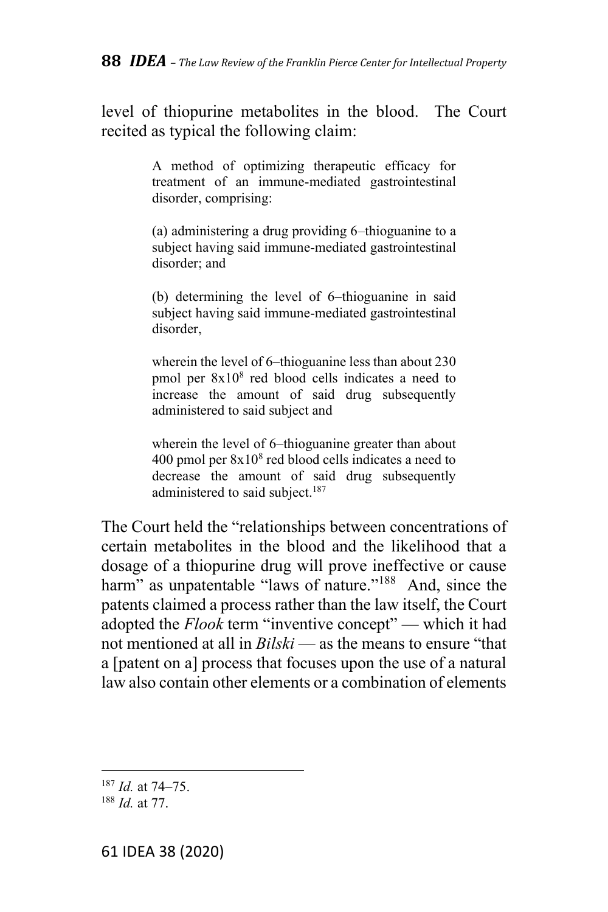level of thiopurine metabolites in the blood. The Court recited as typical the following claim:

> A method of optimizing therapeutic efficacy for treatment of an immune-mediated gastrointestinal disorder, comprising:
>
> (a) administering a drug providing 6–thioguanine to a subject having said immune-mediated gastrointestinal disorder; and
>
> (b) determining the level of 6–thioguanine in said subject having said immune-mediated gastrointestinal disorder,
>
> wherein the level of 6–thioguanine less than about 230 pmol per $8 \times 10^8$ red blood cells indicates a need to increase the amount of said drug subsequently administered to said subject and
>
> wherein the level of 6–thioguanine greater than about 400 pmol per $8 \times 10^8$ red blood cells indicates a need to decrease the amount of said drug subsequently administered to said subject.[187]

The Court held the "relationships between concentrations of certain metabolites in the blood and the likelihood that a dosage of a thiopurine drug will prove ineffective or cause harm" as unpatentable "laws of nature."[188] And, since the patents claimed a process rather than the law itself, the Court adopted the *Flook* term "inventive concept" — which it had not mentioned at all in *Bilski* — as the means to ensure "that a [patent on a] process that focuses upon the use of a natural law also contain other elements or a combination of elements

---

[187] *Id.* at 74–75.

[188] *Id.* at 77.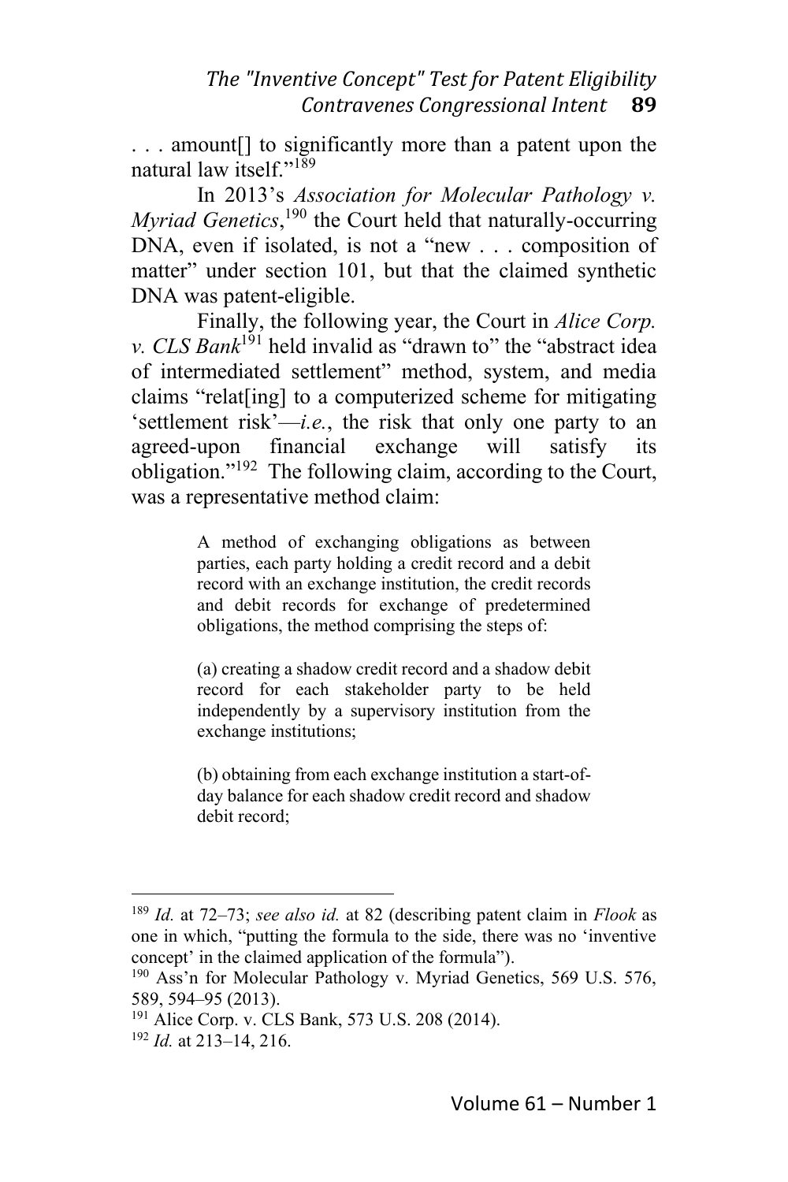. . . amount[] to significantly more than a patent upon the natural law itself."[189]

In 2013's *Association for Molecular Pathology v. Myriad Genetics*,[190] the Court held that naturally-occurring DNA, even if isolated, is not a "new . . . composition of matter" under section 101, but that the claimed synthetic DNA was patent-eligible.

Finally, the following year, the Court in *Alice Corp. v. CLS Bank*[191] held invalid as "drawn to" the "abstract idea of intermediated settlement" method, system, and media claims "relat[ing] to a computerized scheme for mitigating 'settlement risk'—*i.e.*, the risk that only one party to an agreed-upon financial exchange will satisfy its obligation."[192] The following claim, according to the Court, was a representative method claim:

> A method of exchanging obligations as between parties, each party holding a credit record and a debit record with an exchange institution, the credit records and debit records for exchange of predetermined obligations, the method comprising the steps of:
>
> (a) creating a shadow credit record and a shadow debit record for each stakeholder party to be held independently by a supervisory institution from the exchange institutions;
>
> (b) obtaining from each exchange institution a start-of-day balance for each shadow credit record and shadow debit record;

---

[189] *Id.* at 72–73; *see also id.* at 82 (describing patent claim in *Flook* as one in which, "putting the formula to the side, there was no 'inventive concept' in the claimed application of the formula").

[190] Ass'n for Molecular Pathology v. Myriad Genetics, 569 U.S. 576, 589, 594–95 (2013).

[191] Alice Corp. v. CLS Bank, 573 U.S. 208 (2014).

[192] *Id.* at 213–14, 216.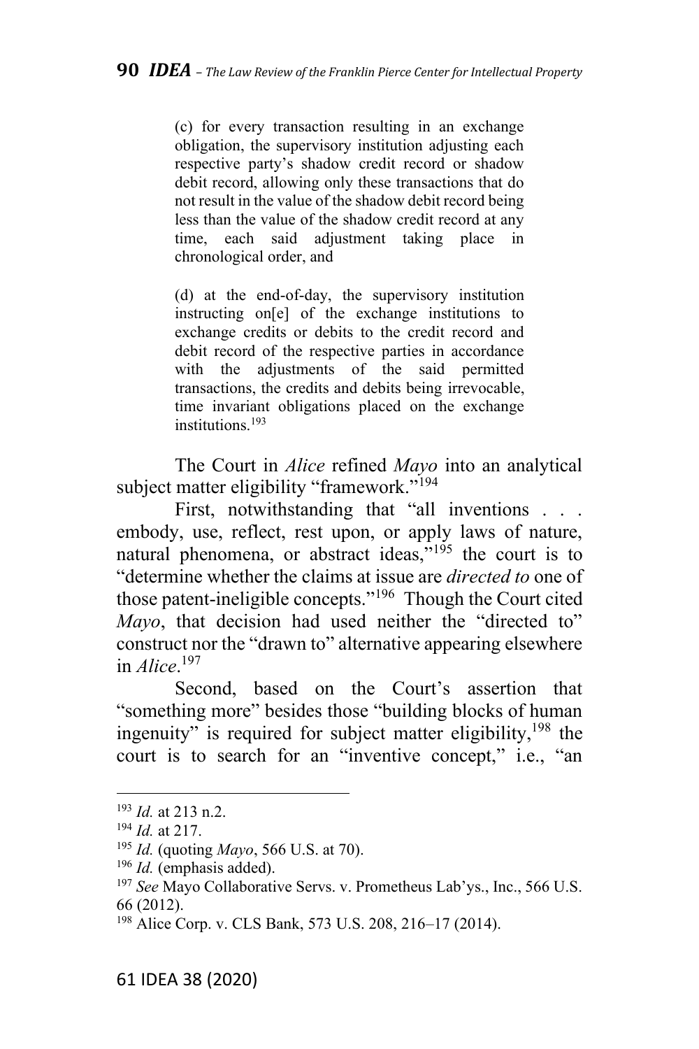> (c) for every transaction resulting in an exchange obligation, the supervisory institution adjusting each respective party's shadow credit record or shadow debit record, allowing only these transactions that do not result in the value of the shadow debit record being less than the value of the shadow credit record at any time, each said adjustment taking place in chronological order, and
>
> (d) at the end-of-day, the supervisory institution instructing on[e] of the exchange institutions to exchange credits or debits to the credit record and debit record of the respective parties in accordance with the adjustments of the said permitted transactions, the credits and debits being irrevocable, time invariant obligations placed on the exchange institutions.[193]

The Court in *Alice* refined *Mayo* into an analytical subject matter eligibility "framework."[194]

First, notwithstanding that "all inventions . . . embody, use, reflect, rest upon, or apply laws of nature, natural phenomena, or abstract ideas,"[195] the court is to "determine whether the claims at issue are *directed to* one of those patent-ineligible concepts."[196] Though the Court cited *Mayo*, that decision had used neither the "directed to" construct nor the "drawn to" alternative appearing elsewhere in *Alice*.[197]

Second, based on the Court's assertion that "something more" besides those "building blocks of human ingenuity" is required for subject matter eligibility,[198] the court is to search for an "inventive concept," i.e., "an

---

[193] *Id.* at 213 n.2.

[194] *Id.* at 217.

[195] *Id.* (quoting *Mayo*, 566 U.S. at 70).

[196] *Id.* (emphasis added).

[197] *See* Mayo Collaborative Servs. v. Prometheus Lab'ys., Inc., 566 U.S. 66 (2012).

[198] Alice Corp. v. CLS Bank, 573 U.S. 208, 216–17 (2014).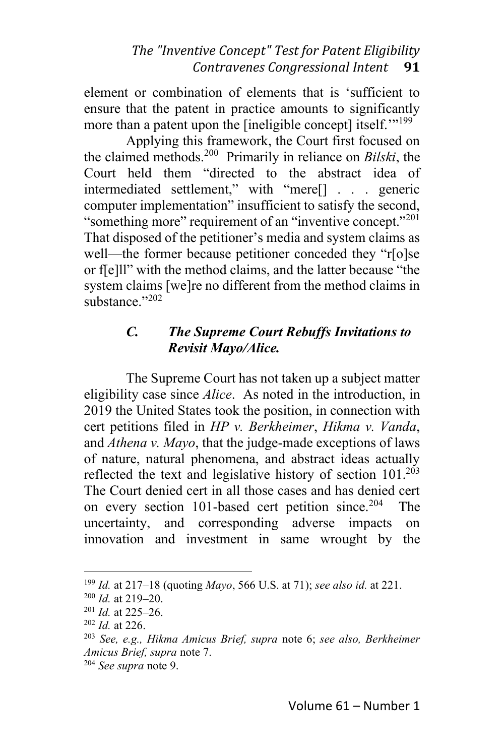element or combination of elements that is 'sufficient to ensure that the patent in practice amounts to significantly more than a patent upon the [ineligible concept] itself.'"[199]

Applying this framework, the Court first focused on the claimed methods.[200] Primarily in reliance on *Bilski*, the Court held them "directed to the abstract idea of intermediated settlement," with "mere[] . . . generic computer implementation" insufficient to satisfy the second, "something more" requirement of an "inventive concept."[201] That disposed of the petitioner's media and system claims as well—the former because petitioner conceded they "r[o]se or f[e]ll" with the method claims, and the latter because "the system claims [we]re no different from the method claims in substance."[202]

### *C. The Supreme Court Rebuffs Invitations to Revisit Mayo/Alice.*

The Supreme Court has not taken up a subject matter eligibility case since *Alice*. As noted in the introduction, in 2019 the United States took the position, in connection with cert petitions filed in *HP v. Berkheimer*, *Hikma v. Vanda*, and *Athena v. Mayo*, that the judge-made exceptions of laws of nature, natural phenomena, and abstract ideas actually reflected the text and legislative history of section 101.[203] The Court denied cert in all those cases and has denied cert on every section 101-based cert petition since.[204] The uncertainty, and corresponding adverse impacts on innovation and investment in same wrought by the

---

[199] *Id.* at 217–18 (quoting *Mayo*, 566 U.S. at 71); *see also id.* at 221.

[200] *Id.* at 219–20.

[201] *Id.* at 225–26.

[202] *Id.* at 226.

[203] *See, e.g., Hikma Amicus Brief, supra* note 6; *see also, Berkheimer Amicus Brief, supra* note 7.

[204] *See supra* note 9.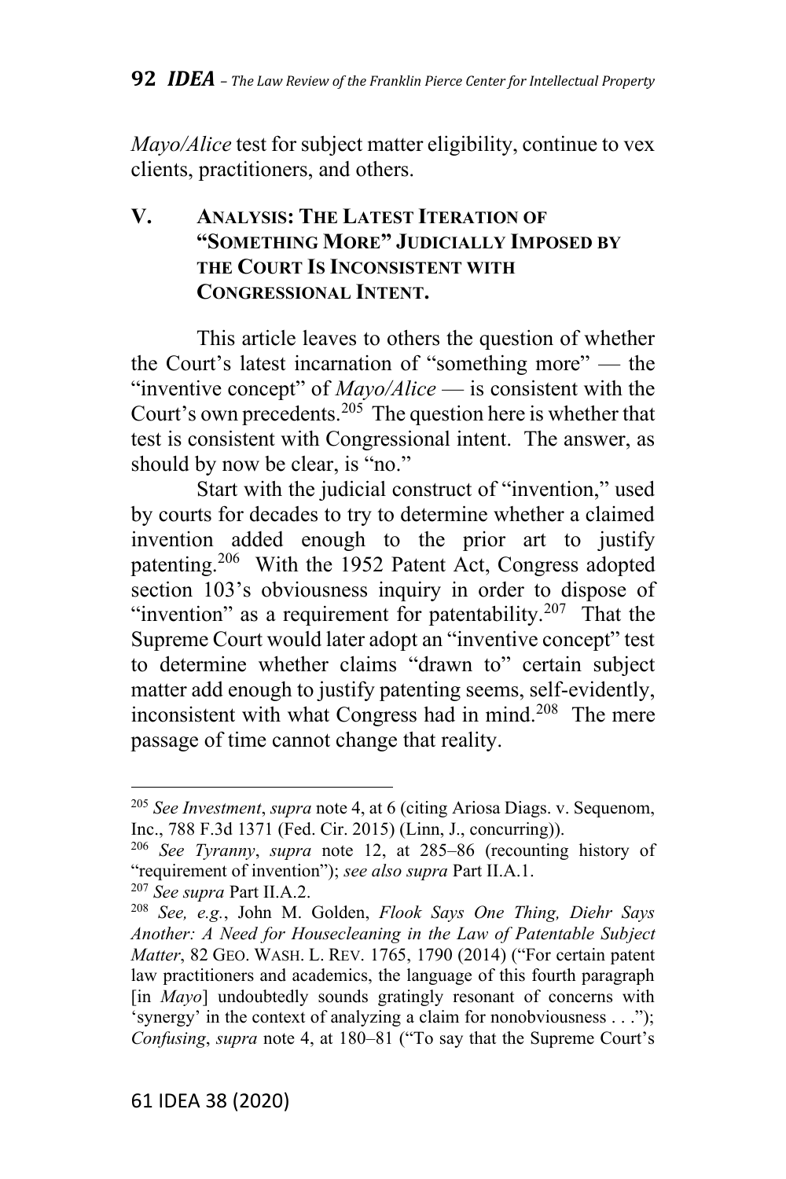*Mayo/Alice* test for subject matter eligibility, continue to vex clients, practitioners, and others.

## V. Analysis: The Latest Iteration of "Something More" Judicially Imposed by the Court Is Inconsistent with Congressional Intent.

This article leaves to others the question of whether the Court's latest incarnation of "something more" — the "inventive concept" of *Mayo/Alice* — is consistent with the Court's own precedents.[205] The question here is whether that test is consistent with Congressional intent. The answer, as should by now be clear, is "no."

Start with the judicial construct of "invention," used by courts for decades to try to determine whether a claimed invention added enough to the prior art to justify patenting.[206] With the 1952 Patent Act, Congress adopted section 103's obviousness inquiry in order to dispose of "invention" as a requirement for patentability.[207] That the Supreme Court would later adopt an "inventive concept" test to determine whether claims "drawn to" certain subject matter add enough to justify patenting seems, self-evidently, inconsistent with what Congress had in mind.[208] The mere passage of time cannot change that reality.

---

[205] *See Investment*, *supra* note 4, at 6 (citing Ariosa Diags. v. Sequenom, Inc., 788 F.3d 1371 (Fed. Cir. 2015) (Linn, J., concurring)).

[206] *See Tyranny*, *supra* note 12, at 285–86 (recounting history of "requirement of invention"); *see also supra* Part II.A.1.

[207] *See supra* Part II.A.2.

[208] *See, e.g.*, John M. Golden, *Flook Says One Thing, Diehr Says Another: A Need for Housecleaning in the Law of Patentable Subject Matter*, 82 GEO. WASH. L. REV. 1765, 1790 (2014) ("For certain patent law practitioners and academics, the language of this fourth paragraph [in *Mayo*] undoubtedly sounds gratingly resonant of concerns with 'synergy' in the context of analyzing a claim for nonobviousness . . ."); *Confusing*, *supra* note 4, at 180–81 ("To say that the Supreme Court's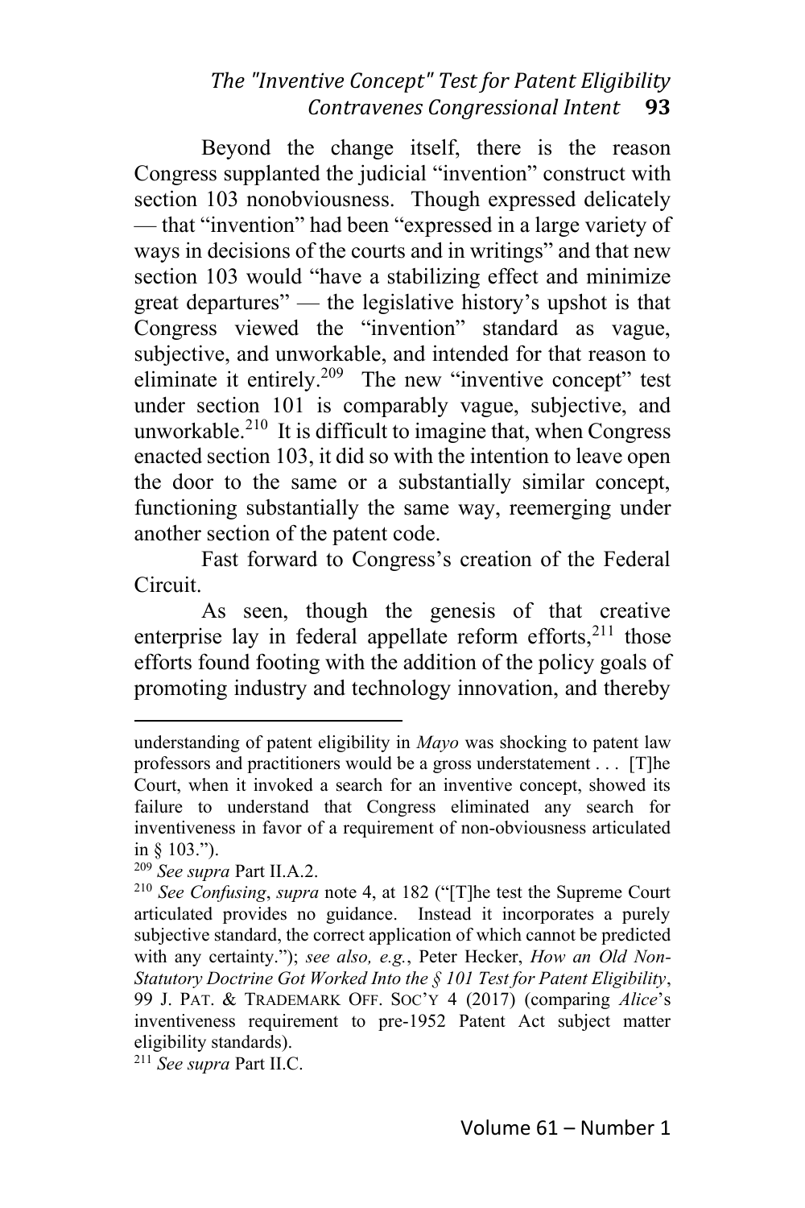Beyond the change itself, there is the reason Congress supplanted the judicial "invention" construct with section 103 nonobviousness. Though expressed delicately — that "invention" had been "expressed in a large variety of ways in decisions of the courts and in writings" and that new section 103 would "have a stabilizing effect and minimize great departures" — the legislative history's upshot is that Congress viewed the "invention" standard as vague, subjective, and unworkable, and intended for that reason to eliminate it entirely.[209] The new "inventive concept" test under section 101 is comparably vague, subjective, and unworkable.[210] It is difficult to imagine that, when Congress enacted section 103, it did so with the intention to leave open the door to the same or a substantially similar concept, functioning substantially the same way, reemerging under another section of the patent code.

Fast forward to Congress's creation of the Federal Circuit.

As seen, though the genesis of that creative enterprise lay in federal appellate reform efforts,[211] those efforts found footing with the addition of the policy goals of promoting industry and technology innovation, and thereby

---

understanding of patent eligibility in *Mayo* was shocking to patent law professors and practitioners would be a gross understatement . . . [T]he Court, when it invoked a search for an inventive concept, showed its failure to understand that Congress eliminated any search for inventiveness in favor of a requirement of non-obviousness articulated in § 103.").

[209] *See supra* Part II.A.2.

[210] *See Confusing*, *supra* note 4, at 182 ("[T]he test the Supreme Court articulated provides no guidance. Instead it incorporates a purely subjective standard, the correct application of which cannot be predicted with any certainty."); *see also, e.g.*, Peter Hecker, *How an Old Non-Statutory Doctrine Got Worked Into the § 101 Test for Patent Eligibility*, 99 J. PAT. & TRADEMARK OFF. SOC'Y 4 (2017) (comparing *Alice*'s inventiveness requirement to pre-1952 Patent Act subject matter eligibility standards).

[211] *See supra* Part II.C.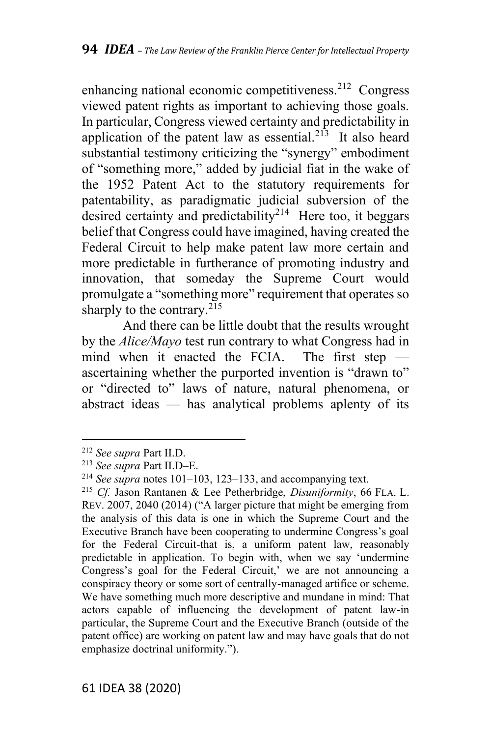enhancing national economic competitiveness.[212] Congress viewed patent rights as important to achieving those goals. In particular, Congress viewed certainty and predictability in application of the patent law as essential.[213] It also heard substantial testimony criticizing the "synergy" embodiment of "something more," added by judicial fiat in the wake of the 1952 Patent Act to the statutory requirements for patentability, as paradigmatic judicial subversion of the desired certainty and predictability[214] Here too, it beggars belief that Congress could have imagined, having created the Federal Circuit to help make patent law more certain and more predictable in furtherance of promoting industry and innovation, that someday the Supreme Court would promulgate a "something more" requirement that operates so sharply to the contrary.[215]

And there can be little doubt that the results wrought by the *Alice/Mayo* test run contrary to what Congress had in mind when it enacted the FCIA. The first step — ascertaining whether the purported invention is "drawn to" or "directed to" laws of nature, natural phenomena, or abstract ideas — has analytical problems aplenty of its

---

[212] *See supra* Part II.D.

[213] *See supra* Part II.D–E.

[214] *See supra* notes 101–103, 123–133, and accompanying text.

[215] *Cf.* Jason Rantanen & Lee Petherbridge, *Disuniformity*, 66 FLA. L. REV. 2007, 2040 (2014) ("A larger picture that might be emerging from the analysis of this data is one in which the Supreme Court and the Executive Branch have been cooperating to undermine Congress's goal for the Federal Circuit-that is, a uniform patent law, reasonably predictable in application. To begin with, when we say 'undermine Congress's goal for the Federal Circuit,' we are not announcing a conspiracy theory or some sort of centrally-managed artifice or scheme. We have something much more descriptive and mundane in mind: That actors capable of influencing the development of patent law-in particular, the Supreme Court and the Executive Branch (outside of the patent office) are working on patent law and may have goals that do not emphasize doctrinal uniformity.").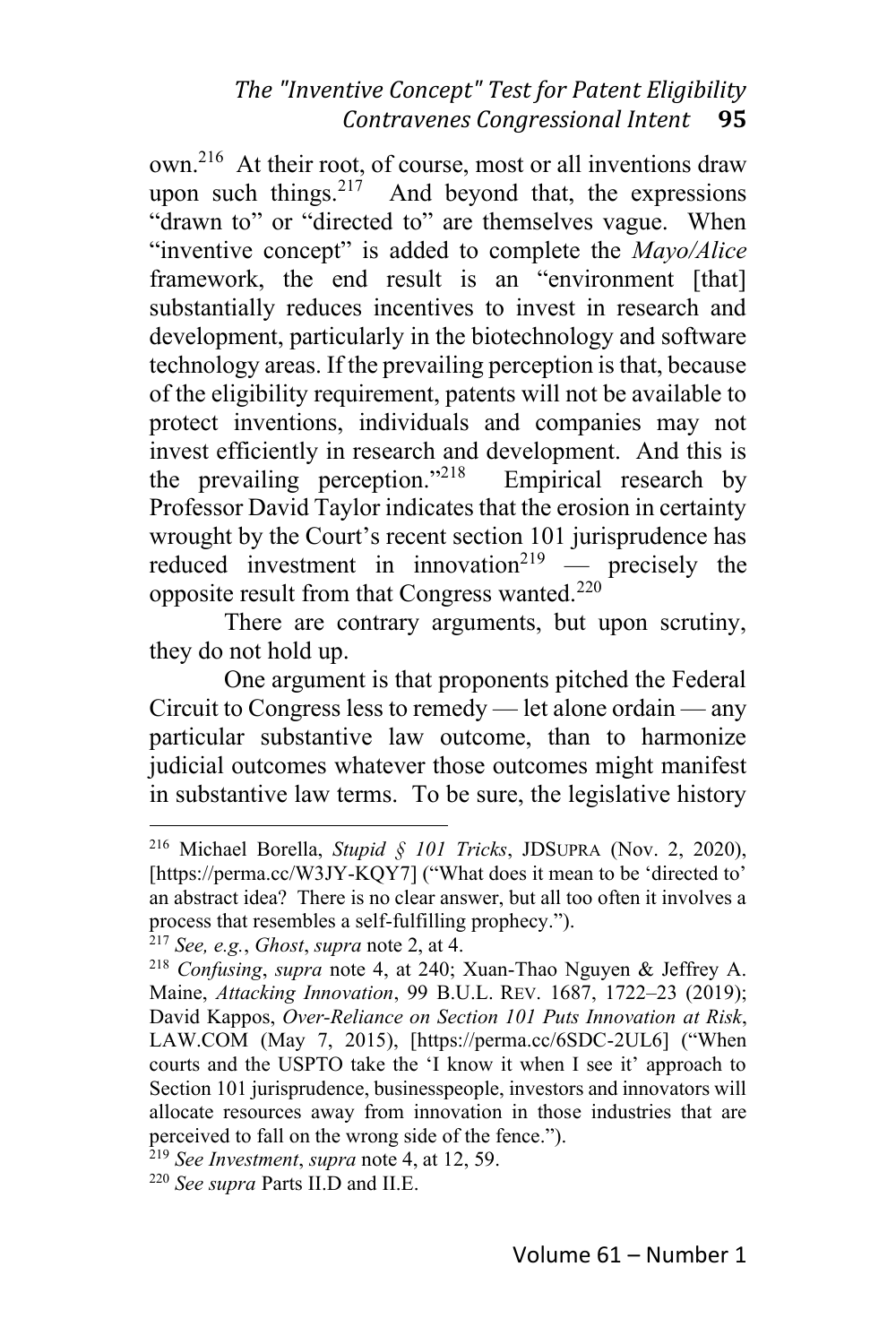own.[216] At their root, of course, most or all inventions draw upon such things.[217] And beyond that, the expressions "drawn to" or "directed to" are themselves vague. When "inventive concept" is added to complete the *Mayo/Alice* framework, the end result is an "environment [that] substantially reduces incentives to invest in research and development, particularly in the biotechnology and software technology areas. If the prevailing perception is that, because of the eligibility requirement, patents will not be available to protect inventions, individuals and companies may not invest efficiently in research and development. And this is the prevailing perception."[218] Empirical research by Professor David Taylor indicates that the erosion in certainty wrought by the Court's recent section 101 jurisprudence has reduced investment in innovation[219] — precisely the opposite result from that Congress wanted.[220]

There are contrary arguments, but upon scrutiny, they do not hold up.

One argument is that proponents pitched the Federal Circuit to Congress less to remedy — let alone ordain — any particular substantive law outcome, than to harmonize judicial outcomes whatever those outcomes might manifest in substantive law terms. To be sure, the legislative history

---

[216] Michael Borella, *Stupid § 101 Tricks*, JDSUPRA (Nov. 2, 2020), [https://perma.cc/W3JY-KQY7] ("What does it mean to be 'directed to' an abstract idea? There is no clear answer, but all too often it involves a process that resembles a self-fulfilling prophecy.").

[217] *See, e.g.*, *Ghost*, *supra* note 2, at 4.

[218] *Confusing*, *supra* note 4, at 240; Xuan-Thao Nguyen & Jeffrey A. Maine, *Attacking Innovation*, 99 B.U.L. REV. 1687, 1722–23 (2019); David Kappos, *Over-Reliance on Section 101 Puts Innovation at Risk*, LAW.COM (May 7, 2015), [https://perma.cc/6SDC-2UL6] ("When courts and the USPTO take the 'I know it when I see it' approach to Section 101 jurisprudence, businesspeople, investors and innovators will allocate resources away from innovation in those industries that are perceived to fall on the wrong side of the fence.").

[219] *See Investment*, *supra* note 4, at 12, 59.

[220] *See supra* Parts II.D and II.E.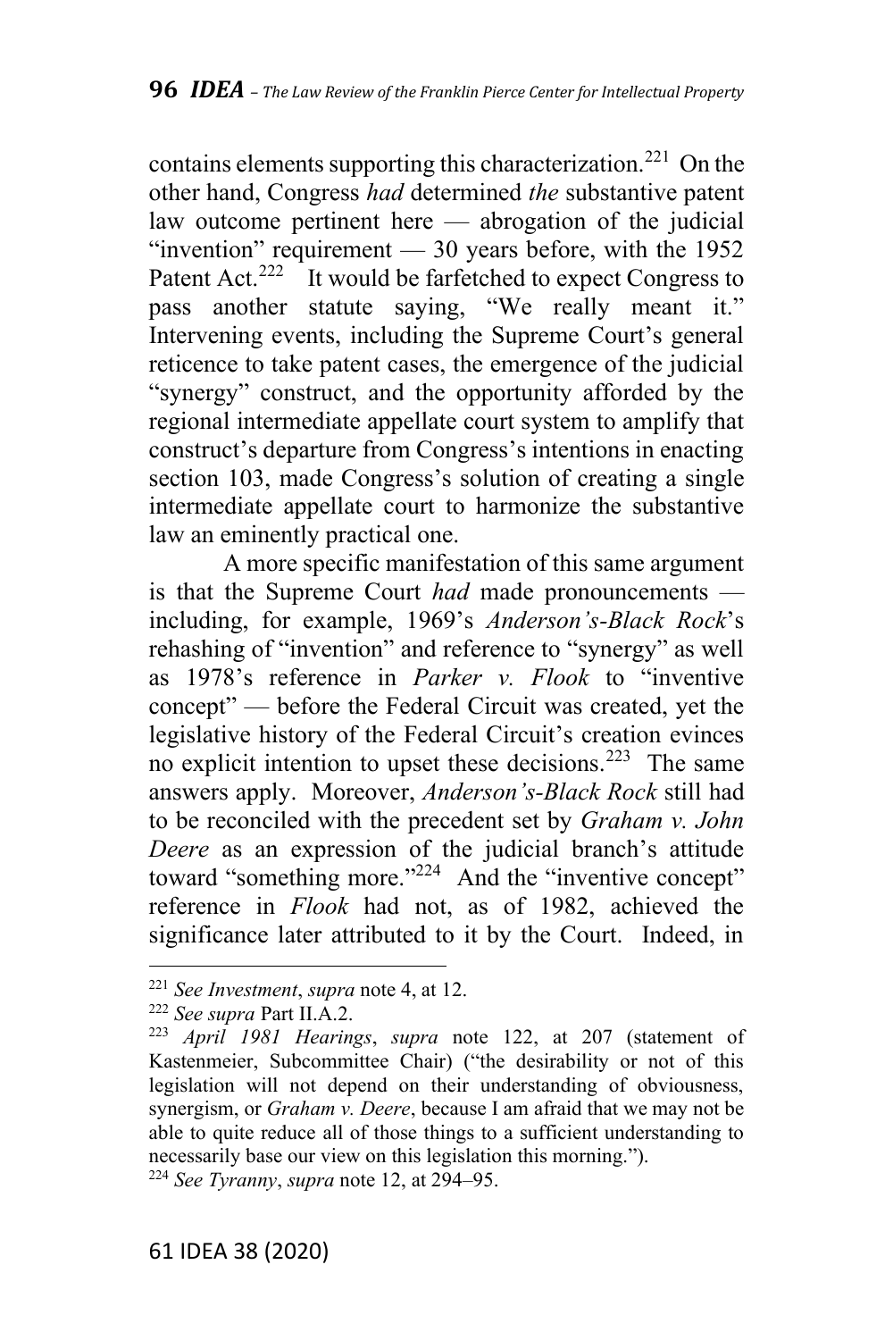contains elements supporting this characterization.[221] On the other hand, Congress *had* determined *the* substantive patent law outcome pertinent here — abrogation of the judicial "invention" requirement — 30 years before, with the 1952 Patent Act.[222] It would be farfetched to expect Congress to pass another statute saying, "We really meant it." Intervening events, including the Supreme Court's general reticence to take patent cases, the emergence of the judicial "synergy" construct, and the opportunity afforded by the regional intermediate appellate court system to amplify that construct's departure from Congress's intentions in enacting section 103, made Congress's solution of creating a single intermediate appellate court to harmonize the substantive law an eminently practical one.

A more specific manifestation of this same argument is that the Supreme Court *had* made pronouncements — including, for example, 1969's *Anderson's-Black Rock*'s rehashing of "invention" and reference to "synergy" as well as 1978's reference in *Parker v. Flook* to "inventive concept" — before the Federal Circuit was created, yet the legislative history of the Federal Circuit's creation evinces no explicit intention to upset these decisions.[223] The same answers apply. Moreover, *Anderson's-Black Rock* still had to be reconciled with the precedent set by *Graham v. John Deere* as an expression of the judicial branch's attitude toward "something more."[224] And the "inventive concept" reference in *Flook* had not, as of 1982, achieved the significance later attributed to it by the Court. Indeed, in

---

[221] *See Investment*, *supra* note 4, at 12.

[222] *See supra* Part II.A.2.

[223] *April 1981 Hearings*, *supra* note 122, at 207 (statement of Kastenmeier, Subcommittee Chair) ("the desirability or not of this legislation will not depend on their understanding of obviousness, synergism, or *Graham v. Deere*, because I am afraid that we may not be able to quite reduce all of those things to a sufficient understanding to necessarily base our view on this legislation this morning.").

[224] *See Tyranny*, *supra* note 12, at 294–95.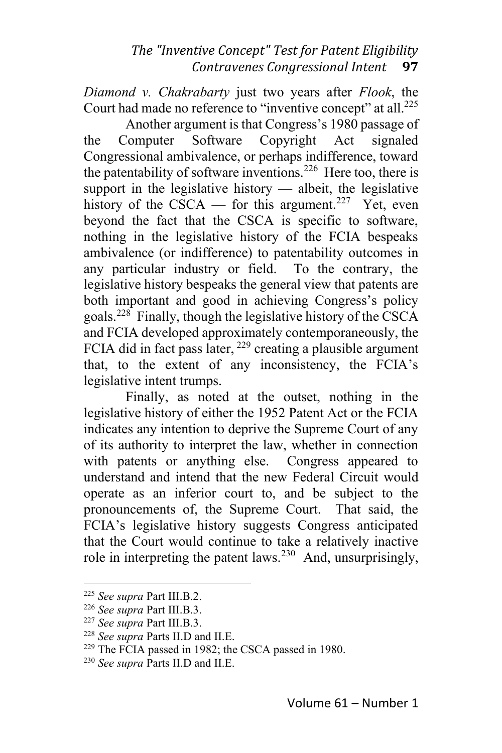*Diamond v. Chakrabarty* just two years after *Flook*, the Court had made no reference to "inventive concept" at all.[225]

Another argument is that Congress's 1980 passage of the Computer Software Copyright Act signaled Congressional ambivalence, or perhaps indifference, toward the patentability of software inventions.[226] Here too, there is support in the legislative history — albeit, the legislative history of the CSCA — for this argument.[227] Yet, even beyond the fact that the CSCA is specific to software, nothing in the legislative history of the FCIA bespeaks ambivalence (or indifference) to patentability outcomes in any particular industry or field. To the contrary, the legislative history bespeaks the general view that patents are both important and good in achieving Congress's policy goals.[228] Finally, though the legislative history of the CSCA and FCIA developed approximately contemporaneously, the FCIA did in fact pass later,[229] creating a plausible argument that, to the extent of any inconsistency, the FCIA's legislative intent trumps.

Finally, as noted at the outset, nothing in the legislative history of either the 1952 Patent Act or the FCIA indicates any intention to deprive the Supreme Court of any of its authority to interpret the law, whether in connection with patents or anything else. Congress appeared to understand and intend that the new Federal Circuit would operate as an inferior court to, and be subject to the pronouncements of, the Supreme Court. That said, the FCIA's legislative history suggests Congress anticipated that the Court would continue to take a relatively inactive role in interpreting the patent laws.[230] And, unsurprisingly,

---

[225] *See supra* Part III.B.2.

[226] *See supra* Part III.B.3.

[227] *See supra* Part III.B.3.

[228] *See supra* Parts II.D and II.E.

[229] The FCIA passed in 1982; the CSCA passed in 1980.

[230] *See supra* Parts II.D and II.E.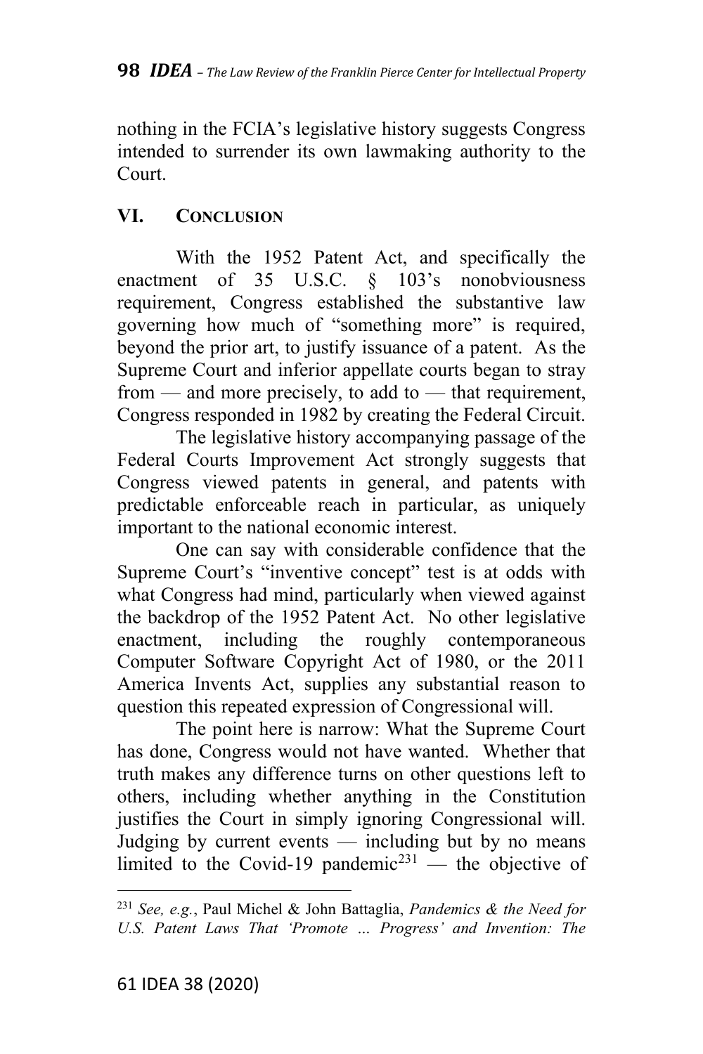nothing in the FCIA's legislative history suggests Congress intended to surrender its own lawmaking authority to the Court.

## VI. CONCLUSION

With the 1952 Patent Act, and specifically the enactment of 35 U.S.C. § 103's nonobviousness requirement, Congress established the substantive law governing how much of "something more" is required, beyond the prior art, to justify issuance of a patent. As the Supreme Court and inferior appellate courts began to stray from — and more precisely, to add to — that requirement, Congress responded in 1982 by creating the Federal Circuit.

The legislative history accompanying passage of the Federal Courts Improvement Act strongly suggests that Congress viewed patents in general, and patents with predictable enforceable reach in particular, as uniquely important to the national economic interest.

One can say with considerable confidence that the Supreme Court's "inventive concept" test is at odds with what Congress had mind, particularly when viewed against the backdrop of the 1952 Patent Act. No other legislative enactment, including the roughly contemporaneous Computer Software Copyright Act of 1980, or the 2011 America Invents Act, supplies any substantial reason to question this repeated expression of Congressional will.

The point here is narrow: What the Supreme Court has done, Congress would not have wanted. Whether that truth makes any difference turns on other questions left to others, including whether anything in the Constitution justifies the Court in simply ignoring Congressional will. Judging by current events — including but by no means limited to the Covid-19 pandemic[231] — the objective of

[231] *See, e.g.*, Paul Michel & John Battaglia, *Pandemics & the Need for U.S. Patent Laws That 'Promote ... Progress' and Invention: The*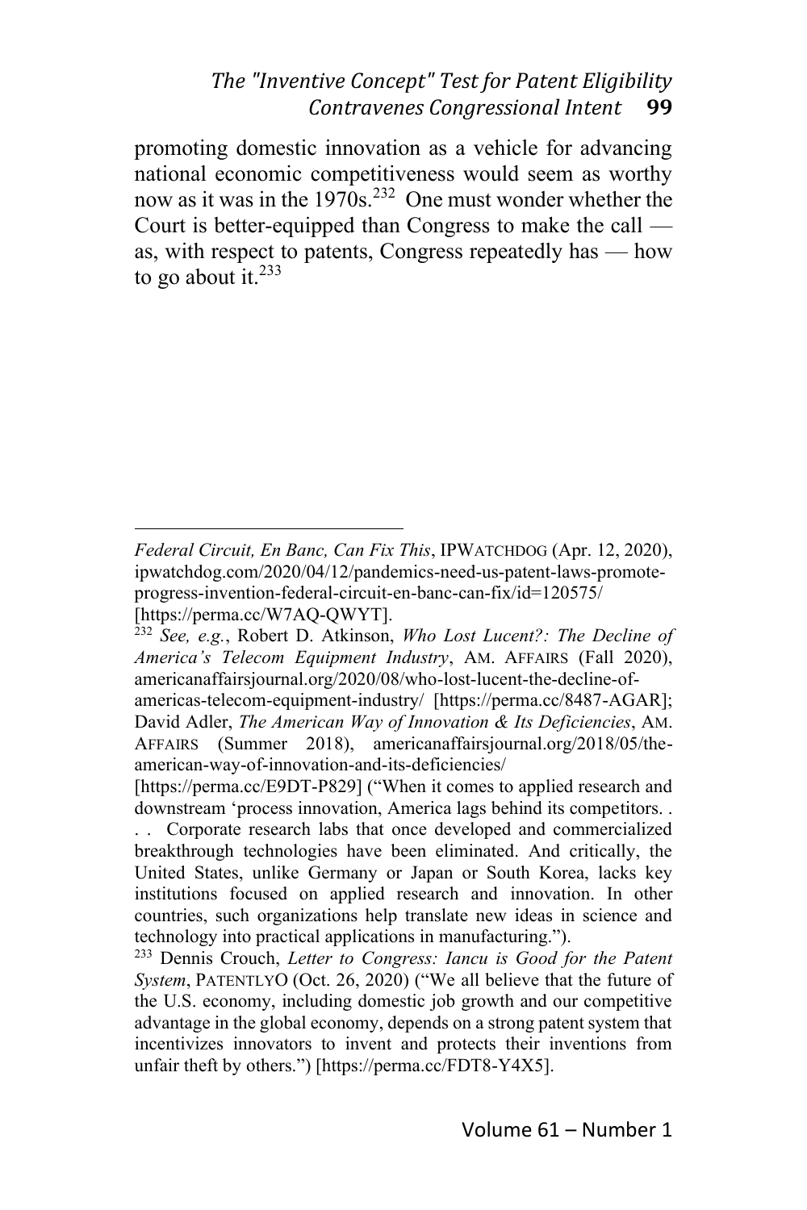promoting domestic innovation as a vehicle for advancing national economic competitiveness would seem as worthy now as it was in the 1970s.[232] One must wonder whether the Court is better-equipped than Congress to make the call — as, with respect to patents, Congress repeatedly has — how to go about it.[233]

---

*Federal Circuit, En Banc, Can Fix This*, IPWATCHDOG (Apr. 12, 2020), ipwatchdog.com/2020/04/12/pandemics-need-us-patent-laws-promote-progress-invention-federal-circuit-en-banc-can-fix/id=120575/ [https://perma.cc/W7AQ-QWYT].

[232] *See, e.g.*, Robert D. Atkinson, *Who Lost Lucent?: The Decline of America's Telecom Equipment Industry*, AM. AFFAIRS (Fall 2020), americanaffairsjournal.org/2020/08/who-lost-lucent-the-decline-of-americas-telecom-equipment-industry/ [https://perma.cc/8487-AGAR]; David Adler, *The American Way of Innovation & Its Deficiencies*, AM. AFFAIRS (Summer 2018), americanaffairsjournal.org/2018/05/the-american-way-of-innovation-and-its-deficiencies/ [https://perma.cc/E9DT-P829] ("When it comes to applied research and downstream 'process innovation, America lags behind its competitors. . . . Corporate research labs that once developed and commercialized breakthrough technologies have been eliminated. And critically, the United States, unlike Germany or Japan or South Korea, lacks key institutions focused on applied research and innovation. In other countries, such organizations help translate new ideas in science and technology into practical applications in manufacturing.").

[233] Dennis Crouch, *Letter to Congress: Iancu is Good for the Patent System*, PATENTLYO (Oct. 26, 2020) ("We all believe that the future of the U.S. economy, including domestic job growth and our competitive advantage in the global economy, depends on a strong patent system that incentivizes innovators to invent and protects their inventions from unfair theft by others.") [https://perma.cc/FDT8-Y4X5].